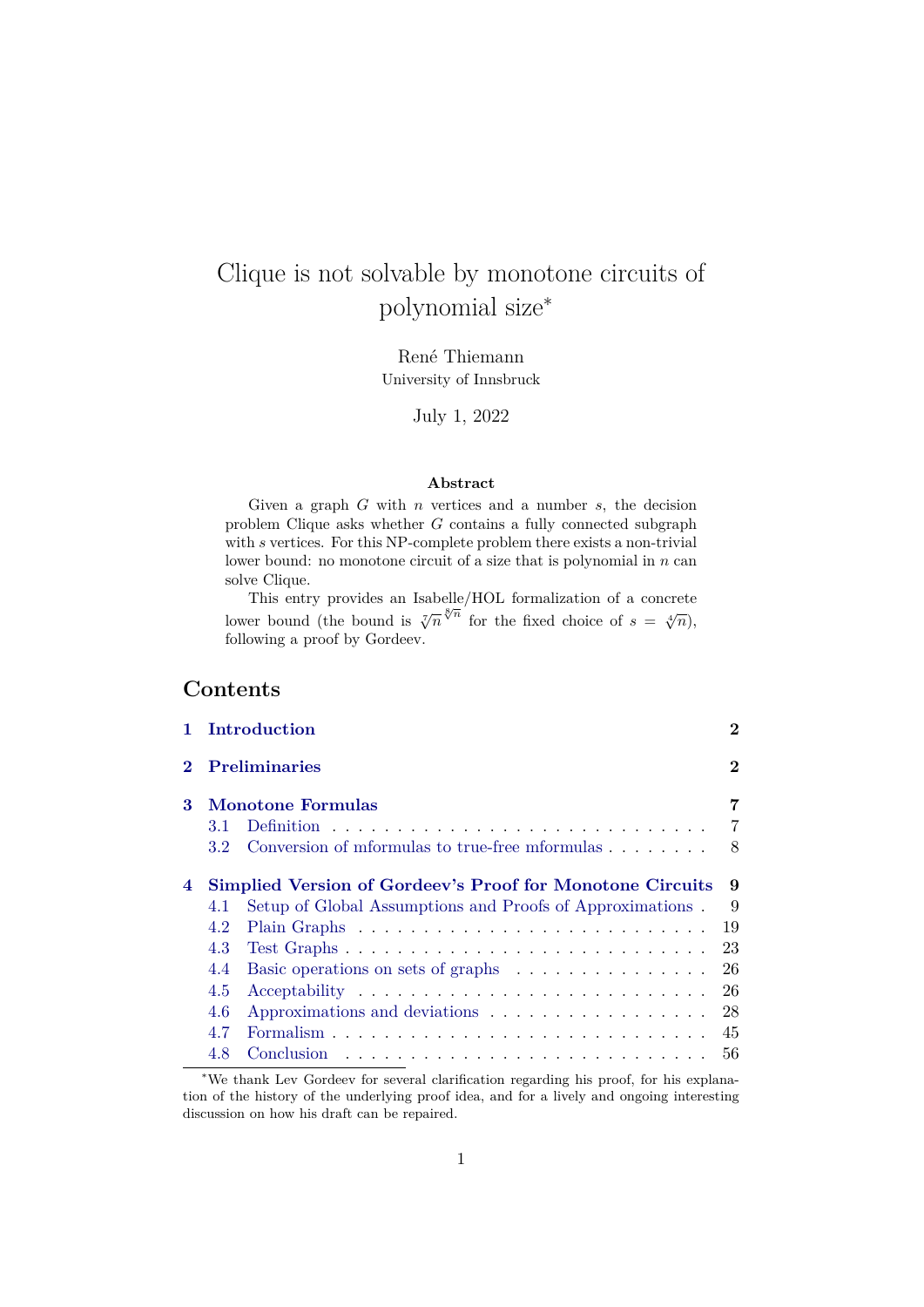# Clique is not solvable by monotone circuits of polynomial size*

René Thiemann
University of Innsbruck

July 1, 2022

### Abstract

Given a graph $G$ with $n$ vertices and a number $s$, the decision problem Clique asks whether $G$ contains a fully connected subgraph with $s$ vertices. For this NP-complete problem there exists a non-trivial lower bound: no monotone circuit of a size that is polynomial in $n$ can solve Clique.

This entry provides an Isabelle/HOL formalization of a concrete lower bound (the bound is $\sqrt[7]{n}^{\sqrt[8]{n}}$ for the fixed choice of $s = \sqrt[4]{n}$), following a proof by Gordeev.

## Contents

- **1 Introduction** — 2
- **2 Preliminaries** — 2
- **3 Monotone Formulas** — 7
  - 3.1 Definition — 7
  - 3.2 Conversion of mformulas to true-free mformulas — 8
- **4 Simplied Version of Gordeev's Proof for Monotone Circuits** — 9
  - 4.1 Setup of Global Assumptions and Proofs of Approximations — 9
  - 4.2 Plain Graphs — 19
  - 4.3 Test Graphs — 23
  - 4.4 Basic operations on sets of graphs — 26
  - 4.5 Acceptability — 26
  - 4.6 Approximations and deviations — 28
  - 4.7 Formalism — 45
  - 4.8 Conclusion — 56

*We thank Lev Gordeev for several clarification regarding his proof, for his explanation of the history of the underlying proof idea, and for a lively and ongoing interesting discussion on how his draft can be repaired.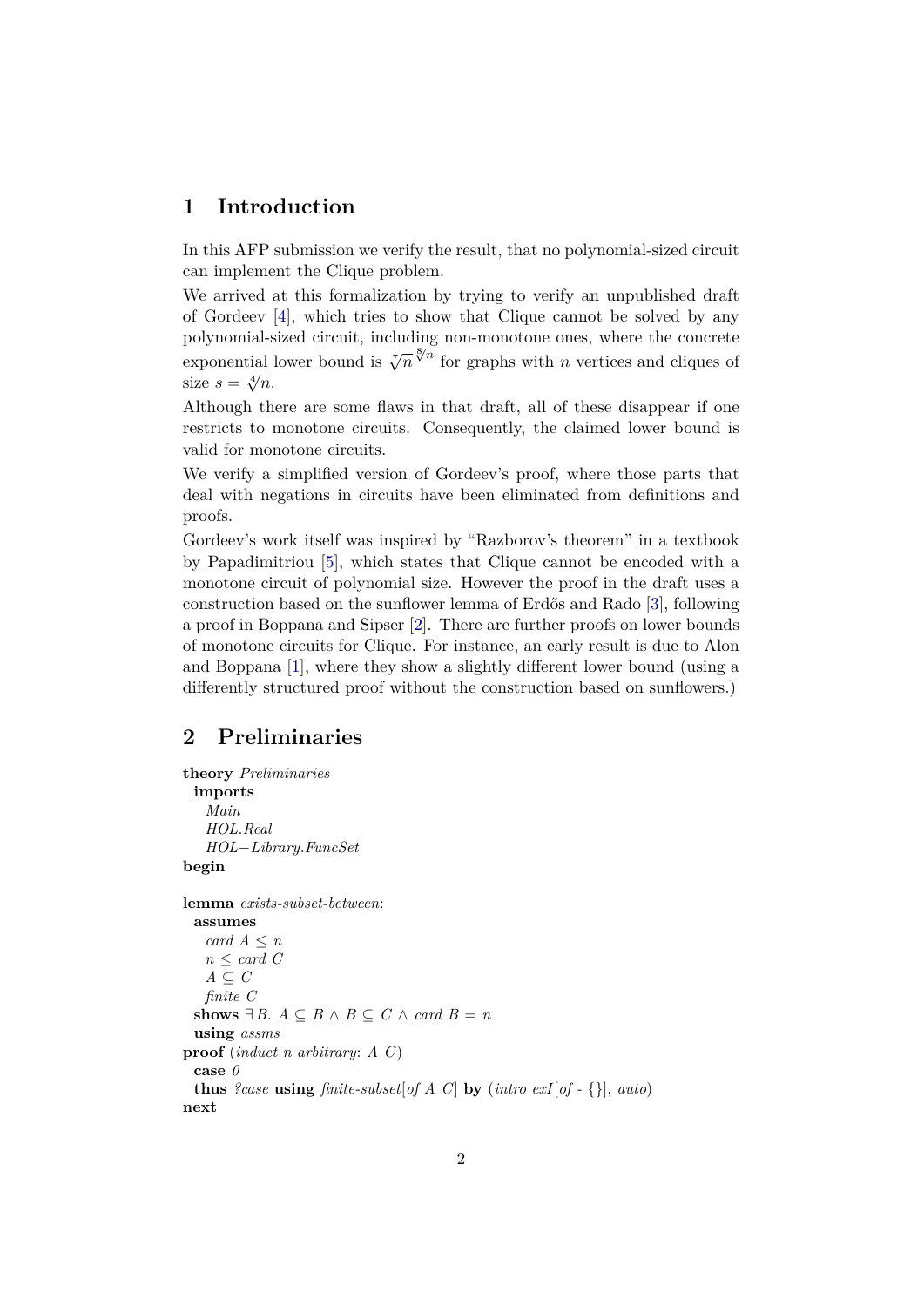## 1 Introduction

In this AFP submission we verify the result, that no polynomial-sized circuit can implement the Clique problem.

We arrived at this formalization by trying to verify an unpublished draft of Gordeev [4], which tries to show that Clique cannot be solved by any polynomial-sized circuit, including non-monotone ones, where the concrete exponential lower bound is $\sqrt[7]{n}^{\sqrt[8]{n}}$ for graphs with $n$ vertices and cliques of size $s = \sqrt[4]{n}$.

Although there are some flaws in that draft, all of these disappear if one restricts to monotone circuits. Consequently, the claimed lower bound is valid for monotone circuits.

We verify a simplified version of Gordeev's proof, where those parts that deal with negations in circuits have been eliminated from definitions and proofs.

Gordeev's work itself was inspired by "Razborov's theorem" in a textbook by Papadimitriou [5], which states that Clique cannot be encoded with a monotone circuit of polynomial size. However the proof in the draft uses a construction based on the sunflower lemma of Erdős and Rado [3], following a proof in Boppana and Sipser [2]. There are further proofs on lower bounds of monotone circuits for Clique. For instance, an early result is due to Alon and Boppana [1], where they show a slightly different lower bound (using a differently structured proof without the construction based on sunflowers.)

## 2 Preliminaries

```
theory Preliminaries
  imports
    Main
    HOL.Real
    HOL−Library.FuncSet
begin

lemma exists-subset-between:
  assumes
    card A ≤ n
    n ≤ card C
    A ⊆ C
    finite C
  shows ∃ B. A ⊆ B ∧ B ⊆ C ∧ card B = n
  using assms
proof (induct n arbitrary: A C)
  case 0
  thus ?case using finite-subset[of A C] by (intro exI[of - {}], auto)
next
```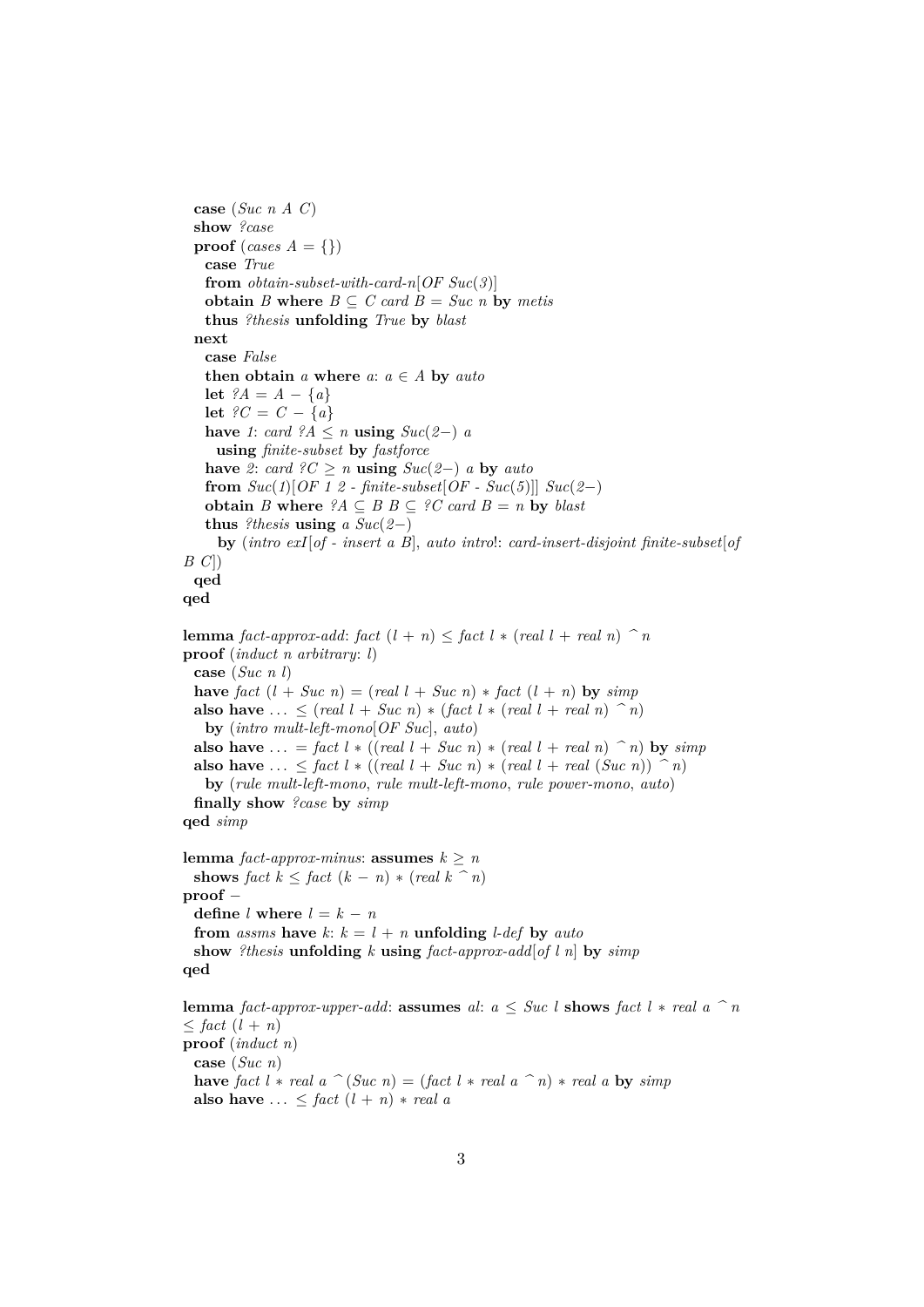```
  case (Suc n A C)
  show ?case
  proof (cases A = {})
    case True
    from obtain-subset-with-card-n[OF Suc(3)]
    obtain B where B ⊆ C card B = Suc n by metis
    thus ?thesis unfolding True by blast
  next
    case False
    then obtain a where a: a ∈ A by auto
    let ?A = A − {a}
    let ?C = C − {a}
    have 1: card ?A ≤ n using Suc(2−) a
      using finite-subset by fastforce
    have 2: card ?C ≥ n using Suc(2−) a by auto
    from Suc(1)[OF 1 2 - finite-subset[OF - Suc(5)]] Suc(2−)
    obtain B where ?A ⊆ B B ⊆ ?C card B = n by blast
    thus ?thesis using a Suc(2−)
      by (intro exI[of - insert a B], auto intro!: card-insert-disjoint finite-subset[of
B C])
  qed
qed

lemma fact-approx-add: fact (l + n) ≤ fact l * (real l + real n) ^ n
proof (induct n arbitrary: l)
  case (Suc n l)
  have fact (l + Suc n) = (real l + Suc n) * fact (l + n) by simp
  also have ... ≤ (real l + Suc n) * (fact l * (real l + real n) ^ n)
    by (intro mult-left-mono[OF Suc], auto)
  also have ... = fact l * ((real l + Suc n) * (real l + real n) ^ n) by simp
  also have ... ≤ fact l * ((real l + Suc n) * (real l + real (Suc n)) ^ n)
    by (rule mult-left-mono, rule mult-left-mono, rule power-mono, auto)
  finally show ?case by simp
qed simp

lemma fact-approx-minus: assumes k ≥ n
  shows fact k ≤ fact (k − n) * (real k ^ n)
proof −
  define l where l = k − n
  from assms have k: k = l + n unfolding l-def by auto
  show ?thesis unfolding k using fact-approx-add[of l n] by simp
qed

lemma fact-approx-upper-add: assumes al: a ≤ Suc l shows fact l * real a ^ n
≤ fact (l + n)
proof (induct n)
  case (Suc n)
  have fact l * real a ^ (Suc n) = (fact l * real a ^ n) * real a by simp
  also have ... ≤ fact (l + n) * real a
```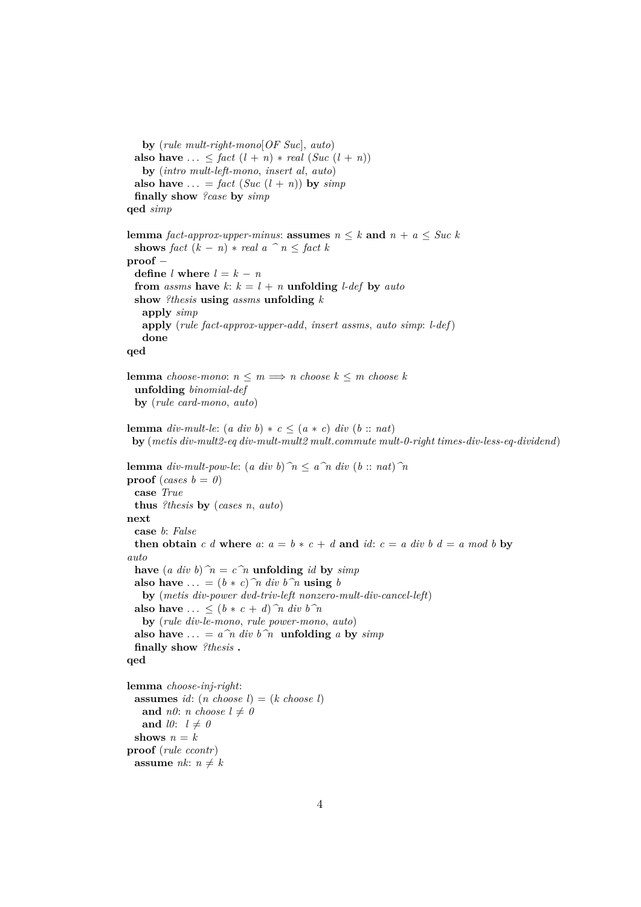```
    by (rule mult-right-mono[OF Suc], auto)
  also have ... ≤ fact (l + n) * real (Suc (l + n))
    by (intro mult-left-mono, insert al, auto)
  also have ... = fact (Suc (l + n)) by simp
  finally show ?case by simp
qed simp

lemma fact-approx-upper-minus: assumes n ≤ k and n + a ≤ Suc k
  shows fact (k − n) * real a ^ n ≤ fact k
proof −
  define l where l = k − n
  from assms have k: k = l + n unfolding l-def by auto
  show ?thesis using assms unfolding k
    apply simp
    apply (rule fact-approx-upper-add, insert assms, auto simp: l-def)
    done
qed

lemma choose-mono: n ≤ m =⇒ n choose k ≤ m choose k
  unfolding binomial-def
  by (rule card-mono, auto)

lemma div-mult-le: (a div b) * c ≤ (a * c) div (b :: nat)
 by (metis div-mult2-eq div-mult-mult2 mult.commute mult-0-right times-div-less-eq-dividend)

lemma div-mult-pow-le: (a div b)^n ≤ a^n div (b :: nat)^n
proof (cases b = 0)
  case True
  thus ?thesis by (cases n, auto)
next
  case b: False
  then obtain c d where a: a = b * c + d and id: c = a div b d = a mod b by
auto
  have (a div b)^n = c^n unfolding id by simp
  also have ... = (b * c)^n div b^n using b
    by (metis div-power dvd-triv-left nonzero-mult-div-cancel-left)
  also have ... ≤ (b * c + d)^n div b^n
    by (rule div-le-mono, rule power-mono, auto)
  also have ... = a^n div b^n  unfolding a by simp
  finally show ?thesis .
qed

lemma choose-inj-right:
  assumes id: (n choose l) = (k choose l)
    and n0: n choose l ≠ 0
    and l0:  l ≠ 0
  shows n = k
proof (rule ccontr)
  assume nk: n ≠ k
```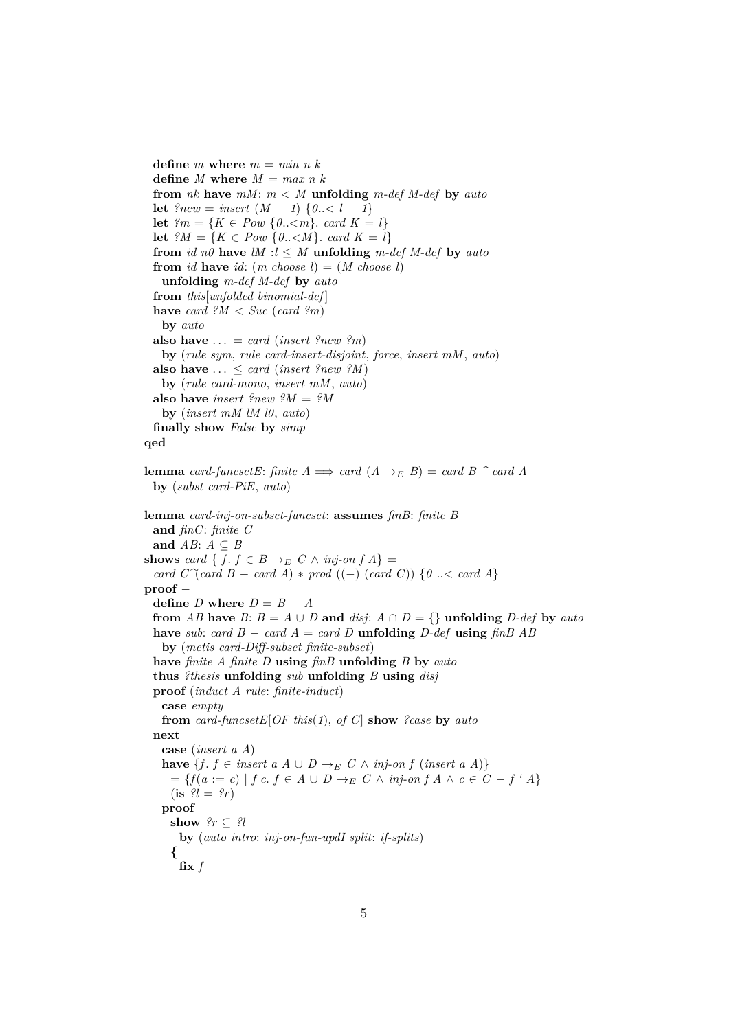```
  define m where m = min n k
  define M where M = max n k
  from nk have mM: m < M unfolding m-def M-def by auto
  let ?new = insert (M − 1) {0..< l − 1}
  let ?m = {K ∈ Pow {0..<m}. card K = l}
  let ?M = {K ∈ Pow {0..<M}. card K = l}
  from id n0 have lM :l ≤ M unfolding m-def M-def by auto
  from id have id: (m choose l) = (M choose l)
    unfolding m-def M-def by auto
  from this[unfolded binomial-def]
  have card ?M < Suc (card ?m)
    by auto
  also have ... = card (insert ?new ?m)
    by (rule sym, rule card-insert-disjoint, force, insert mM, auto)
  also have ... ≤ card (insert ?new ?M)
    by (rule card-mono, insert mM, auto)
  also have insert ?new ?M = ?M
    by (insert mM lM l0, auto)
  finally show False by simp
qed

lemma card-funcsetE: finite A ⟹ card (A →E B) = card B ^ card A
  by (subst card-PiE, auto)

lemma card-inj-on-subset-funcset: assumes finB: finite B
  and finC: finite C
  and AB: A ⊆ B
shows card { f. f ∈ B →E C ∧ inj-on f A} =
  card C^(card B − card A) ∗ prod ((−) (card C)) {0 ..< card A}
proof −
  define D where D = B − A
  from AB have B: B = A ∪ D and disj: A ∩ D = {} unfolding D-def by auto
  have sub: card B − card A = card D unfolding D-def using finB AB
    by (metis card-Diff-subset finite-subset)
  have finite A finite D using finB unfolding B by auto
  thus ?thesis unfolding sub unfolding B using disj
  proof (induct A rule: finite-induct)
    case empty
    from card-funcsetE[OF this(1), of C] show ?case by auto
  next
    case (insert a A)
    have {f. f ∈ insert a A ∪ D →E C ∧ inj-on f (insert a A)}
      = {f(a := c) | f c. f ∈ A ∪ D →E C ∧ inj-on f A ∧ c ∈ C − f ‘ A}
      (is ?l = ?r)
    proof
      show ?r ⊆ ?l
        by (auto intro: inj-on-fun-updI split: if-splits)
      {
        fix f
```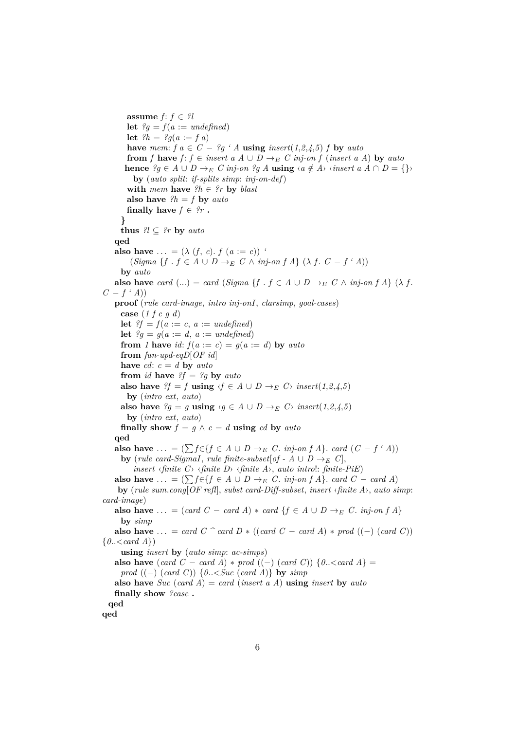```
        assume f: f ∈ ?l
        let ?g = f(a := undefined)
        let ?h = ?g(a := f a)
        have mem: f a ∈ C − ?g ‘ A using insert(1,2,4,5) f by auto
        from f have f: f ∈ insert a A ∪ D →E C inj-on f (insert a A) by auto
        hence ?g ∈ A ∪ D →E C inj-on ?g A using ‹a ∉ A› ‹insert a A ∩ D = {}›
          by (auto split: if-splits simp: inj-on-def)
        with mem have ?h ∈ ?r by blast
        also have ?h = f by auto
        finally have f ∈ ?r .
      }
      thus ?l ⊆ ?r by auto
    qed
    also have ... = (λ (f, c). f (a := c)) ‘
        (Sigma {f . f ∈ A ∪ D →E C ∧ inj-on f A} (λ f. C − f ‘ A))
      by auto
    also have card (...) = card (Sigma {f . f ∈ A ∪ D →E C ∧ inj-on f A} (λ f.
C − f ‘ A))
    proof (rule card-image, intro inj-onI, clarsimp, goal-cases)
      case (1 f c g d)
      let ?f = f(a := c, a := undefined)
      let ?g = g(a := d, a := undefined)
      from 1 have id: f(a := c) = g(a := d) by auto
      from fun-upd-eqD[OF id]
      have cd: c = d by auto
      from id have ?f = ?g by auto
      also have ?f = f using ‹f ∈ A ∪ D →E C› insert(1,2,4,5)
        by (intro ext, auto)
      also have ?g = g using ‹g ∈ A ∪ D →E C› insert(1,2,4,5)
        by (intro ext, auto)
      finally show f = g ∧ c = d using cd by auto
    qed
    also have ... = (∑f∈{f ∈ A ∪ D →E C. inj-on f A}. card (C − f ‘ A))
      by (rule card-SigmaI, rule finite-subset[of - A ∪ D →E C],
          insert ‹finite C› ‹finite D› ‹finite A›, auto intro!: finite-PiE)
    also have ... = (∑f∈{f ∈ A ∪ D →E C. inj-on f A}. card C − card A)
     by (rule sum.cong[OF refl], subst card-Diff-subset, insert ‹finite A›, auto simp:
card-image)
    also have ... = (card C − card A) ∗ card {f ∈ A ∪ D →E C. inj-on f A}
      by simp
    also have ... = card C ^ card D ∗ ((card C − card A) ∗ prod ((−) (card C))
{0..<card A})
      using insert by (auto simp: ac-simps)
    also have (card C − card A) ∗ prod ((−) (card C)) {0..<card A} =
      prod ((−) (card C)) {0..<Suc (card A)} by simp
    also have Suc (card A) = card (insert a A) using insert by auto
    finally show ?case .
  qed
qed
```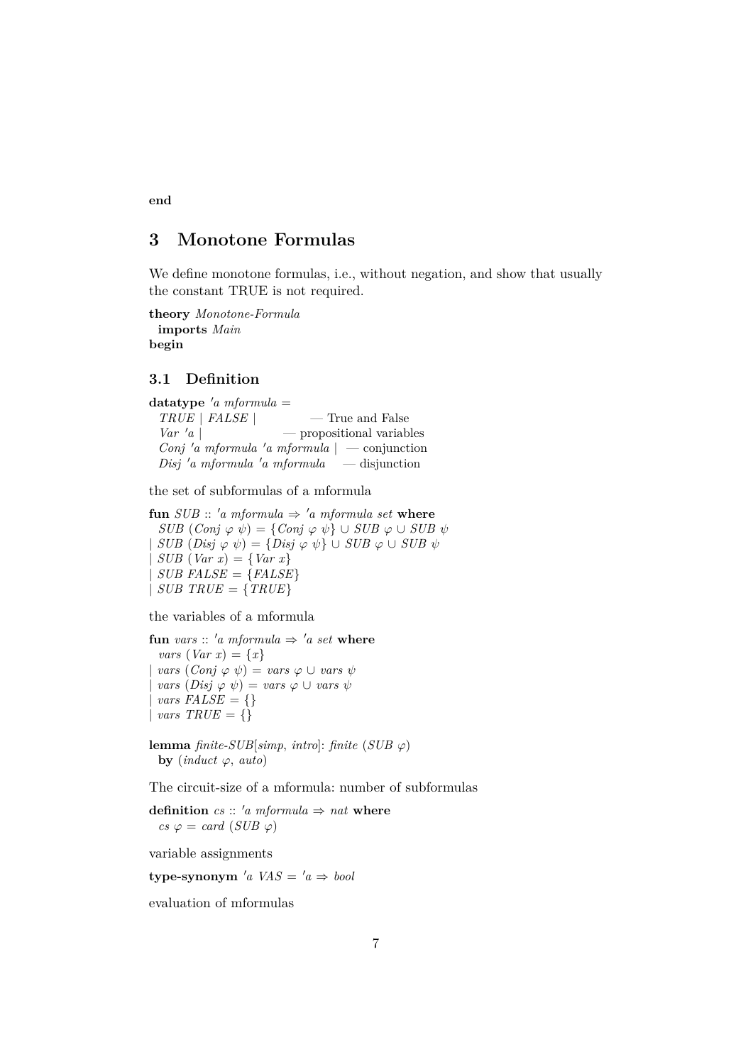**end**

# 3 Monotone Formulas

We define monotone formulas, i.e., without negation, and show that usually the constant TRUE is not required.

```
theory Monotone-Formula
  imports Main
begin
```

## 3.1 Definition

```
datatype 'a mformula =
  TRUE | FALSE |              — True and False
  Var 'a |                    — propositional variables
  Conj 'a mformula 'a mformula |  — conjunction
  Disj 'a mformula 'a mformula    — disjunction
```

the set of subformulas of a mformula

```
fun SUB :: 'a mformula ⇒ 'a mformula set where
  SUB (Conj φ ψ) = {Conj φ ψ} ∪ SUB φ ∪ SUB ψ
| SUB (Disj φ ψ) = {Disj φ ψ} ∪ SUB φ ∪ SUB ψ
| SUB (Var x) = {Var x}
| SUB FALSE = {FALSE}
| SUB TRUE = {TRUE}
```

the variables of a mformula

```
fun vars :: 'a mformula ⇒ 'a set where
  vars (Var x) = {x}
| vars (Conj φ ψ) = vars φ ∪ vars ψ
| vars (Disj φ ψ) = vars φ ∪ vars ψ
| vars FALSE = {}
| vars TRUE = {}
```

```
lemma finite-SUB[simp, intro]: finite (SUB φ)
  by (induct φ, auto)
```

The circuit-size of a mformula: number of subformulas

```
definition cs :: 'a mformula ⇒ nat where
  cs φ = card (SUB φ)
```

variable assignments

```
type-synonym 'a VAS = 'a ⇒ bool
```

evaluation of mformulas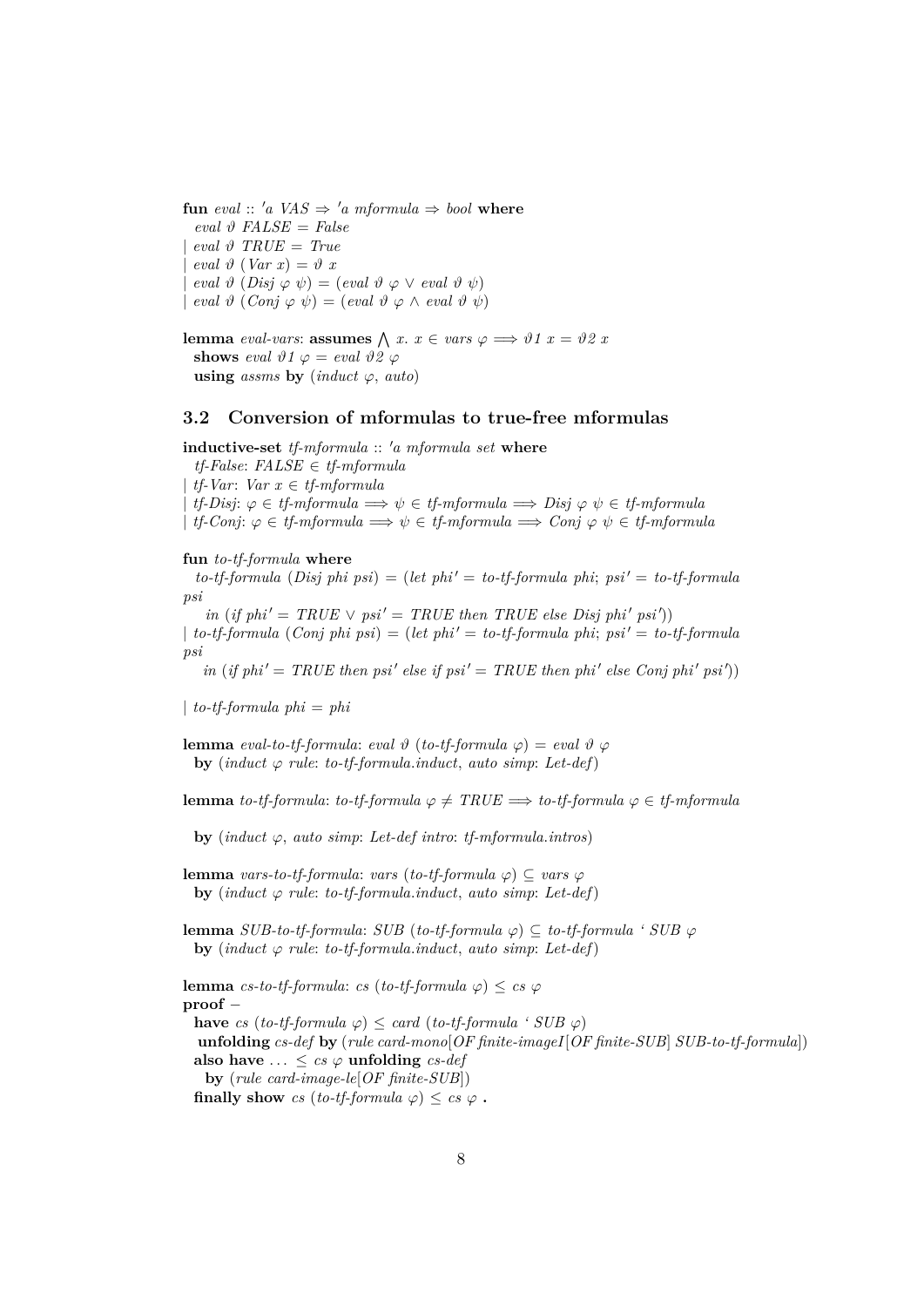```
fun eval :: 'a VAS ⇒ 'a mformula ⇒ bool where
  eval ϑ FALSE = False
| eval ϑ TRUE = True
| eval ϑ (Var x) = ϑ x
| eval ϑ (Disj φ ψ) = (eval ϑ φ ∨ eval ϑ ψ)
| eval ϑ (Conj φ ψ) = (eval ϑ φ ∧ eval ϑ ψ)

lemma eval-vars: assumes ⋀ x. x ∈ vars φ ⟹ ϑ1 x = ϑ2 x
  shows eval ϑ1 φ = eval ϑ2 φ
  using assms by (induct φ, auto)
```

### 3.2 Conversion of mformulas to true-free mformulas

```
inductive-set tf-mformula :: 'a mformula set where
  tf-False: FALSE ∈ tf-mformula
| tf-Var: Var x ∈ tf-mformula
| tf-Disj: φ ∈ tf-mformula ⟹ ψ ∈ tf-mformula ⟹ Disj φ ψ ∈ tf-mformula
| tf-Conj: φ ∈ tf-mformula ⟹ ψ ∈ tf-mformula ⟹ Conj φ ψ ∈ tf-mformula

fun to-tf-formula where
  to-tf-formula (Disj phi psi) = (let phi' = to-tf-formula phi; psi' = to-tf-formula
psi
    in (if phi' = TRUE ∨ psi' = TRUE then TRUE else Disj phi' psi'))
| to-tf-formula (Conj phi psi) = (let phi' = to-tf-formula phi; psi' = to-tf-formula
psi
    in (if phi' = TRUE then psi' else if psi' = TRUE then phi' else Conj phi' psi'))

| to-tf-formula phi = phi

lemma eval-to-tf-formula: eval ϑ (to-tf-formula φ) = eval ϑ φ
  by (induct φ rule: to-tf-formula.induct, auto simp: Let-def)

lemma to-tf-formula: to-tf-formula φ ≠ TRUE ⟹ to-tf-formula φ ∈ tf-mformula

  by (induct φ, auto simp: Let-def intro: tf-mformula.intros)

lemma vars-to-tf-formula: vars (to-tf-formula φ) ⊆ vars φ
  by (induct φ rule: to-tf-formula.induct, auto simp: Let-def)

lemma SUB-to-tf-formula: SUB (to-tf-formula φ) ⊆ to-tf-formula ` SUB φ
  by (induct φ rule: to-tf-formula.induct, auto simp: Let-def)

lemma cs-to-tf-formula: cs (to-tf-formula φ) ≤ cs φ
proof -
  have cs (to-tf-formula φ) ≤ card (to-tf-formula ` SUB φ)
   unfolding cs-def by (rule card-mono[OF finite-imageI[OF finite-SUB] SUB-to-tf-formula])
  also have ... ≤ cs φ unfolding cs-def
    by (rule card-image-le[OF finite-SUB])
  finally show cs (to-tf-formula φ) ≤ cs φ .
```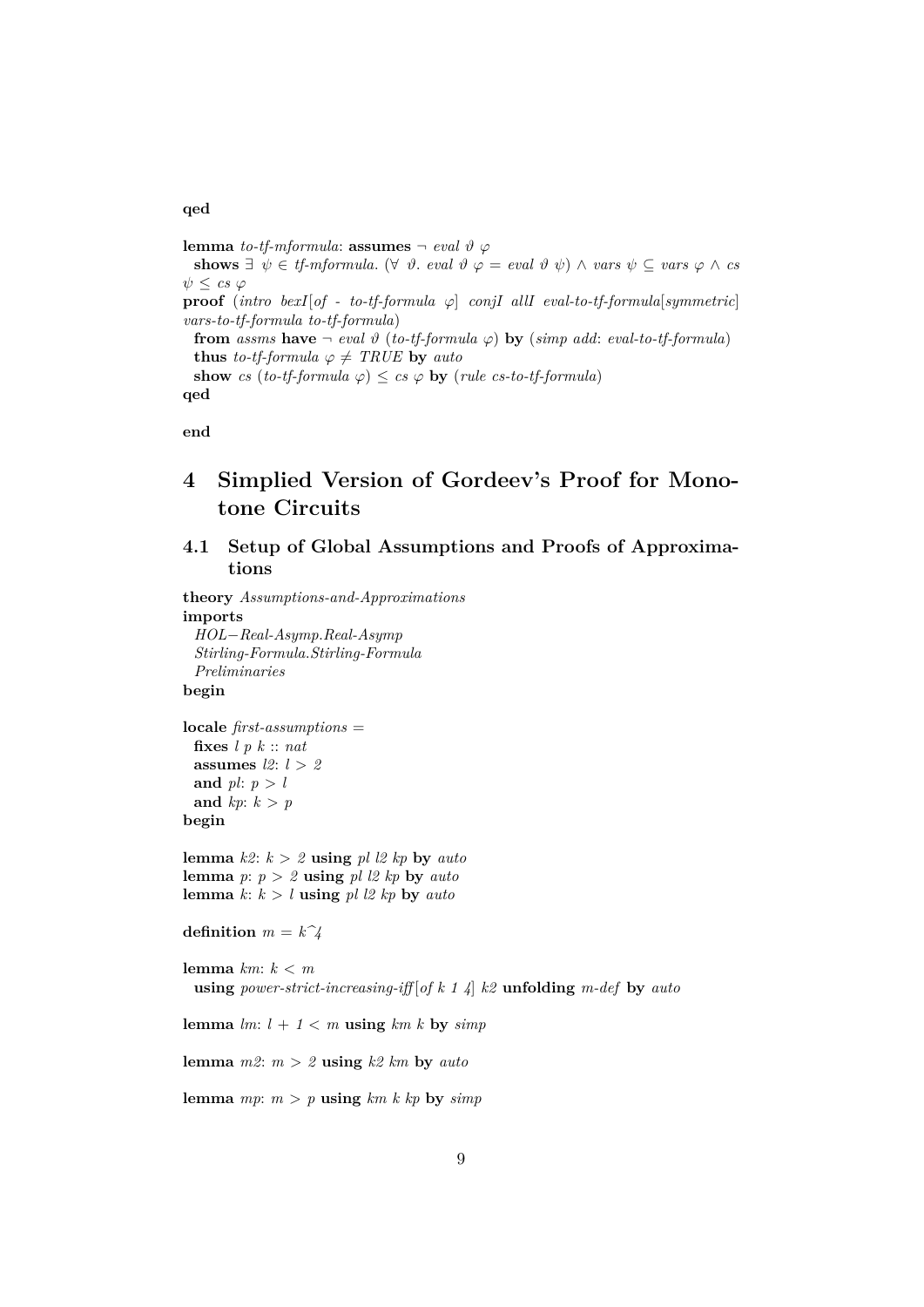**qed**

**lemma** *to-tf-mformula*: **assumes** $\neg$ *eval* $\vartheta$ $\varphi$
  **shows** $\exists$ $\psi$ $\in$ *tf-mformula*. ($\forall$ $\vartheta$. *eval* $\vartheta$ $\varphi$ = *eval* $\vartheta$ $\psi$) $\wedge$ *vars* $\psi$ $\subseteq$ *vars* $\varphi$ $\wedge$ *cs* $\psi$ $\leq$ *cs* $\varphi$
**proof** (*intro bexI*[*of - to-tf-formula* $\varphi$] *conjI allI eval-to-tf-formula*[*symmetric*] *vars-to-tf-formula to-tf-formula*)
  **from** *assms* **have** $\neg$ *eval* $\vartheta$ (*to-tf-formula* $\varphi$) **by** (*simp add*: *eval-to-tf-formula*)
  **thus** *to-tf-formula* $\varphi$ $\neq$ *TRUE* **by** *auto*
  **show** *cs* (*to-tf-formula* $\varphi$) $\leq$ *cs* $\varphi$ **by** (*rule cs-to-tf-formula*)
**qed**

**end**

# 4 Simplied Version of Gordeev's Proof for Monotone Circuits

## 4.1 Setup of Global Assumptions and Proofs of Approximations

**theory** *Assumptions-and-Approximations*
**imports**
  *HOL−Real-Asymp.Real-Asymp*
  *Stirling-Formula.Stirling-Formula*
  *Preliminaries*
**begin**

**locale** *first-assumptions* =
  **fixes** *l p k* :: *nat*
  **assumes** *l2*: $l > 2$
  **and** *pl*: $p > l$
  **and** *kp*: $k > p$
**begin**

**lemma** *k2*: $k > 2$ **using** *pl l2 kp* **by** *auto*
**lemma** *p*: $p > 2$ **using** *pl l2 kp* **by** *auto*
**lemma** *k*: $k > l$ **using** *pl l2 kp* **by** *auto*

**definition** $m = k\hat{}4$

**lemma** *km*: $k < m$
  **using** *power-strict-increasing-iff*[*of k 1 4*] *k2* **unfolding** *m-def* **by** *auto*

**lemma** *lm*: $l + 1 < m$ **using** *km k* **by** *simp*

**lemma** *m2*: $m > 2$ **using** *k2 km* **by** *auto*

**lemma** *mp*: $m > p$ **using** *km k kp* **by** *simp*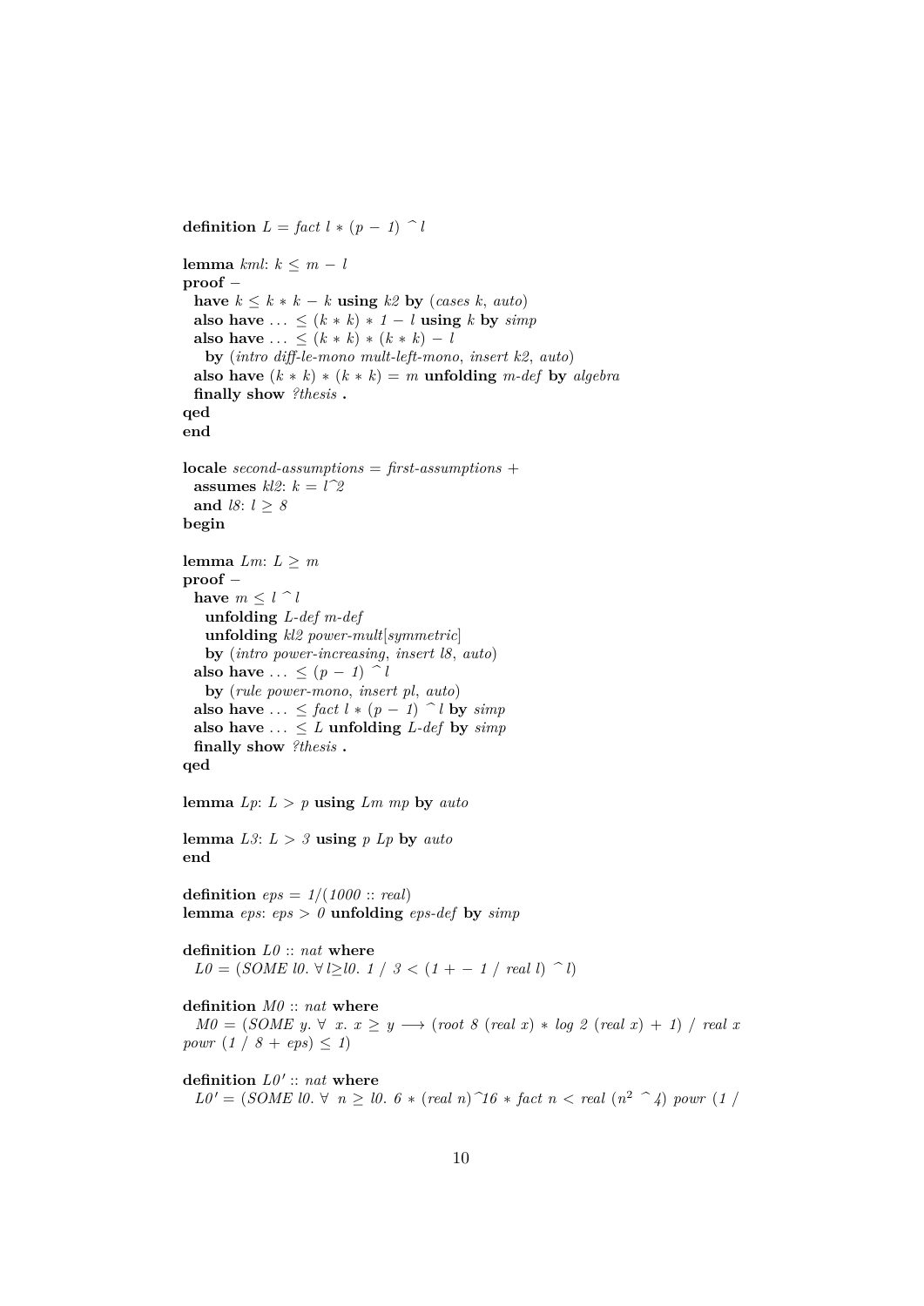```
definition L = fact l * (p - 1) ^ l

lemma kml: k ≤ m - l
proof -
  have k ≤ k * k - k using k2 by (cases k, auto)
  also have ... ≤ (k * k) * 1 - l using k by simp
  also have ... ≤ (k * k) * (k * k) - l
    by (intro diff-le-mono mult-left-mono, insert k2, auto)
  also have (k * k) * (k * k) = m unfolding m-def by algebra
  finally show ?thesis .
qed
end

locale second-assumptions = first-assumptions +
  assumes kl2: k = l^2
  and l8: l ≥ 8
begin

lemma Lm: L ≥ m
proof -
  have m ≤ l ^ l
    unfolding L-def m-def
    unfolding kl2 power-mult[symmetric]
    by (intro power-increasing, insert l8, auto)
  also have ... ≤ (p - 1) ^ l
    by (rule power-mono, insert pl, auto)
  also have ... ≤ fact l * (p - 1) ^ l by simp
  also have ... ≤ L unfolding L-def by simp
  finally show ?thesis .
qed

lemma Lp: L > p using Lm mp by auto

lemma L3: L > 3 using p Lp by auto
end

definition eps = 1/(1000 :: real)
lemma eps: eps > 0 unfolding eps-def by simp

definition L0 :: nat where
  L0 = (SOME l0. ∀ l≥l0. 1 / 3 < (1 + - 1 / real l) ^ l)

definition M0 :: nat where
  M0 = (SOME y. ∀ x. x ≥ y ⟶ (root 8 (real x) * log 2 (real x) + 1) / real x
powr (1 / 8 + eps) ≤ 1)

definition L0' :: nat where
  L0' = (SOME l0. ∀ n ≥ l0. 6 * (real n)^16 * fact n < real (n^2 ^ 4) powr (1 /
```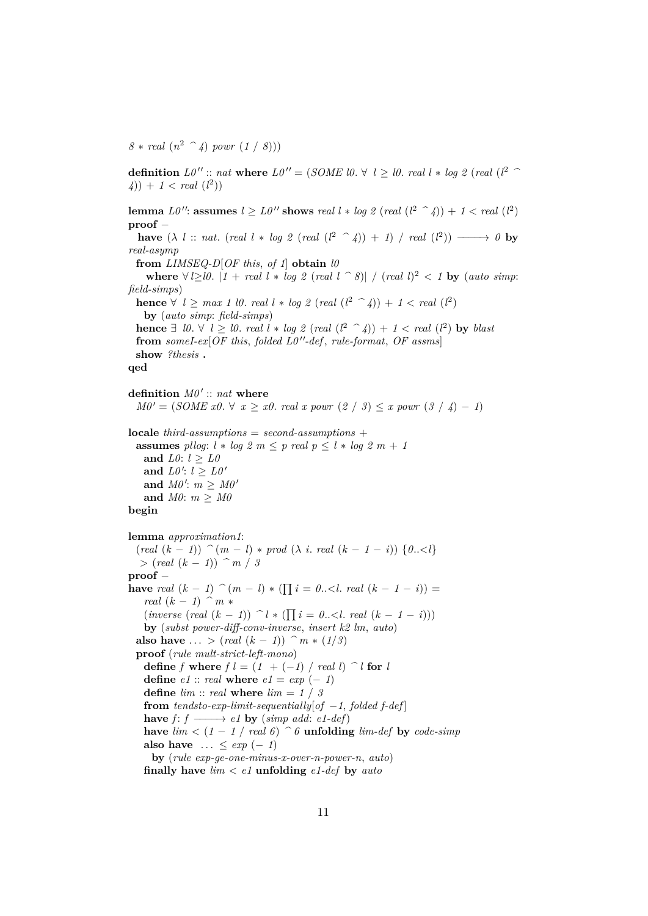```
8 * real (n^2 ^ 4) powr (1 / 8)))

definition L0'' :: nat where L0'' = (SOME l0. ∀ l ≥ l0. real l * log 2 (real (l^2 ^
4)) + 1 < real (l^2))

lemma L0'': assumes l ≥ L0'' shows real l * log 2 (real (l^2 ^ 4)) + 1 < real (l^2)
proof −
  have (λ l :: nat. (real l * log 2 (real (l^2 ^ 4)) + 1) / real (l^2)) ⟶ 0 by
real-asymp
  from LIMSEQ-D[OF this, of 1] obtain l0
    where ∀ l≥l0. |1 + real l * log 2 (real l ^ 8)| / (real l)^2 < 1 by (auto simp:
field-simps)
  hence ∀ l ≥ max 1 l0. real l * log 2 (real (l^2 ^ 4)) + 1 < real (l^2)
    by (auto simp: field-simps)
  hence ∃ l0. ∀ l ≥ l0. real l * log 2 (real (l^2 ^ 4)) + 1 < real (l^2) by blast
  from someI-ex[OF this, folded L0''-def, rule-format, OF assms]
  show ?thesis .
qed

definition M0' :: nat where
  M0' = (SOME x0. ∀ x ≥ x0. real x powr (2 / 3) ≤ x powr (3 / 4) − 1)

locale third-assumptions = second-assumptions +
  assumes pllog: l * log 2 m ≤ p real p ≤ l * log 2 m + 1
    and L0: l ≥ L0
    and L0': l ≥ L0'
    and M0': m ≥ M0'
    and M0: m ≥ M0
begin

lemma approximation1:
  (real (k − 1)) ^ (m − l) * prod (λ i. real (k − 1 − i)) {0..<l}
    > (real (k − 1)) ^ m / 3
proof −
have real (k − 1) ^ (m − l) * (∏ i = 0..<l. real (k − 1 − i)) =
    real (k − 1) ^ m *
    (inverse (real (k − 1)) ^ l * (∏ i = 0..<l. real (k − 1 − i)))
    by (subst power-diff-conv-inverse, insert k2 lm, auto)
  also have ... > (real (k − 1)) ^ m * (1/3)
  proof (rule mult-strict-left-mono)
    define f where f l = (1 + (−1) / real l) ^ l for l
    define e1 :: real where e1 = exp (− 1)
    define lim :: real where lim = 1 / 3
    from tendsto-exp-limit-sequentially[of −1, folded f-def]
    have f: f ⟶ e1 by (simp add: e1-def)
    have lim < (1 − 1 / real 6) ^ 6 unfolding lim-def by code-simp
    also have ... ≤ exp (− 1)
      by (rule exp-ge-one-minus-x-over-n-power-n, auto)
    finally have lim < e1 unfolding e1-def by auto
```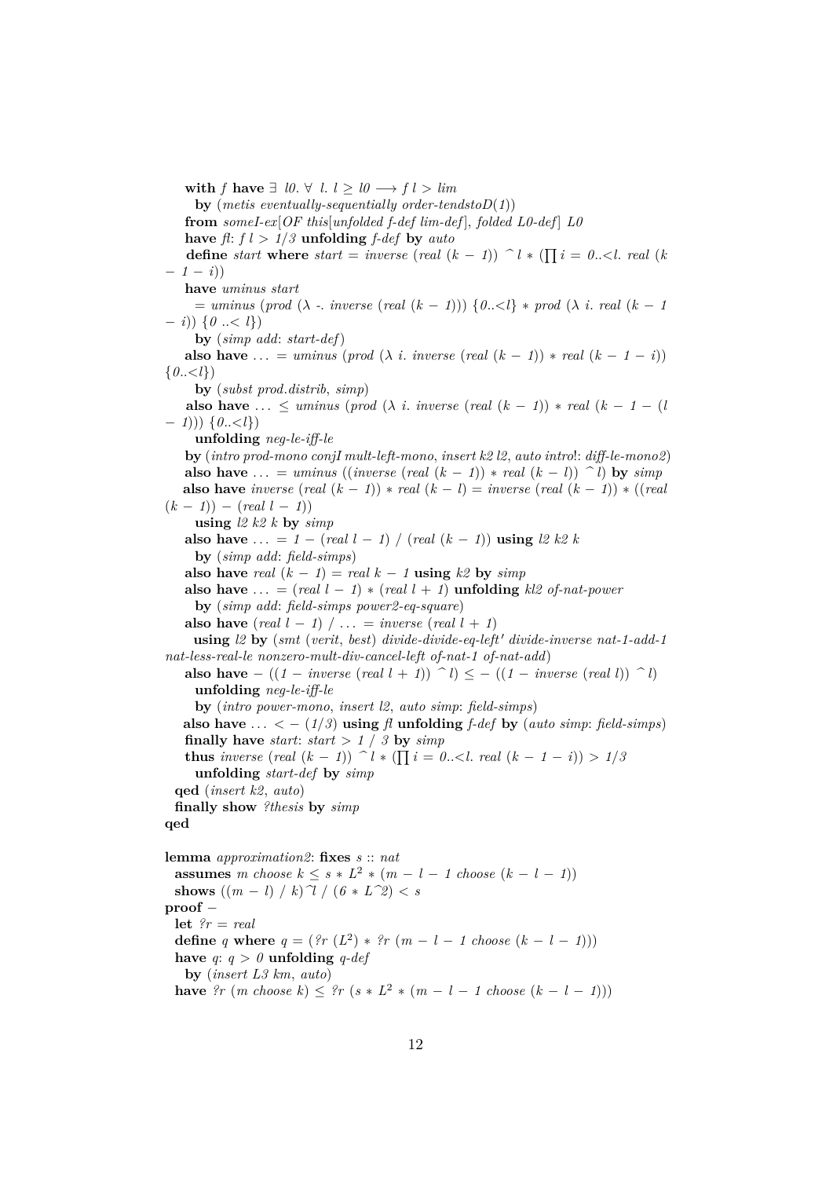```
    with f have ∃ l0. ∀ l. l ≥ l0 ⟶ f l > lim
      by (metis eventually-sequentially order-tendstoD(1))
    from someI-ex[OF this[unfolded f-def lim-def], folded L0-def] L0
    have fl: f l > 1/3 unfolding f-def by auto
    define start where start = inverse (real (k − 1)) ^ l * (∏ i = 0..<l. real (k
 − 1 − i))
    have uminus start
      = uminus (prod (λ -. inverse (real (k − 1))) {0..<l} * prod (λ i. real (k − 1
 − i)) {0 ..< l})
      by (simp add: start-def)
    also have ... = uminus (prod (λ i. inverse (real (k − 1)) * real (k − 1 − i))
 {0..<l})
      by (subst prod.distrib, simp)
    also have ... ≤ uminus (prod (λ i. inverse (real (k − 1)) * real (k − 1 − (l
 − 1))) {0..<l})
      unfolding neg-le-iff-le
    by (intro prod-mono conjI mult-left-mono, insert k2 l2, auto intro!: diff-le-mono2)
    also have ... = uminus ((inverse (real (k − 1)) * real (k − l)) ^ l) by simp
    also have inverse (real (k − 1)) * real (k − l) = inverse (real (k − 1)) * ((real
 (k − 1)) − (real l − 1))
      using l2 k2 k by simp
    also have ... = 1 − (real l − 1) / (real (k − 1)) using l2 k2 k
      by (simp add: field-simps)
    also have real (k − 1) = real k − 1 using k2 by simp
    also have ... = (real l − 1) * (real l + 1) unfolding kl2 of-nat-power
      by (simp add: field-simps power2-eq-square)
    also have (real l − 1) / ... = inverse (real l + 1)
      using l2 by (smt (verit, best) divide-divide-eq-left' divide-inverse nat-1-add-1
 nat-less-real-le nonzero-mult-div-cancel-left of-nat-1 of-nat-add)
    also have − ((1 − inverse (real l + 1)) ^ l) ≤ − ((1 − inverse (real l)) ^ l)
      unfolding neg-le-iff-le
      by (intro power-mono, insert l2, auto simp: field-simps)
    also have ... < − (1/3) using fl unfolding f-def by (auto simp: field-simps)
    finally have start: start > 1 / 3 by simp
    thus inverse (real (k − 1)) ^ l * (∏ i = 0..<l. real (k − 1 − i)) > 1/3
      unfolding start-def by simp
  qed (insert k2, auto)
  finally show ?thesis by simp
qed

lemma approximation2: fixes s :: nat
  assumes m choose k ≤ s * L² * (m − l − 1 choose (k − l − 1))
  shows ((m − l) / k)^l / (6 * L^2) < s
proof −
  let ?r = real
  define q where q = (?r (L²) * ?r (m − l − 1 choose (k − l − 1)))
  have q: q > 0 unfolding q-def
    by (insert L3 km, auto)
  have ?r (m choose k) ≤ ?r (s * L² * (m − l − 1 choose (k − l − 1)))
```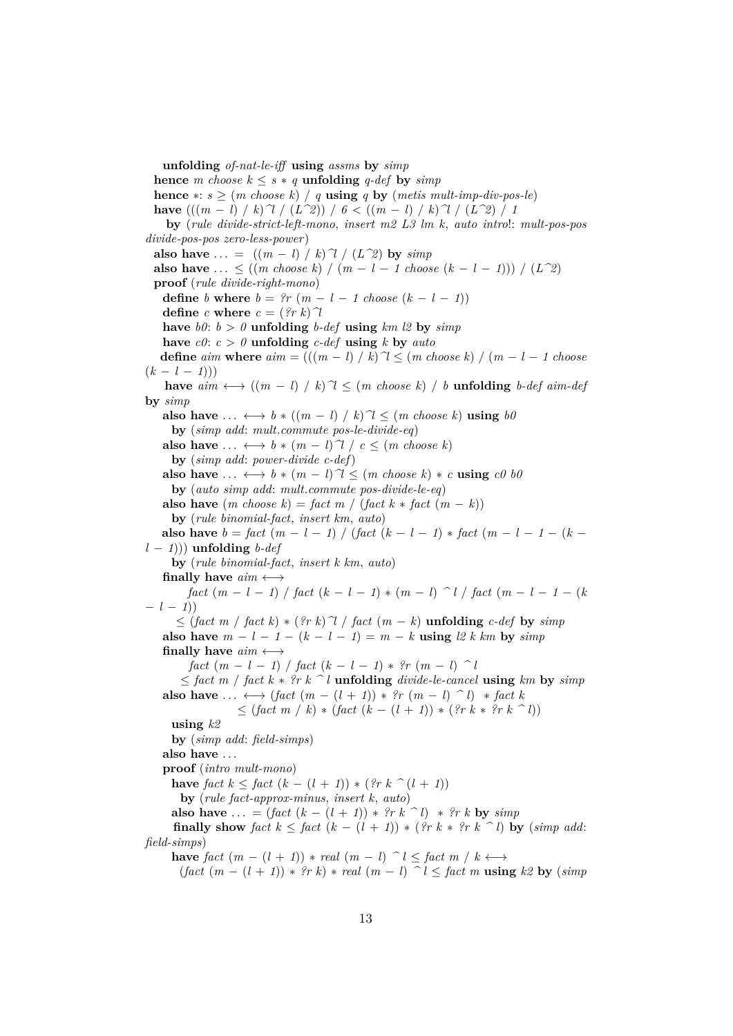```
    unfolding of-nat-le-iff using assms by simp
  hence m choose k ≤ s * q unfolding q-def by simp
  hence *: s ≥ (m choose k) / q using q by (metis mult-imp-div-pos-le)
  have (((m − l) / k)^l / (L^2)) / 6 < ((m − l) / k)^l / (L^2) / 1
    by (rule divide-strict-left-mono, insert m2 L3 lm k, auto intro!: mult-pos-pos
divide-pos-pos zero-less-power)
  also have ... = ((m − l) / k)^l / (L^2) by simp
  also have ... ≤ ((m choose k) / (m − l − 1 choose (k − l − 1))) / (L^2)
  proof (rule divide-right-mono)
    define b where b = ?r (m − l − 1 choose (k − l − 1))
    define c where c = (?r k)^l
    have b0: b > 0 unfolding b-def using km l2 by simp
    have c0: c > 0 unfolding c-def using k by auto
    define aim where aim = (((m − l) / k)^l ≤ (m choose k) / (m − l − 1 choose
(k − l − 1)))
    have aim ⟷ ((m − l) / k)^l ≤ (m choose k) / b unfolding b-def aim-def
by simp
    also have ... ⟷ b * ((m − l) / k)^l ≤ (m choose k) using b0
      by (simp add: mult.commute pos-le-divide-eq)
    also have ... ⟷ b * (m − l)^l / c ≤ (m choose k)
      by (simp add: power-divide c-def)
    also have ... ⟷ b * (m − l)^l ≤ (m choose k) * c using c0 b0
      by (auto simp add: mult.commute pos-divide-le-eq)
    also have (m choose k) = fact m / (fact k * fact (m − k))
      by (rule binomial-fact, insert km, auto)
    also have b = fact (m − l − 1) / (fact (k − l − 1) * fact (m − l − 1 − (k −
l − 1))) unfolding b-def
      by (rule binomial-fact, insert k km, auto)
    finally have aim ⟷
         fact (m − l − 1) / fact (k − l − 1) * (m − l) ^ l / fact (m − l − 1 − (k
− l − 1))
       ≤ (fact m / fact k) * (?r k)^l / fact (m − k) unfolding c-def by simp
    also have m − l − 1 − (k − l − 1) = m − k using l2 k km by simp
    finally have aim ⟷
         fact (m − l − 1) / fact (k − l − 1) * ?r (m − l) ^ l
       ≤ fact m / fact k * ?r k ^ l unfolding divide-le-cancel using km by simp
    also have ... ⟷ (fact (m − (l + 1)) * ?r (m − l) ^ l)  * fact k
                  ≤ (fact m / k) * (fact (k − (l + 1)) * (?r k * ?r k ^ l))
      using k2
      by (simp add: field-simps)
    also have ...
    proof (intro mult-mono)
      have fact k ≤ fact (k − (l + 1)) * (?r k ^(l + 1))
        by (rule fact-approx-minus, insert k, auto)
      also have ... = (fact (k − (l + 1)) * ?r k ^ l)  * ?r k by simp
      finally show fact k ≤ fact (k − (l + 1)) * (?r k * ?r k ^ l) by (simp add:
field-simps)
      have fact (m − (l + 1)) * real (m − l) ^ l ≤ fact m / k ⟷
        (fact (m − (l + 1)) * ?r k) * real (m − l) ^ l ≤ fact m using k2 by (simp
```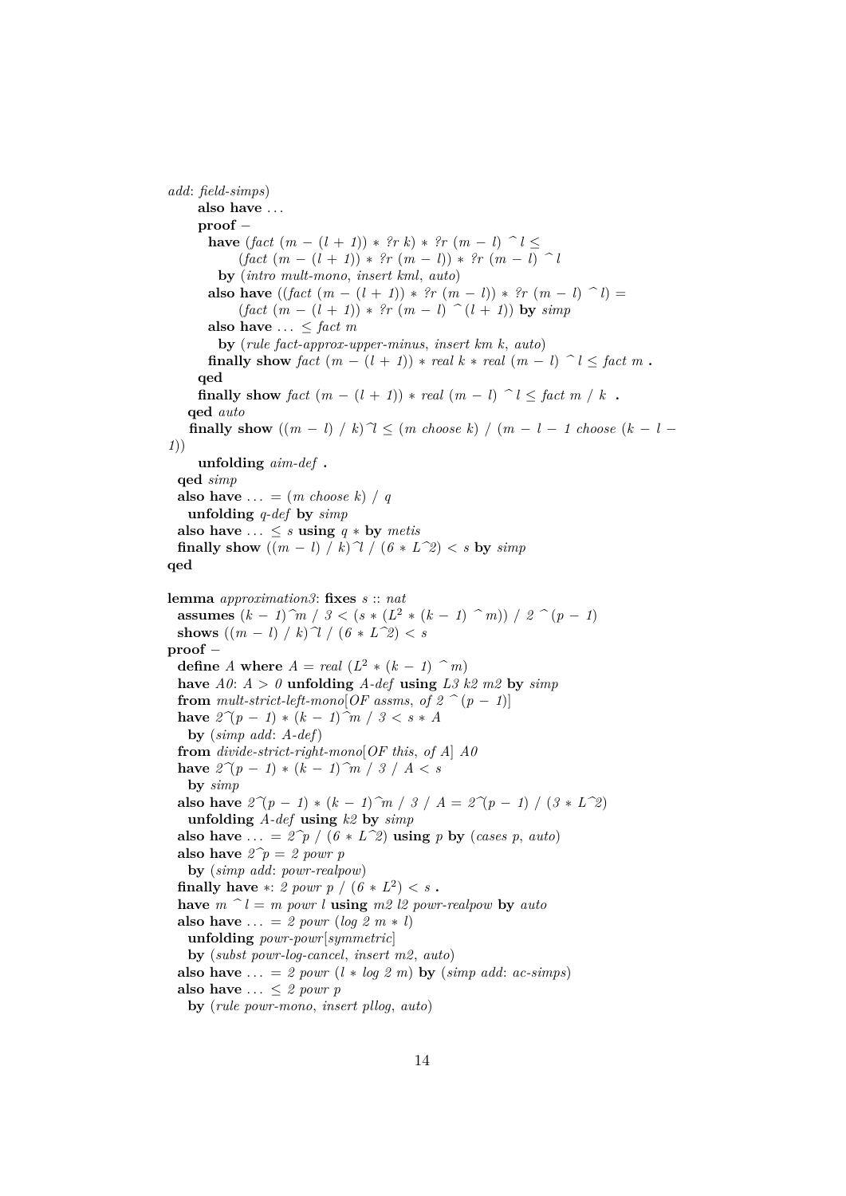```
add: field-simps)
      also have ...
      proof -
        have (fact (m - (l + 1)) * ?r k) * ?r (m - l) ^ l ≤
              (fact (m - (l + 1)) * ?r (m - l)) * ?r (m - l) ^ l
          by (intro mult-mono, insert kml, auto)
        also have ((fact (m - (l + 1)) * ?r (m - l)) * ?r (m - l) ^ l) =
              (fact (m - (l + 1)) * ?r (m - l) ^ (l + 1)) by simp
        also have ... ≤ fact m
          by (rule fact-approx-upper-minus, insert km k, auto)
        finally show fact (m - (l + 1)) * real k * real (m - l) ^ l ≤ fact m .
      qed
      finally show fact (m - (l + 1)) * real (m - l) ^ l ≤ fact m / k .
    qed auto
    finally show ((m - l) / k)^l ≤ (m choose k) / (m - l - 1 choose (k - l -
1))
      unfolding aim-def .
  qed simp
  also have ... = (m choose k) / q
    unfolding q-def by simp
  also have ... ≤ s using q * by metis
  finally show ((m - l) / k)^l / (6 * L^2) < s by simp
qed

lemma approximation3: fixes s :: nat
  assumes (k - 1)^m / 3 < (s * (L² * (k - 1) ^ m)) / 2 ^ (p - 1)
  shows ((m - l) / k)^l / (6 * L^2) < s
proof -
  define A where A = real (L² * (k - 1) ^ m)
  have A0: A > 0 unfolding A-def using L3 k2 m2 by simp
  from mult-strict-left-mono[OF assms, of 2 ^ (p - 1)]
  have 2^(p - 1) * (k - 1)^m / 3 < s * A
    by (simp add: A-def)
  from divide-strict-right-mono[OF this, of A] A0
  have 2^(p - 1) * (k - 1)^m / 3 / A < s
    by simp
  also have 2^(p - 1) * (k - 1)^m / 3 / A = 2^(p - 1) / (3 * L^2)
    unfolding A-def using k2 by simp
  also have ... = 2^p / (6 * L^2) using p by (cases p, auto)
  also have 2^p = 2 powr p
    by (simp add: powr-realpow)
  finally have *: 2 powr p / (6 * L²) < s .
  have m ^ l = m powr l using m2 l2 powr-realpow by auto
  also have ... = 2 powr (log 2 m * l)
    unfolding powr-powr[symmetric]
    by (subst powr-log-cancel, insert m2, auto)
  also have ... = 2 powr (l * log 2 m) by (simp add: ac-simps)
  also have ... ≤ 2 powr p
    by (rule powr-mono, insert pllog, auto)
```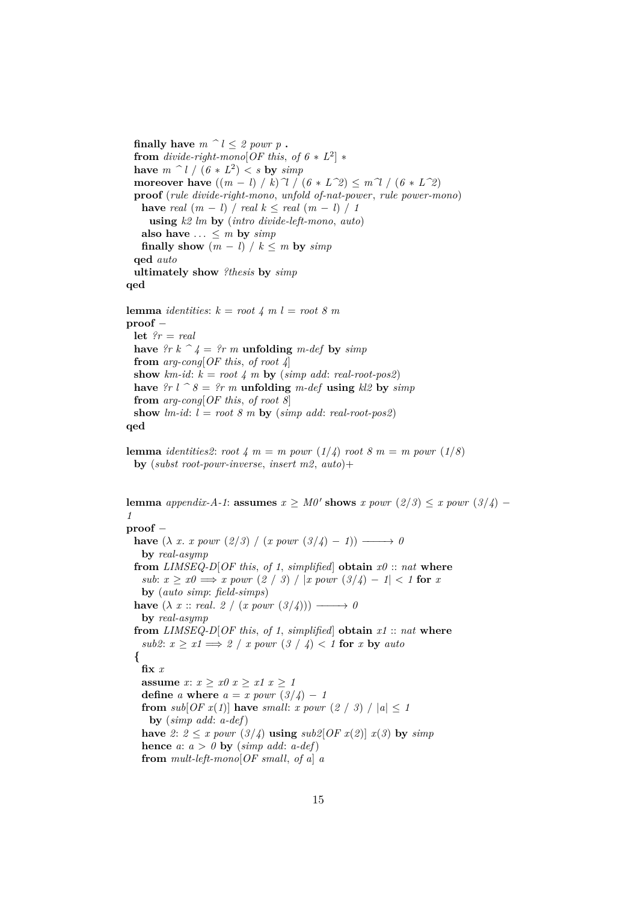```
  finally have m ^ l ≤ 2 powr p .
  from divide-right-mono[OF this, of 6 * L²] *
  have m ^ l / (6 * L²) < s by simp
  moreover have ((m − l) / k)^l / (6 * L^2) ≤ m^l / (6 * L^2)
  proof (rule divide-right-mono, unfold of-nat-power, rule power-mono)
    have real (m − l) / real k ≤ real (m − l) / 1
      using k2 lm by (intro divide-left-mono, auto)
    also have ... ≤ m by simp
    finally show (m − l) / k ≤ m by simp
  qed auto
  ultimately show ?thesis by simp
qed

lemma identities: k = root 4 m l = root 8 m
proof −
  let ?r = real
  have ?r k ^ 4 = ?r m unfolding m-def by simp
  from arg-cong[OF this, of root 4]
  show km-id: k = root 4 m by (simp add: real-root-pos2)
  have ?r l ^ 8 = ?r m unfolding m-def using kl2 by simp
  from arg-cong[OF this, of root 8]
  show lm-id: l = root 8 m by (simp add: real-root-pos2)
qed

lemma identities2: root 4 m = m powr (1/4) root 8 m = m powr (1/8)
  by (subst root-powr-inverse, insert m2, auto)+


lemma appendix-A-1: assumes x ≥ M0' shows x powr (2/3) ≤ x powr (3/4) −
1
proof −
  have (λ x. x powr (2/3) / (x powr (3/4) − 1)) ⟶ 0
    by real-asymp
  from LIMSEQ-D[OF this, of 1, simplified] obtain x0 :: nat where
    sub: x ≥ x0 ⟹ x powr (2 / 3) / |x powr (3/4) − 1| < 1 for x
    by (auto simp: field-simps)
  have (λ x :: real. 2 / (x powr (3/4))) ⟶ 0
    by real-asymp
  from LIMSEQ-D[OF this, of 1, simplified] obtain x1 :: nat where
    sub2: x ≥ x1 ⟹ 2 / x powr (3 / 4) < 1 for x by auto
  {
    fix x
    assume x: x ≥ x0 x ≥ x1 x ≥ 1
    define a where a = x powr (3/4) − 1
    from sub[OF x(1)] have small: x powr (2 / 3) / |a| ≤ 1
      by (simp add: a-def)
    have 2: 2 ≤ x powr (3/4) using sub2[OF x(2)] x(3) by simp
    hence a: a > 0 by (simp add: a-def)
    from mult-left-mono[OF small, of a] a
```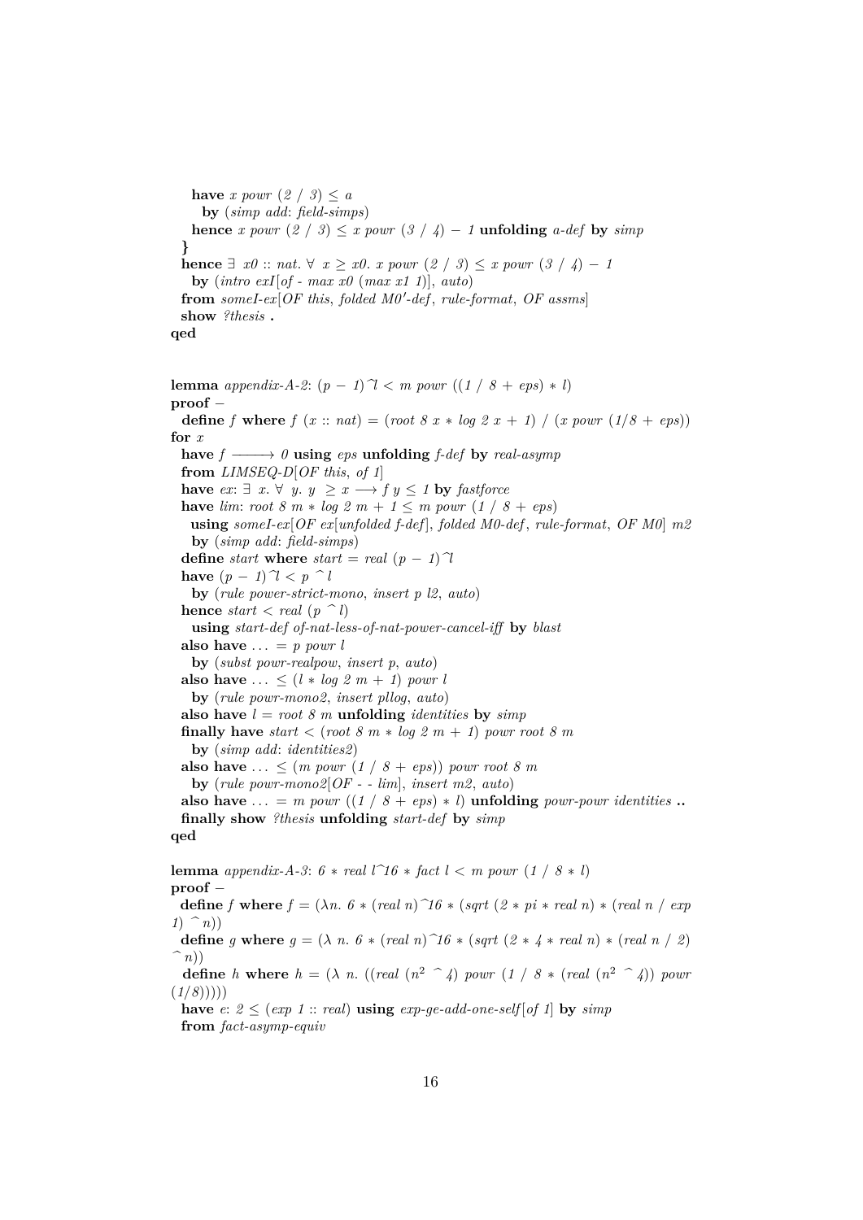```
    have x powr (2 / 3) ≤ a
      by (simp add: field-simps)
    hence x powr (2 / 3) ≤ x powr (3 / 4) − 1 unfolding a-def by simp
  }
  hence ∃ x0 :: nat. ∀ x ≥ x0. x powr (2 / 3) ≤ x powr (3 / 4) − 1
    by (intro exI[of - max x0 (max x1 1)], auto)
  from someI-ex[OF this, folded M0'-def, rule-format, OF assms]
  show ?thesis .
qed


lemma appendix-A-2: (p − 1)^l < m powr ((1 / 8 + eps) ∗ l)
proof −
  define f where f (x :: nat) = (root 8 x ∗ log 2 x + 1) / (x powr (1/8 + eps))
for x
  have f ⟶ 0 using eps unfolding f-def by real-asymp
  from LIMSEQ-D[OF this, of 1]
  have ex: ∃ x. ∀ y. y ≥ x ⟶ f y ≤ 1 by fastforce
  have lim: root 8 m ∗ log 2 m + 1 ≤ m powr (1 / 8 + eps)
    using someI-ex[OF ex[unfolded f-def], folded M0-def, rule-format, OF M0] m2
    by (simp add: field-simps)
  define start where start = real (p − 1)^l
  have (p − 1)^l < p ^ l
    by (rule power-strict-mono, insert p l2, auto)
  hence start < real (p ^ l)
    using start-def of-nat-less-of-nat-power-cancel-iff by blast
  also have ... = p powr l
    by (subst powr-realpow, insert p, auto)
  also have ... ≤ (l ∗ log 2 m + 1) powr l
    by (rule powr-mono2, insert pllog, auto)
  also have l = root 8 m unfolding identities by simp
  finally have start < (root 8 m ∗ log 2 m + 1) powr root 8 m
    by (simp add: identities2)
  also have ... ≤ (m powr (1 / 8 + eps)) powr root 8 m
    by (rule powr-mono2[OF - - lim], insert m2, auto)
  also have ... = m powr ((1 / 8 + eps) ∗ l) unfolding powr-powr identities ..
  finally show ?thesis unfolding start-def by simp
qed

lemma appendix-A-3: 6 ∗ real l^16 ∗ fact l < m powr (1 / 8 ∗ l)
proof −
  define f where f = (λn. 6 ∗ (real n)^16 ∗ (sqrt (2 ∗ pi ∗ real n) ∗ (real n / exp
1) ^ n))
  define g where g = (λ n. 6 ∗ (real n)^16 ∗ (sqrt (2 ∗ 4 ∗ real n) ∗ (real n / 2)
^ n))
  define h where h = (λ n. ((real (n² ^ 4) powr (1 / 8 ∗ (real (n² ^ 4)) powr
(1/8)))))
  have e: 2 ≤ (exp 1 :: real) using exp-ge-add-one-self[of 1] by simp
  from fact-asymp-equiv
```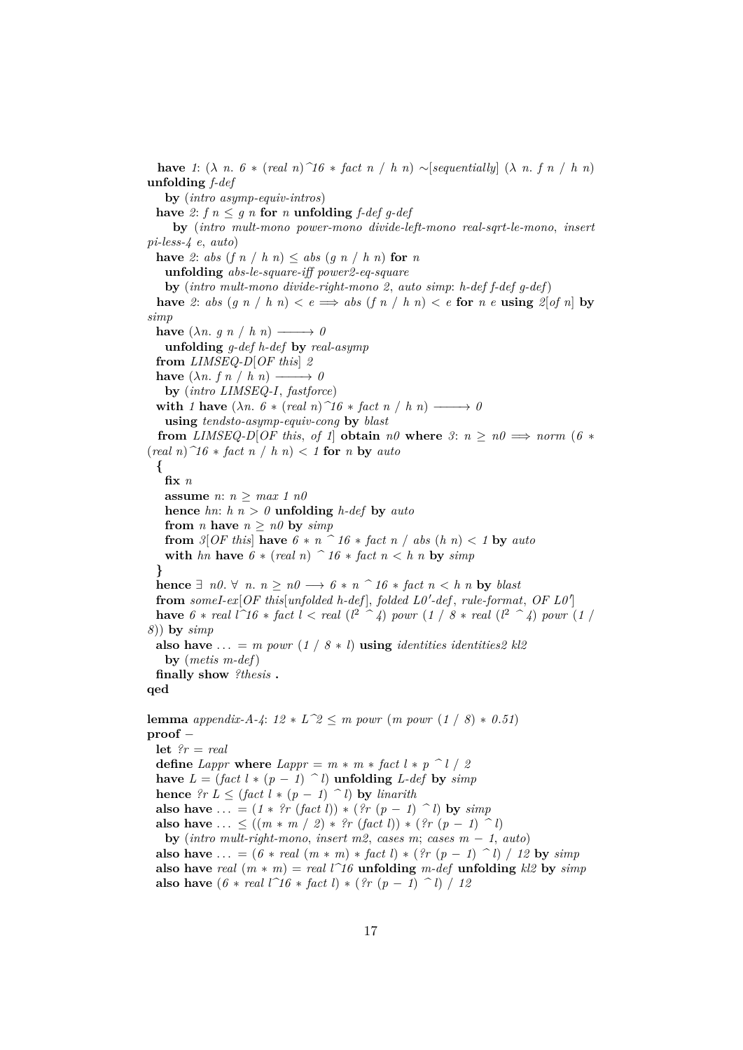```
  have 1: (λ n. 6 * (real n)^16 * fact n / h n) ∼[sequentially] (λ n. f n / h n)
unfolding f-def
    by (intro asymp-equiv-intros)
  have 2: f n ≤ g n for n unfolding f-def g-def
      by (intro mult-mono power-mono divide-left-mono real-sqrt-le-mono, insert
pi-less-4 e, auto)
  have 2: abs (f n / h n) ≤ abs (g n / h n) for n
    unfolding abs-le-square-iff power2-eq-square
    by (intro mult-mono divide-right-mono 2, auto simp: h-def f-def g-def)
  have 2: abs (g n / h n) < e ⟹ abs (f n / h n) < e for n e using 2[of n] by
simp
  have (λn. g n / h n) ⟶ 0
    unfolding g-def h-def by real-asymp
  from LIMSEQ-D[OF this] 2
  have (λn. f n / h n) ⟶ 0
    by (intro LIMSEQ-I, fastforce)
  with 1 have (λn. 6 * (real n)^16 * fact n / h n) ⟶ 0
    using tendsto-asymp-equiv-cong by blast
  from LIMSEQ-D[OF this, of 1] obtain n0 where 3: n ≥ n0 ⟹ norm (6 *
(real n)^16 * fact n / h n) < 1 for n by auto
  {
    fix n
    assume n: n ≥ max 1 n0
    hence hn: h n > 0 unfolding h-def by auto
    from n have n ≥ n0 by simp
    from 3[OF this] have 6 * n ^ 16 * fact n / abs (h n) < 1 by auto
    with hn have 6 * (real n) ^ 16 * fact n < h n by simp
  }
  hence ∃ n0. ∀ n. n ≥ n0 ⟶ 6 * n ^ 16 * fact n < h n by blast
  from someI-ex[OF this[unfolded h-def], folded L0'-def, rule-format, OF L0']
  have 6 * real l^16 * fact l < real (l² ^ 4) powr (1 / 8 * real (l² ^ 4) powr (1 /
8)) by simp
  also have ... = m powr (1 / 8 * l) using identities identities2 kl2
    by (metis m-def)
  finally show ?thesis .
qed

lemma appendix-A-4: 12 * L^2 ≤ m powr (m powr (1 / 8) * 0.51)
proof –
  let ?r = real
  define Lappr where Lappr = m * m * fact l * p ^ l / 2
  have L = (fact l * (p – 1) ^ l) unfolding L-def by simp
  hence ?r L ≤ (fact l * (p – 1) ^ l) by linarith
  also have ... = (1 * ?r (fact l)) * (?r (p – 1) ^ l) by simp
  also have ... ≤ ((m * m / 2) * ?r (fact l)) * (?r (p – 1) ^ l)
    by (intro mult-right-mono, insert m2, cases m; cases m – 1, auto)
  also have ... = (6 * real (m * m) * fact l) * (?r (p – 1) ^ l) / 12 by simp
  also have real (m * m) = real l^16 unfolding m-def unfolding kl2 by simp
  also have (6 * real l^16 * fact l) * (?r (p – 1) ^ l) / 12
```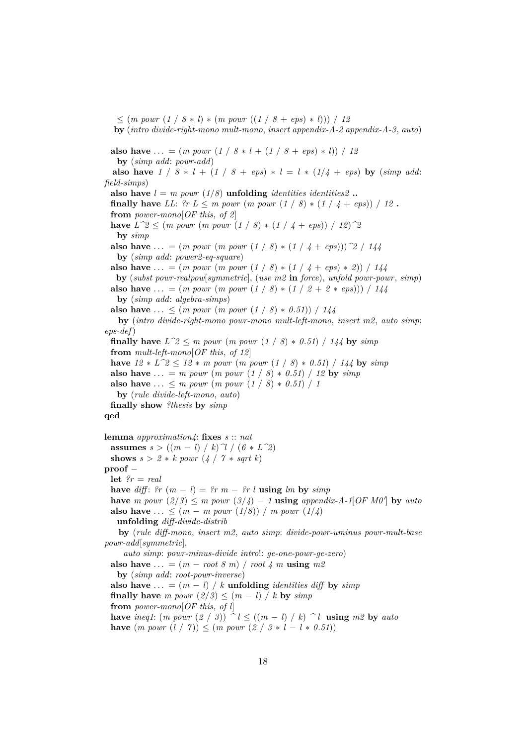```
    ≤ (m powr (1 / 8 * l) * (m powr ((1 / 8 + eps) * l))) / 12
   by (intro divide-right-mono mult-mono, insert appendix-A-2 appendix-A-3, auto)

  also have ... = (m powr (1 / 8 * l + (1 / 8 + eps) * l)) / 12
    by (simp add: powr-add)
  also have 1 / 8 * l + (1 / 8 + eps) * l = l * (1/4 + eps) by (simp add:
field-simps)
  also have l = m powr (1/8) unfolding identities identities2 ..
  finally have LL: ?r L ≤ m powr (m powr (1 / 8) * (1 / 4 + eps)) / 12 .
  from power-mono[OF this, of 2]
  have L^2 ≤ (m powr (m powr (1 / 8) * (1 / 4 + eps)) / 12)^2
    by simp
  also have ... = (m powr (m powr (1 / 8) * (1 / 4 + eps)))^2 / 144
    by (simp add: power2-eq-square)
  also have ... = (m powr (m powr (1 / 8) * (1 / 4 + eps) * 2)) / 144
   by (subst powr-realpow[symmetric], (use m2 in force), unfold powr-powr, simp)
  also have ... = (m powr (m powr (1 / 8) * (1 / 2 + 2 * eps))) / 144
    by (simp add: algebra-simps)
  also have ... ≤ (m powr (m powr (1 / 8) * 0.51)) / 144
    by (intro divide-right-mono powr-mono mult-left-mono, insert m2, auto simp:
eps-def)
  finally have L^2 ≤ m powr (m powr (1 / 8) * 0.51) / 144 by simp
  from mult-left-mono[OF this, of 12]
  have 12 * L^2 ≤ 12 * m powr (m powr (1 / 8) * 0.51) / 144 by simp
  also have ... = m powr (m powr (1 / 8) * 0.51) / 12 by simp
  also have ... ≤ m powr (m powr (1 / 8) * 0.51) / 1
    by (rule divide-left-mono, auto)
  finally show ?thesis by simp
qed

lemma approximation4: fixes s :: nat
  assumes s > ((m − l) / k)^l / (6 * L^2)
  shows s > 2 * k powr (4 / 7 * sqrt k)
proof −
  let ?r = real
  have diff: ?r (m − l) = ?r m − ?r l using lm by simp
  have m powr (2/3) ≤ m powr (3/4) − 1 using appendix-A-1[OF M0'] by auto
  also have ... ≤ (m − m powr (1/8)) / m powr (1/4)
    unfolding diff-divide-distrib
    by (rule diff-mono, insert m2, auto simp: divide-powr-uminus powr-mult-base
powr-add[symmetric],
       auto simp: powr-minus-divide intro!: ge-one-powr-ge-zero)
  also have ... = (m − root 8 m) / root 4 m using m2
    by (simp add: root-powr-inverse)
  also have ... = (m − l) / k unfolding identities diff by simp
  finally have m powr (2/3) ≤ (m − l) / k by simp
  from power-mono[OF this, of l]
  have ineq1: (m powr (2 / 3)) ^ l ≤ ((m − l) / k) ^ l using m2 by auto
  have (m powr (l / 7)) ≤ (m powr (2 / 3 * l − l * 0.51))
```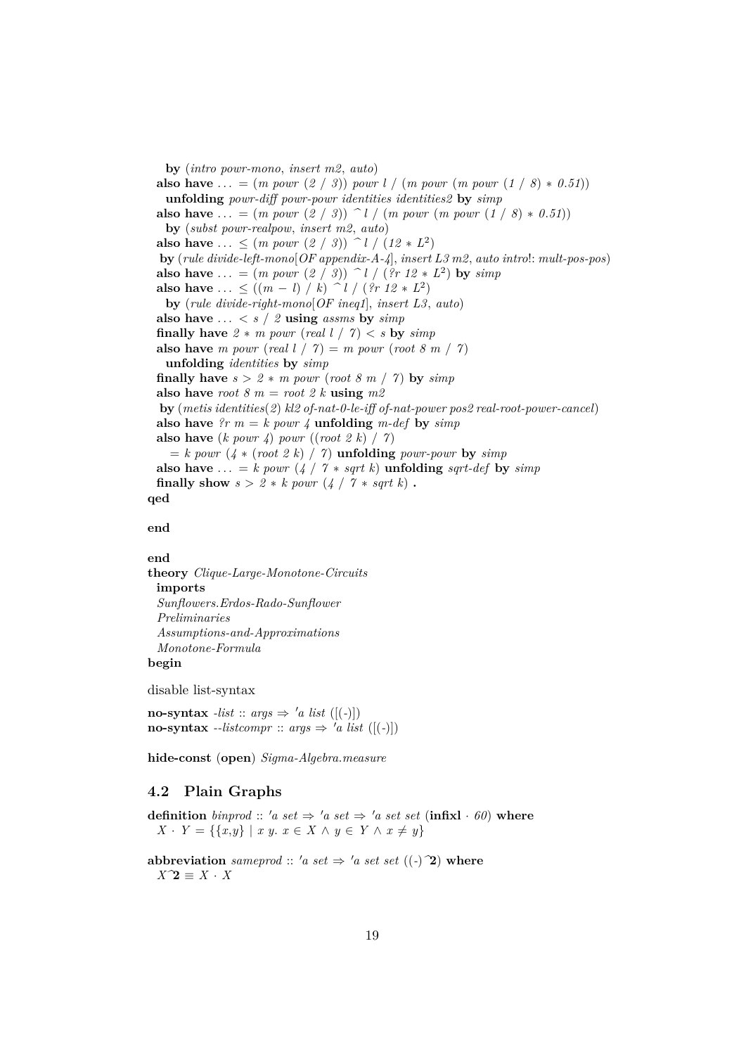```
    by (intro powr-mono, insert m2, auto)
  also have ... = (m powr (2 / 3)) powr l / (m powr (m powr (1 / 8) * 0.51))
    unfolding powr-diff powr-powr identities identities2 by simp
  also have ... = (m powr (2 / 3)) ^ l / (m powr (m powr (1 / 8) * 0.51))
    by (subst powr-realpow, insert m2, auto)
  also have ... ≤ (m powr (2 / 3)) ^ l / (12 * L^2)
   by (rule divide-left-mono[OF appendix-A-4], insert L3 m2, auto intro!: mult-pos-pos)
  also have ... = (m powr (2 / 3)) ^ l / (?r 12 * L^2) by simp
  also have ... ≤ ((m − l) / k) ^ l / (?r 12 * L^2)
    by (rule divide-right-mono[OF ineq1], insert L3, auto)
  also have ... < s / 2 using assms by simp
  finally have 2 * m powr (real l / 7) < s by simp
  also have m powr (real l / 7) = m powr (root 8 m / 7)
    unfolding identities by simp
  finally have s > 2 * m powr (root 8 m / 7) by simp
  also have root 8 m = root 2 k using m2
   by (metis identities(2) kl2 of-nat-0-le-iff of-nat-power pos2 real-root-power-cancel)
  also have ?r m = k powr 4 unfolding m-def by simp
  also have (k powr 4) powr ((root 2 k) / 7)
     = k powr (4 * (root 2 k) / 7) unfolding powr-powr by simp
  also have ... = k powr (4 / 7 * sqrt k) unfolding sqrt-def by simp
  finally show s > 2 * k powr (4 / 7 * sqrt k) .
qed

end

end
theory Clique-Large-Monotone-Circuits
  imports
  Sunflowers.Erdos-Rado-Sunflower
  Preliminaries
  Assumptions-and-Approximations
  Monotone-Formula
begin
```

disable list-syntax

```
no-syntax -list :: args ⇒ 'a list ([(-)])
no-syntax --listcompr :: args ⇒ 'a list ([(-)])

hide-const (open) Sigma-Algebra.measure
```

## 4.2 Plain Graphs

```
definition binprod :: 'a set ⇒ 'a set ⇒ 'a set set (infixl · 60) where
  X · Y = {{x,y} | x y. x ∈ X ∧ y ∈ Y ∧ x ≠ y}

abbreviation sameprod :: 'a set ⇒ 'a set set ((-)^𝟐) where
  X^𝟐 ≡ X · X
```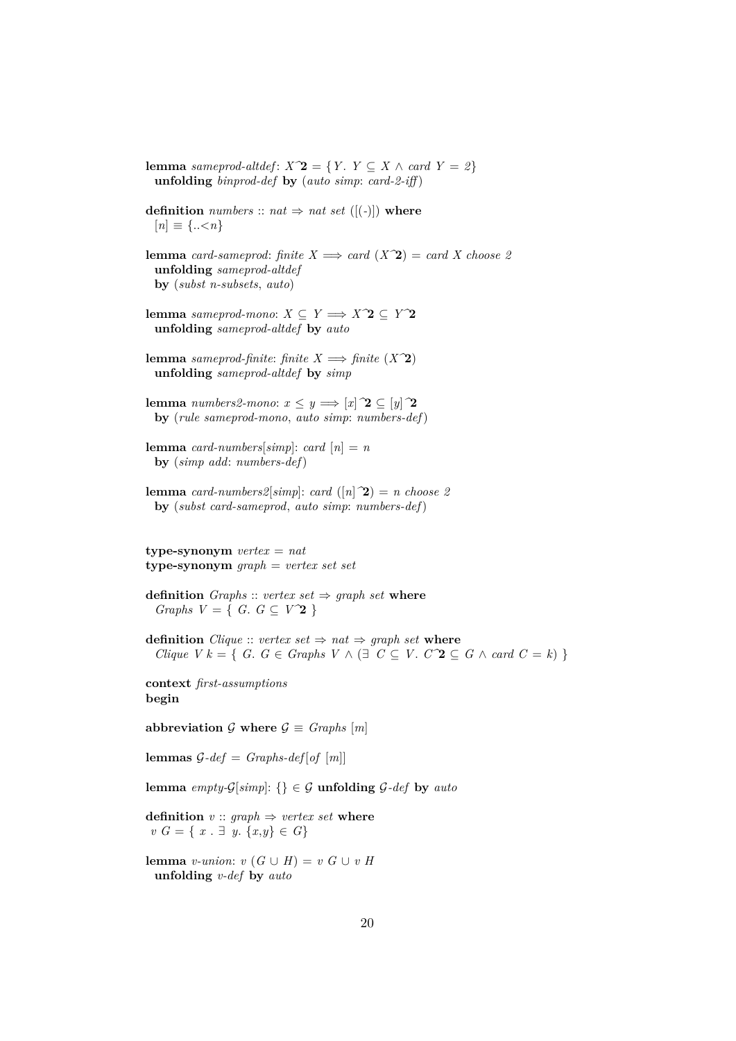```
lemma sameprod-altdef: X^2 = {Y. Y ⊆ X ∧ card Y = 2}
  unfolding binprod-def by (auto simp: card-2-iff)

definition numbers :: nat ⇒ nat set ([(-)]) where
  [n] ≡ {..<n}

lemma card-sameprod: finite X ⟹ card (X^2) = card X choose 2
  unfolding sameprod-altdef
  by (subst n-subsets, auto)

lemma sameprod-mono: X ⊆ Y ⟹ X^2 ⊆ Y^2
  unfolding sameprod-altdef by auto

lemma sameprod-finite: finite X ⟹ finite (X^2)
  unfolding sameprod-altdef by simp

lemma numbers2-mono: x ≤ y ⟹ [x]^2 ⊆ [y]^2
  by (rule sameprod-mono, auto simp: numbers-def)

lemma card-numbers[simp]: card [n] = n
  by (simp add: numbers-def)

lemma card-numbers2[simp]: card ([n]^2) = n choose 2
  by (subst card-sameprod, auto simp: numbers-def)


type-synonym vertex = nat
type-synonym graph = vertex set set

definition Graphs :: vertex set ⇒ graph set where
  Graphs V = { G. G ⊆ V^2 }

definition Clique :: vertex set ⇒ nat ⇒ graph set where
  Clique V k = { G. G ∈ Graphs V ∧ (∃ C ⊆ V. C^2 ⊆ G ∧ card C = k) }

context first-assumptions
begin

abbreviation 𝒢 where 𝒢 ≡ Graphs [m]

lemmas 𝒢-def = Graphs-def[of [m]]

lemma empty-𝒢[simp]: {} ∈ 𝒢 unfolding 𝒢-def by auto

definition v :: graph ⇒ vertex set where
  v G = { x . ∃ y. {x,y} ∈ G}

lemma v-union: v (G ∪ H) = v G ∪ v H
  unfolding v-def by auto
```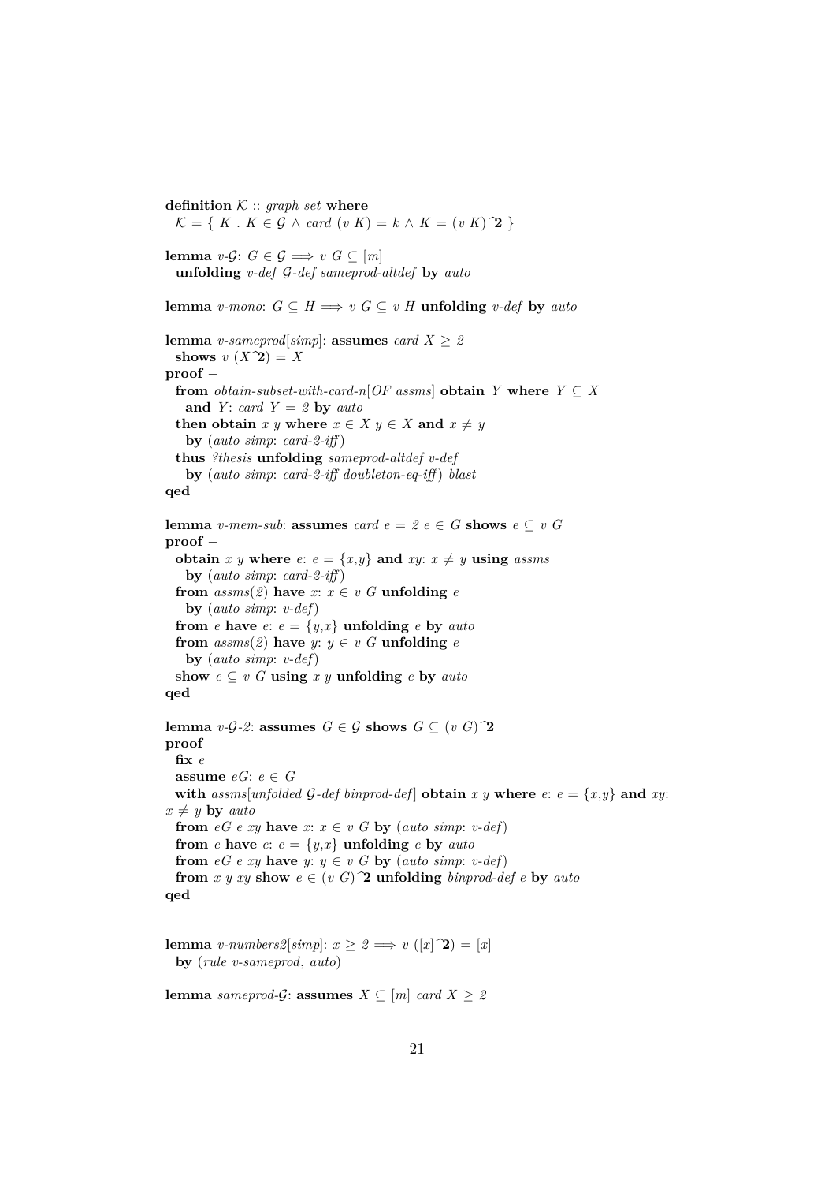```
definition 𝒦 :: graph set where
  𝒦 = { K . K ∈ 𝒢 ∧ card (v K) = k ∧ K = (v K)^2 }

lemma v-𝒢: G ∈ 𝒢 ⟹ v G ⊆ [m]
  unfolding v-def 𝒢-def sameprod-altdef by auto

lemma v-mono: G ⊆ H ⟹ v G ⊆ v H unfolding v-def by auto

lemma v-sameprod[simp]: assumes card X ≥ 2
  shows v (X^2) = X
proof –
  from obtain-subset-with-card-n[OF assms] obtain Y where Y ⊆ X
    and Y: card Y = 2 by auto
  then obtain x y where x ∈ X y ∈ X and x ≠ y
    by (auto simp: card-2-iff)
  thus ?thesis unfolding sameprod-altdef v-def
    by (auto simp: card-2-iff doubleton-eq-iff) blast
qed

lemma v-mem-sub: assumes card e = 2 e ∈ G shows e ⊆ v G
proof –
  obtain x y where e: e = {x,y} and xy: x ≠ y using assms
    by (auto simp: card-2-iff)
  from assms(2) have x: x ∈ v G unfolding e
    by (auto simp: v-def)
  from e have e: e = {y,x} unfolding e by auto
  from assms(2) have y: y ∈ v G unfolding e
    by (auto simp: v-def)
  show e ⊆ v G using x y unfolding e by auto
qed

lemma v-𝒢-2: assumes G ∈ 𝒢 shows G ⊆ (v G)^2
proof
  fix e
  assume eG: e ∈ G
  with assms[unfolded 𝒢-def binprod-def] obtain x y where e: e = {x,y} and xy:
x ≠ y by auto
  from eG e xy have x: x ∈ v G by (auto simp: v-def)
  from e have e: e = {y,x} unfolding e by auto
  from eG e xy have y: y ∈ v G by (auto simp: v-def)
  from x y xy show e ∈ (v G)^2 unfolding binprod-def e by auto
qed


lemma v-numbers2[simp]: x ≥ 2 ⟹ v ([x]^2) = [x]
  by (rule v-sameprod, auto)

lemma sameprod-𝒢: assumes X ⊆ [m] card X ≥ 2
```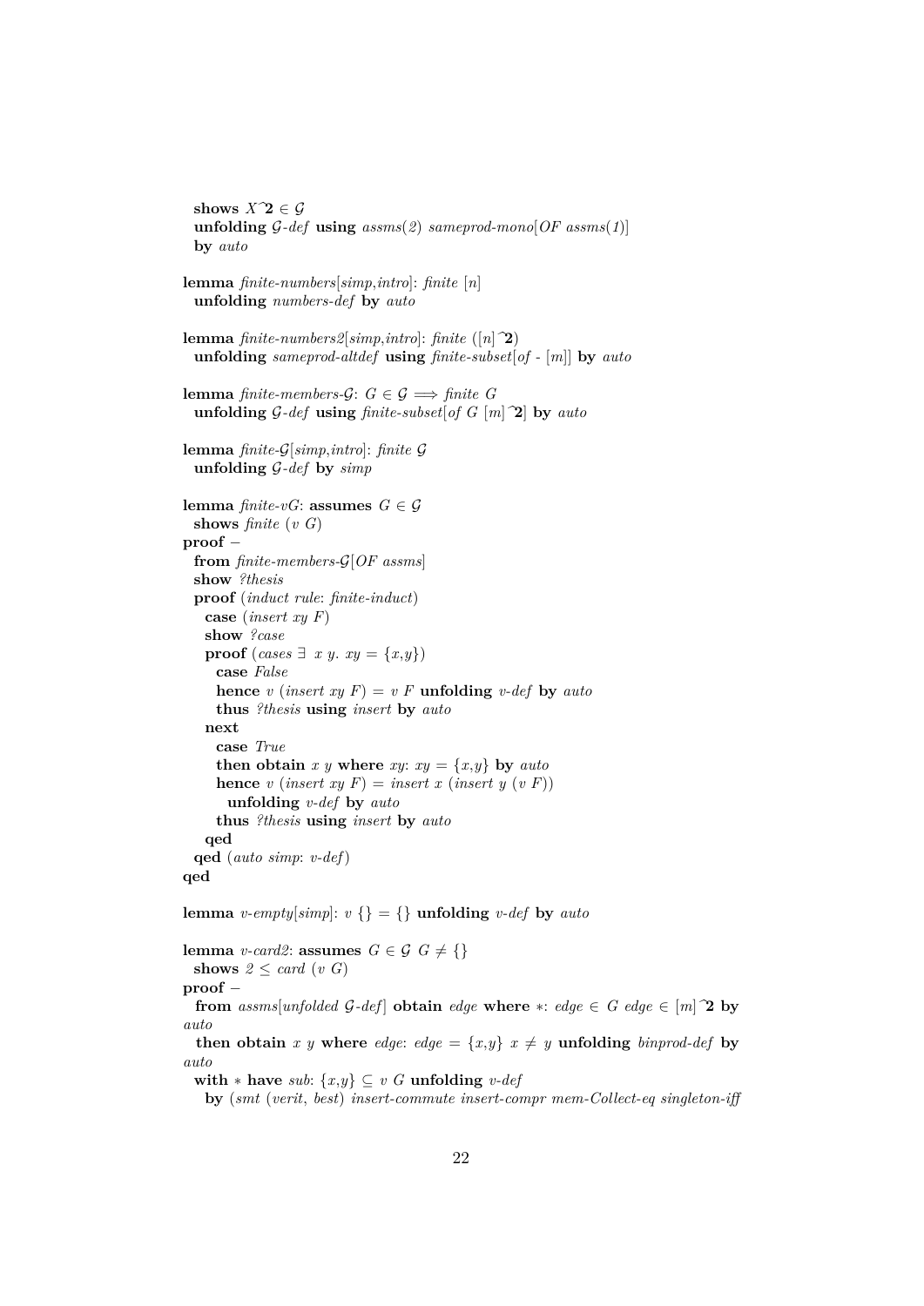```
  shows X^2 ∈ 𝒢
  unfolding 𝒢-def using assms(2) sameprod-mono[OF assms(1)]
  by auto

lemma finite-numbers[simp,intro]: finite [n]
  unfolding numbers-def by auto

lemma finite-numbers2[simp,intro]: finite ([n]^2)
  unfolding sameprod-altdef using finite-subset[of - [m]] by auto

lemma finite-members-𝒢: G ∈ 𝒢 ⟹ finite G
  unfolding 𝒢-def using finite-subset[of G [m]^2] by auto

lemma finite-𝒢[simp,intro]: finite 𝒢
  unfolding 𝒢-def by simp

lemma finite-vG: assumes G ∈ 𝒢
  shows finite (v G)
proof −
  from finite-members-𝒢[OF assms]
  show ?thesis
  proof (induct rule: finite-induct)
    case (insert xy F)
    show ?case
    proof (cases ∃ x y. xy = {x,y})
      case False
      hence v (insert xy F) = v F unfolding v-def by auto
      thus ?thesis using insert by auto
    next
      case True
      then obtain x y where xy: xy = {x,y} by auto
      hence v (insert xy F) = insert x (insert y (v F))
        unfolding v-def by auto
      thus ?thesis using insert by auto
    qed
  qed (auto simp: v-def)
qed

lemma v-empty[simp]: v {} = {} unfolding v-def by auto

lemma v-card2: assumes G ∈ 𝒢 G ≠ {}
  shows 2 ≤ card (v G)
proof −
  from assms[unfolded 𝒢-def] obtain edge where ∗: edge ∈ G edge ∈ [m]^2 by
auto
  then obtain x y where edge: edge = {x,y} x ≠ y unfolding binprod-def by
auto
  with ∗ have sub: {x,y} ⊆ v G unfolding v-def
    by (smt (verit, best) insert-commute insert-compr mem-Collect-eq singleton-iff
```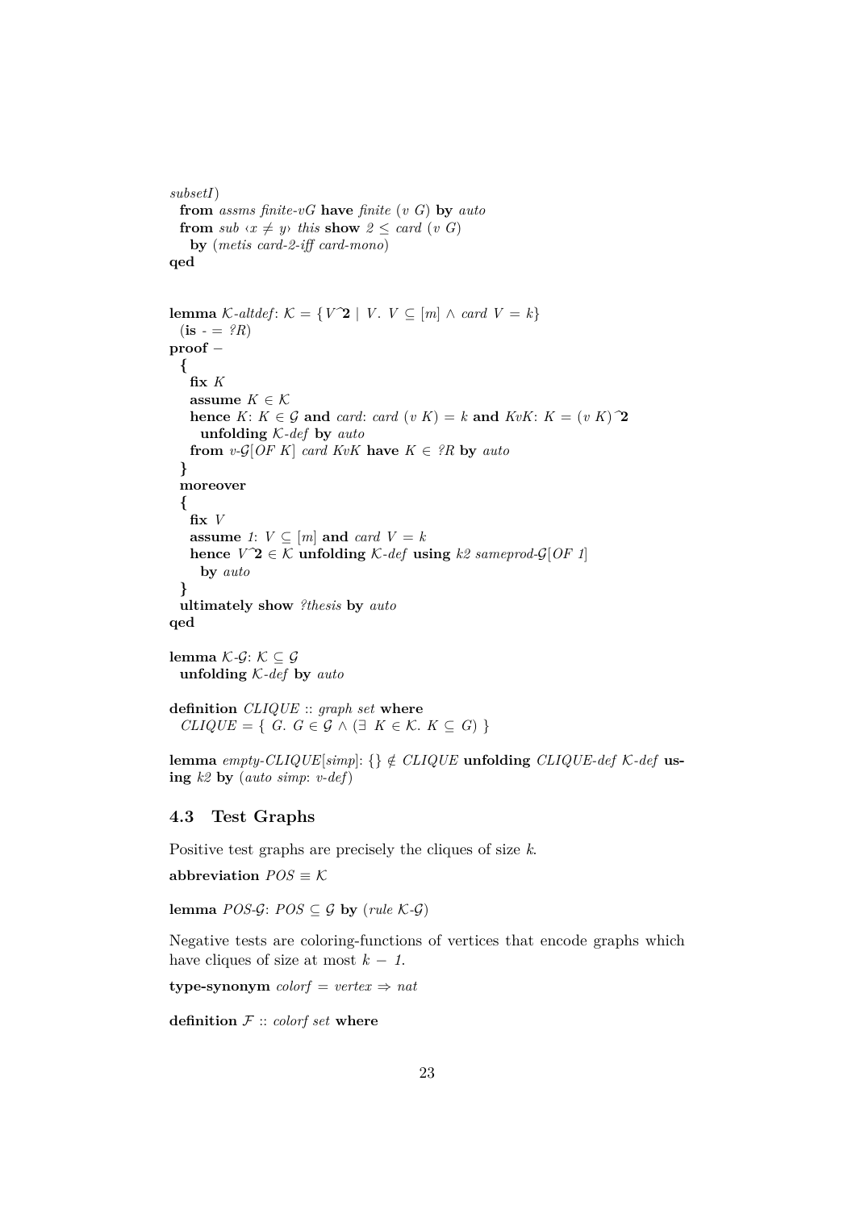```
subsetI)
  from assms finite-vG have finite (v G) by auto
  from sub ‹x ≠ y› this show 2 ≤ card (v G)
    by (metis card-2-iff card-mono)
qed


lemma 𝒦-altdef: 𝒦 = { V^𝟐 | V. V ⊆ [m] ∧ card V = k}
  (is - = ?R)
proof –
  {
    fix K
    assume K ∈ 𝒦
    hence K: K ∈ 𝒢 and card: card (v K) = k and KvK: K = (v K)^𝟐
      unfolding 𝒦-def by auto
    from v-𝒢[OF K] card KvK have K ∈ ?R by auto
  }
  moreover
  {
    fix V
    assume 1: V ⊆ [m] and card V = k
    hence V^𝟐 ∈ 𝒦 unfolding 𝒦-def using k2 sameprod-𝒢[OF 1]
      by auto
  }
  ultimately show ?thesis by auto
qed

lemma 𝒦-𝒢: 𝒦 ⊆ 𝒢
  unfolding 𝒦-def by auto

definition CLIQUE :: graph set where
  CLIQUE = { G. G ∈ 𝒢 ∧ (∃ K ∈ 𝒦. K ⊆ G) }

lemma empty-CLIQUE[simp]: {} ∉ CLIQUE unfolding CLIQUE-def 𝒦-def using k2 by (auto simp: v-def)
```

### 4.3 Test Graphs

Positive test graphs are precisely the cliques of size *k*.

```
abbreviation POS ≡ 𝒦

lemma POS-𝒢: POS ⊆ 𝒢 by (rule 𝒦-𝒢)
```

Negative tests are coloring-functions of vertices that encode graphs which have cliques of size at most $k - 1$.

```
type-synonym colorf = vertex ⇒ nat

definition ℱ :: colorf set where
```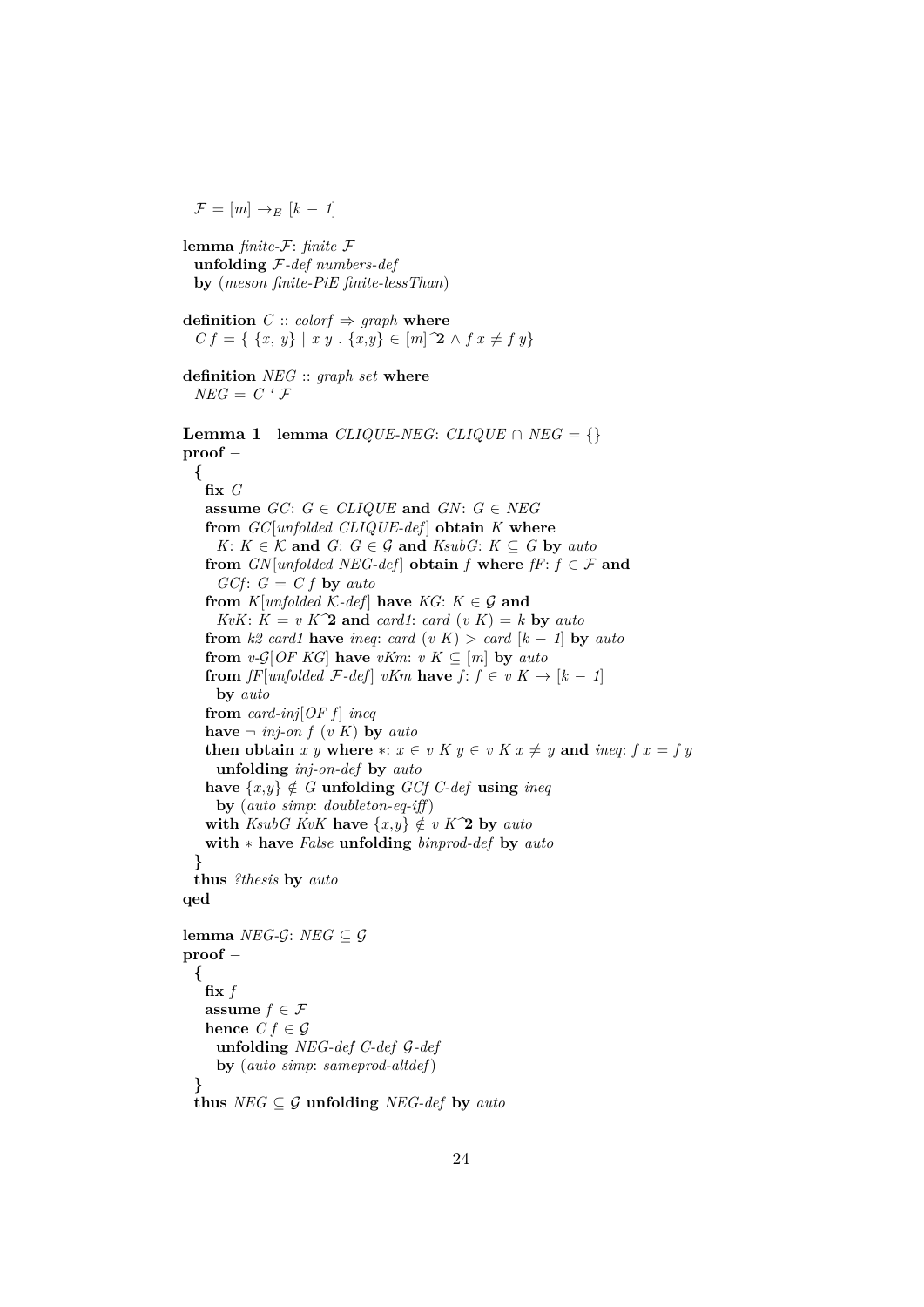```
  𝓕 = [m] →E [k − 1]

lemma finite-𝓕: finite 𝓕
  unfolding 𝓕-def numbers-def
  by (meson finite-PiE finite-lessThan)

definition C :: colorf ⇒ graph where
  C f = { {x, y} | x y . {x,y} ∈ [m]^2 ∧ f x ≠ f y}

definition NEG :: graph set where
  NEG = C ` 𝓕
```

**Lemma 1**

```
lemma CLIQUE-NEG: CLIQUE ∩ NEG = {}
proof −
  {
    fix G
    assume GC: G ∈ CLIQUE and GN: G ∈ NEG
    from GC[unfolded CLIQUE-def] obtain K where
      K: K ∈ 𝒦 and G: G ∈ 𝒢 and KsubG: K ⊆ G by auto
    from GN[unfolded NEG-def] obtain f where fF: f ∈ 𝓕 and
      GCf: G = C f by auto
    from K[unfolded 𝒦-def] have KG: K ∈ 𝒢 and
      KvK: K = v K^2 and card1: card (v K) = k by auto
    from k2 card1 have ineq: card (v K) > card [k − 1] by auto
    from v-𝒢[OF KG] have vKm: v K ⊆ [m] by auto
    from fF[unfolded 𝓕-def] vKm have f: f ∈ v K → [k − 1]
      by auto
    from card-inj[OF f] ineq
    have ¬ inj-on f (v K) by auto
    then obtain x y where *: x ∈ v K y ∈ v K x ≠ y and ineq: f x = f y
      unfolding inj-on-def by auto
    have {x,y} ∉ G unfolding GCf C-def using ineq
      by (auto simp: doubleton-eq-iff)
    with KsubG KvK have {x,y} ∉ v K^2 by auto
    with * have False unfolding binprod-def by auto
  }
  thus ?thesis by auto
qed

lemma NEG-𝒢: NEG ⊆ 𝒢
proof −
  {
    fix f
    assume f ∈ 𝓕
    hence C f ∈ 𝒢
      unfolding NEG-def C-def 𝒢-def
      by (auto simp: sameprod-altdef)
  }
  thus NEG ⊆ 𝒢 unfolding NEG-def by auto
```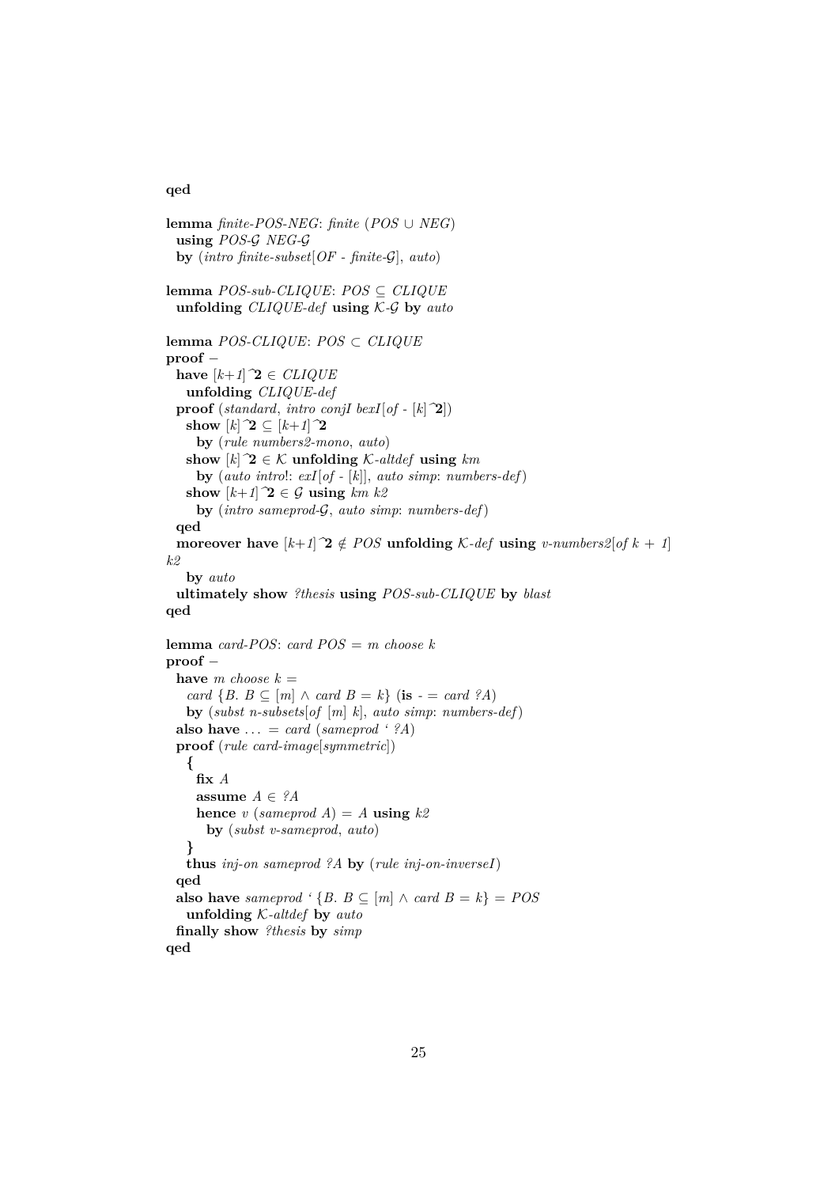```
qed

lemma finite-POS-NEG: finite (POS ∪ NEG)
  using POS-𝒢 NEG-𝒢
  by (intro finite-subset[OF - finite-𝒢], auto)

lemma POS-sub-CLIQUE: POS ⊆ CLIQUE
  unfolding CLIQUE-def using 𝒦-𝒢 by auto

lemma POS-CLIQUE: POS ⊂ CLIQUE
proof −
  have [k+1]^𝟐 ∈ CLIQUE
    unfolding CLIQUE-def
  proof (standard, intro conjI bexI[of - [k]^𝟐])
    show [k]^𝟐 ⊆ [k+1]^𝟐
      by (rule numbers2-mono, auto)
    show [k]^𝟐 ∈ 𝒦 unfolding 𝒦-altdef using km
      by (auto intro!: exI[of - [k]], auto simp: numbers-def)
    show [k+1]^𝟐 ∈ 𝒢 using km k2
      by (intro sameprod-𝒢, auto simp: numbers-def)
  qed
  moreover have [k+1]^𝟐 ∉ POS unfolding 𝒦-def using v-numbers2[of k + 1]
k2
    by auto
  ultimately show ?thesis using POS-sub-CLIQUE by blast
qed

lemma card-POS: card POS = m choose k
proof −
  have m choose k =
    card {B. B ⊆ [m] ∧ card B = k} (is - = card ?A)
    by (subst n-subsets[of [m] k], auto simp: numbers-def)
  also have ... = card (sameprod ` ?A)
  proof (rule card-image[symmetric])
    {
      fix A
      assume A ∈ ?A
      hence v (sameprod A) = A using k2
        by (subst v-sameprod, auto)
    }
    thus inj-on sameprod ?A by (rule inj-on-inverseI)
  qed
  also have sameprod ` {B. B ⊆ [m] ∧ card B = k} = POS
    unfolding 𝒦-altdef by auto
  finally show ?thesis by simp
qed
```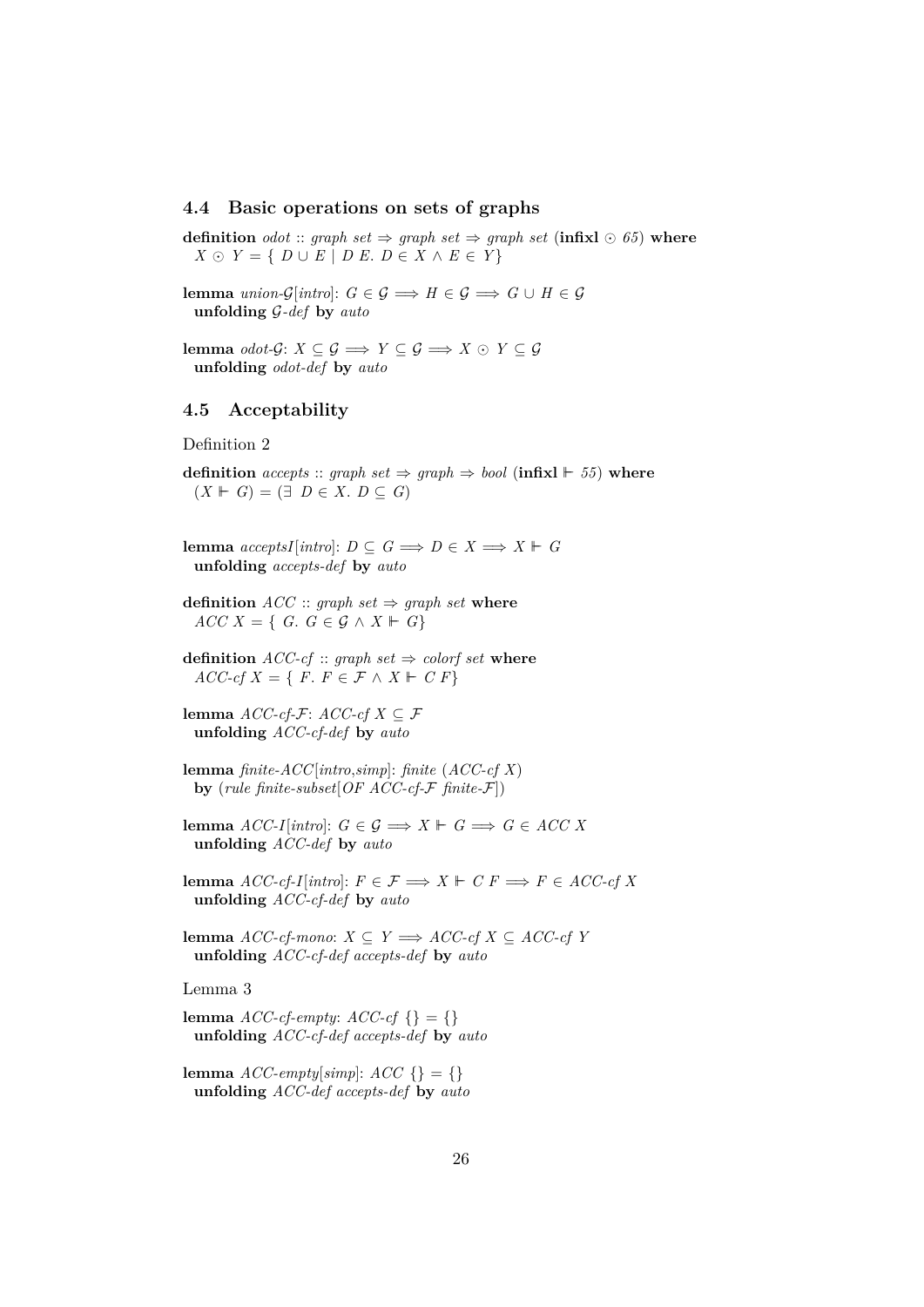### 4.4 Basic operations on sets of graphs

**definition** *odot* :: *graph set* ⇒ *graph set* ⇒ *graph set* (**infixl** ⊙ *65*) **where**
  $X \odot Y = \{ D \cup E \mid D\ E.\ D \in X \wedge E \in Y\}$

**lemma** *union-$\mathcal{G}$*[*intro*]: $G \in \mathcal{G} \Longrightarrow H \in \mathcal{G} \Longrightarrow G \cup H \in \mathcal{G}$
  **unfolding** *$\mathcal{G}$-def* **by** *auto*

**lemma** *odot-$\mathcal{G}$*: $X \subseteq \mathcal{G} \Longrightarrow Y \subseteq \mathcal{G} \Longrightarrow X \odot Y \subseteq \mathcal{G}$
  **unfolding** *odot-def* **by** *auto*

### 4.5 Acceptability

Definition 2

**definition** *accepts* :: *graph set* ⇒ *graph* ⇒ *bool* (**infixl** ⊩ *55*) **where**
  $(X \Vdash G) = (\exists\ D \in X.\ D \subseteq G)$

**lemma** *acceptsI*[*intro*]: $D \subseteq G \Longrightarrow D \in X \Longrightarrow X \Vdash G$
  **unfolding** *accepts-def* **by** *auto*

**definition** *ACC* :: *graph set* ⇒ *graph set* **where**
  $ACC\ X = \{ G.\ G \in \mathcal{G} \wedge X \Vdash G\}$

**definition** *ACC-cf* :: *graph set* ⇒ *colorf set* **where**
  $ACC\text{-}cf\ X = \{ F.\ F \in \mathcal{F} \wedge X \Vdash C\ F\}$

**lemma** *ACC-cf-$\mathcal{F}$*: $ACC\text{-}cf\ X \subseteq \mathcal{F}$
  **unfolding** *ACC-cf-def* **by** *auto*

**lemma** *finite-ACC*[*intro,simp*]: *finite* (*ACC-cf X*)
  **by** (*rule finite-subset*[*OF ACC-cf-$\mathcal{F}$ finite-$\mathcal{F}$*])

**lemma** *ACC-I*[*intro*]: $G \in \mathcal{G} \Longrightarrow X \Vdash G \Longrightarrow G \in ACC\ X$
  **unfolding** *ACC-def* **by** *auto*

**lemma** *ACC-cf-I*[*intro*]: $F \in \mathcal{F} \Longrightarrow X \Vdash C\ F \Longrightarrow F \in ACC\text{-}cf\ X$
  **unfolding** *ACC-cf-def* **by** *auto*

**lemma** *ACC-cf-mono*: $X \subseteq Y \Longrightarrow ACC\text{-}cf\ X \subseteq ACC\text{-}cf\ Y$
  **unfolding** *ACC-cf-def accepts-def* **by** *auto*

Lemma 3

**lemma** *ACC-cf-empty*: $ACC\text{-}cf\ \{\} = \{\}$
  **unfolding** *ACC-cf-def accepts-def* **by** *auto*

**lemma** *ACC-empty*[*simp*]: $ACC\ \{\} = \{\}$
  **unfolding** *ACC-def accepts-def* **by** *auto*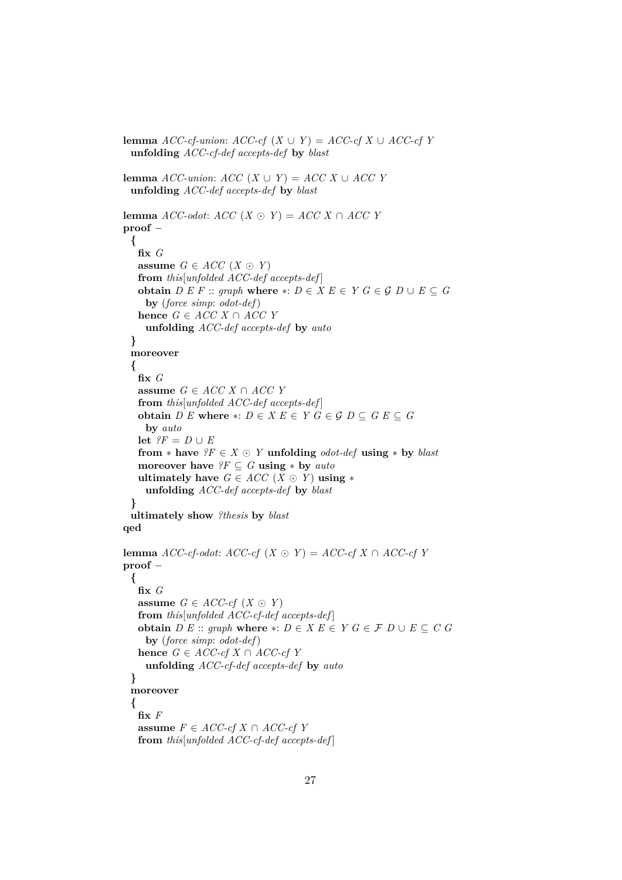```
lemma ACC-cf-union: ACC-cf (X ∪ Y) = ACC-cf X ∪ ACC-cf Y
  unfolding ACC-cf-def accepts-def by blast

lemma ACC-union: ACC (X ∪ Y) = ACC X ∪ ACC Y
  unfolding ACC-def accepts-def by blast

lemma ACC-odot: ACC (X ⊙ Y) = ACC X ∩ ACC Y
proof –
  {
    fix G
    assume G ∈ ACC (X ⊙ Y)
    from this[unfolded ACC-def accepts-def]
    obtain D E F :: graph where ∗: D ∈ X E ∈ Y G ∈ 𝒢 D ∪ E ⊆ G
      by (force simp: odot-def)
    hence G ∈ ACC X ∩ ACC Y
      unfolding ACC-def accepts-def by auto
  }
  moreover
  {
    fix G
    assume G ∈ ACC X ∩ ACC Y
    from this[unfolded ACC-def accepts-def]
    obtain D E where ∗: D ∈ X E ∈ Y G ∈ 𝒢 D ⊆ G E ⊆ G
      by auto
    let ?F = D ∪ E
    from ∗ have ?F ∈ X ⊙ Y unfolding odot-def using ∗ by blast
    moreover have ?F ⊆ G using ∗ by auto
    ultimately have G ∈ ACC (X ⊙ Y) using ∗
      unfolding ACC-def accepts-def by blast
  }
  ultimately show ?thesis by blast
qed

lemma ACC-cf-odot: ACC-cf (X ⊙ Y) = ACC-cf X ∩ ACC-cf Y
proof –
  {
    fix G
    assume G ∈ ACC-cf (X ⊙ Y)
    from this[unfolded ACC-cf-def accepts-def]
    obtain D E :: graph where ∗: D ∈ X E ∈ Y G ∈ ℱ D ∪ E ⊆ C G
      by (force simp: odot-def)
    hence G ∈ ACC-cf X ∩ ACC-cf Y
      unfolding ACC-cf-def accepts-def by auto
  }
  moreover
  {
    fix F
    assume F ∈ ACC-cf X ∩ ACC-cf Y
    from this[unfolded ACC-cf-def accepts-def]
```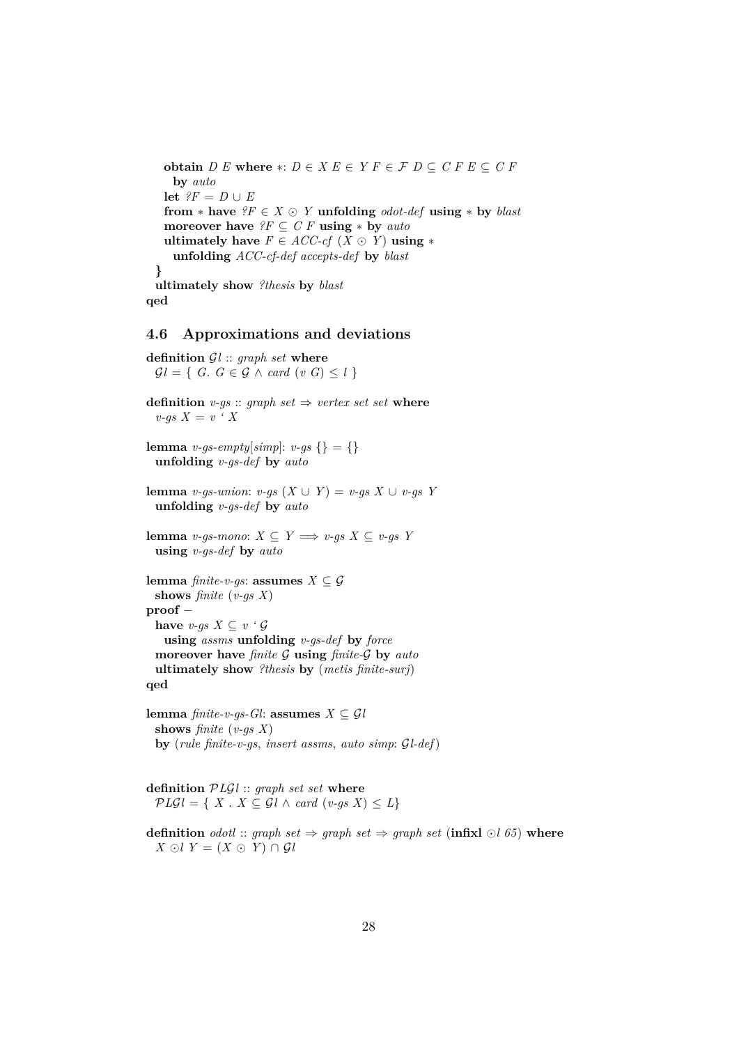```
    obtain D E where *: D ∈ X E ∈ Y F ∈ ℱ D ⊆ C F E ⊆ C F
      by auto
    let ?F = D ∪ E
    from * have ?F ∈ X ⊙ Y unfolding odot-def using * by blast
    moreover have ?F ⊆ C F using * by auto
    ultimately have F ∈ ACC-cf (X ⊙ Y) using *
      unfolding ACC-cf-def accepts-def by blast
  }
  ultimately show ?thesis by blast
qed
```

### 4.6 Approximations and deviations

```
definition 𝒢l :: graph set where
  𝒢l = { G. G ∈ 𝒢 ∧ card (v G) ≤ l }

definition v-gs :: graph set ⇒ vertex set set where
  v-gs X = v ` X

lemma v-gs-empty[simp]: v-gs {} = {}
  unfolding v-gs-def by auto

lemma v-gs-union: v-gs (X ∪ Y) = v-gs X ∪ v-gs Y
  unfolding v-gs-def by auto

lemma v-gs-mono: X ⊆ Y ⟹ v-gs X ⊆ v-gs Y
  using v-gs-def by auto

lemma finite-v-gs: assumes X ⊆ 𝒢
  shows finite (v-gs X)
proof −
  have v-gs X ⊆ v ` 𝒢
    using assms unfolding v-gs-def by force
  moreover have finite 𝒢 using finite-𝒢 by auto
  ultimately show ?thesis by (metis finite-surj)
qed

lemma finite-v-gs-Gl: assumes X ⊆ 𝒢l
  shows finite (v-gs X)
  by (rule finite-v-gs, insert assms, auto simp: 𝒢l-def)


definition 𝒫L𝒢l :: graph set set where
  𝒫L𝒢l = { X . X ⊆ 𝒢l ∧ card (v-gs X) ≤ L}

definition odotl :: graph set ⇒ graph set ⇒ graph set (infixl ⊙l 65) where
  X ⊙l Y = (X ⊙ Y) ∩ 𝒢l
```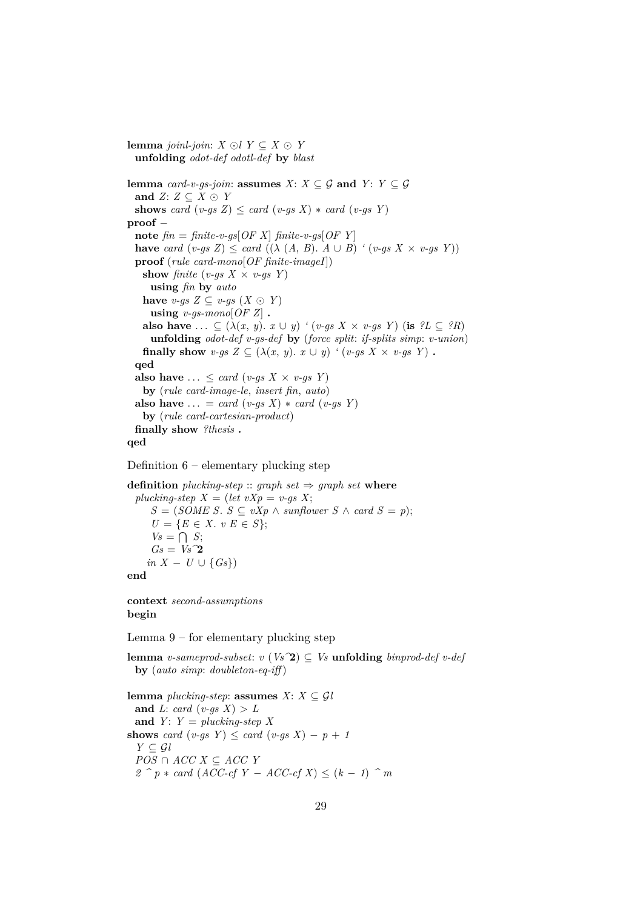```
lemma joinl-join: X ⊙l Y ⊆ X ⊙ Y
  unfolding odot-def odotl-def by blast

lemma card-v-gs-join: assumes X: X ⊆ 𝒢 and Y: Y ⊆ 𝒢
  and Z: Z ⊆ X ⊙ Y
  shows card (v-gs Z) ≤ card (v-gs X) * card (v-gs Y)
proof –
  note fin = finite-v-gs[OF X] finite-v-gs[OF Y]
  have card (v-gs Z) ≤ card ((λ (A, B). A ∪ B) ` (v-gs X × v-gs Y))
  proof (rule card-mono[OF finite-imageI])
    show finite (v-gs X × v-gs Y)
      using fin by auto
    have v-gs Z ⊆ v-gs (X ⊙ Y)
      using v-gs-mono[OF Z] .
    also have ... ⊆ (λ(x, y). x ∪ y) ` (v-gs X × v-gs Y) (is ?L ⊆ ?R)
      unfolding odot-def v-gs-def by (force split: if-splits simp: v-union)
    finally show v-gs Z ⊆ (λ(x, y). x ∪ y) ` (v-gs X × v-gs Y) .
  qed
  also have ... ≤ card (v-gs X × v-gs Y)
    by (rule card-image-le, insert fin, auto)
  also have ... = card (v-gs X) * card (v-gs Y)
    by (rule card-cartesian-product)
  finally show ?thesis .
qed
```

Definition 6 – elementary plucking step

```
definition plucking-step :: graph set ⇒ graph set where
  plucking-step X = (let vXp = v-gs X;
      S = (SOME S. S ⊆ vXp ∧ sunflower S ∧ card S = p);
      U = {E ∈ X. v E ∈ S};
      Vs = ⋂ S;
      Gs = Vs^2
    in X − U ∪ {Gs})
end

context second-assumptions
begin
```

Lemma 9 – for elementary plucking step

```
lemma v-sameprod-subset: v (Vs^2) ⊆ Vs unfolding binprod-def v-def
  by (auto simp: doubleton-eq-iff)

lemma plucking-step: assumes X: X ⊆ 𝒢l
  and L: card (v-gs X) > L
  and Y: Y = plucking-step X
shows card (v-gs Y) ≤ card (v-gs X) − p + 1
  Y ⊆ 𝒢l
  POS ∩ ACC X ⊆ ACC Y
  2 ^ p * card (ACC-cf Y − ACC-cf X) ≤ (k − 1) ^ m
```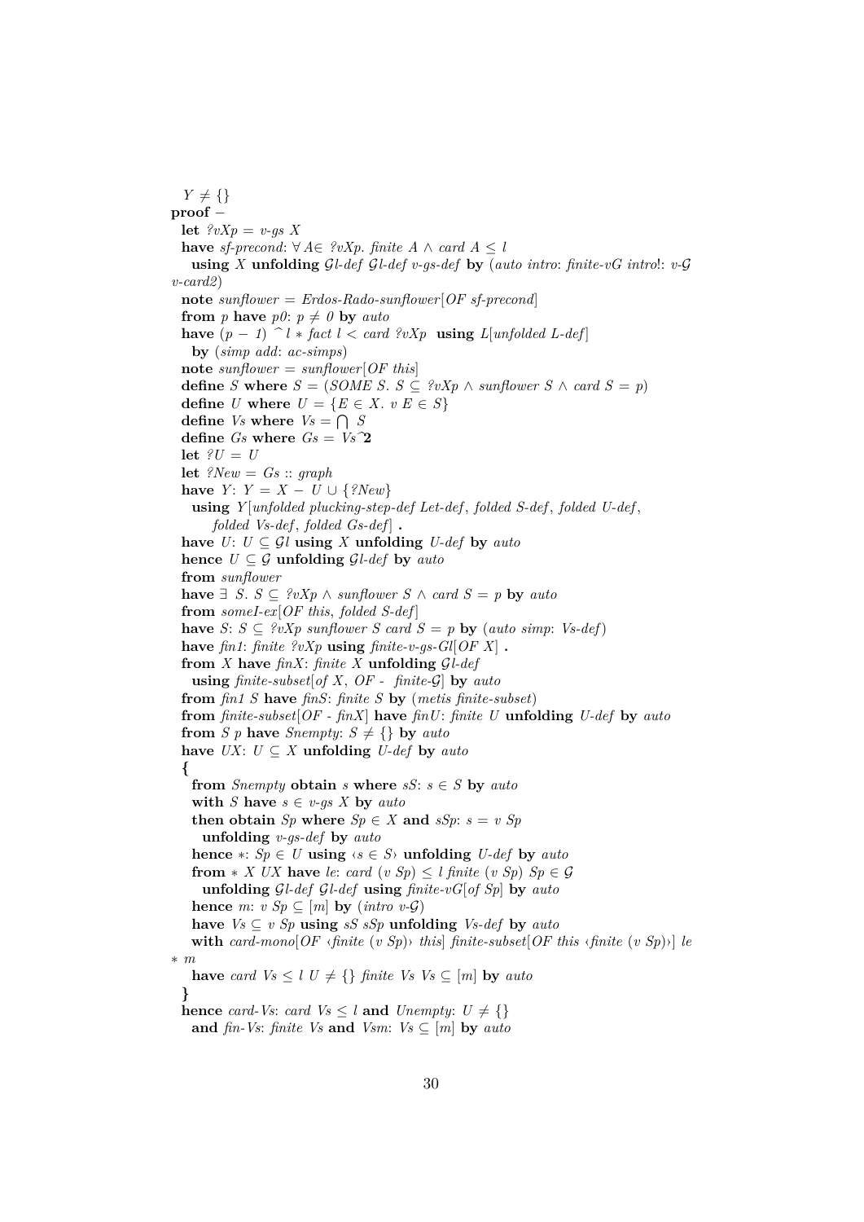```
  Y ≠ {}
proof –
  let ?vXp = v-gs X
  have sf-precond: ∀ A∈ ?vXp. finite A ∧ card A ≤ l
    using X unfolding 𝒢l-def 𝒢l-def v-gs-def by (auto intro: finite-vG intro!: v-𝒢
v-card2)
  note sunflower = Erdos-Rado-sunflower[OF sf-precond]
  from p have p0: p ≠ 0 by auto
  have (p − 1) ^ l ∗ fact l < card ?vXp using L[unfolded L-def]
    by (simp add: ac-simps)
  note sunflower = sunflower[OF this]
  define S where S = (SOME S. S ⊆ ?vXp ∧ sunflower S ∧ card S = p)
  define U where U = {E ∈ X. v E ∈ S}
  define Vs where Vs = ⋂ S
  define Gs where Gs = Vs^2
  let ?U = U
  let ?New = Gs :: graph
  have Y: Y = X − U ∪ {?New}
    using Y[unfolded plucking-step-def Let-def, folded S-def, folded U-def,
        folded Vs-def, folded Gs-def] .
  have U: U ⊆ 𝒢l using X unfolding U-def by auto
  hence U ⊆ 𝒢 unfolding 𝒢l-def by auto
  from sunflower
  have ∃ S. S ⊆ ?vXp ∧ sunflower S ∧ card S = p by auto
  from someI-ex[OF this, folded S-def]
  have S: S ⊆ ?vXp sunflower S card S = p by (auto simp: Vs-def)
  have fin1: finite ?vXp using finite-v-gs-Gl[OF X] .
  from X have finX: finite X unfolding 𝒢l-def
    using finite-subset[of X, OF - finite-𝒢] by auto
  from fin1 S have finS: finite S by (metis finite-subset)
  from finite-subset[OF - finX] have finU: finite U unfolding U-def by auto
  from S p have Snempty: S ≠ {} by auto
  have UX: U ⊆ X unfolding U-def by auto
  {
    from Snempty obtain s where sS: s ∈ S by auto
    with S have s ∈ v-gs X by auto
    then obtain Sp where Sp ∈ X and sSp: s = v Sp
      unfolding v-gs-def by auto
    hence ∗: Sp ∈ U using ‹s ∈ S› unfolding U-def by auto
    from ∗ X UX have le: card (v Sp) ≤ l finite (v Sp) Sp ∈ 𝒢
      unfolding 𝒢l-def 𝒢l-def using finite-vG[of Sp] by auto
    hence m: v Sp ⊆ [m] by (intro v-𝒢)
    have Vs ⊆ v Sp using sS sSp unfolding Vs-def by auto
    with card-mono[OF ‹finite (v Sp)› this] finite-subset[OF this ‹finite (v Sp)›] le
∗ m
    have card Vs ≤ l U ≠ {} finite Vs Vs ⊆ [m] by auto
  }
  hence card-Vs: card Vs ≤ l and Unempty: U ≠ {}
    and fin-Vs: finite Vs and Vsm: Vs ⊆ [m] by auto
```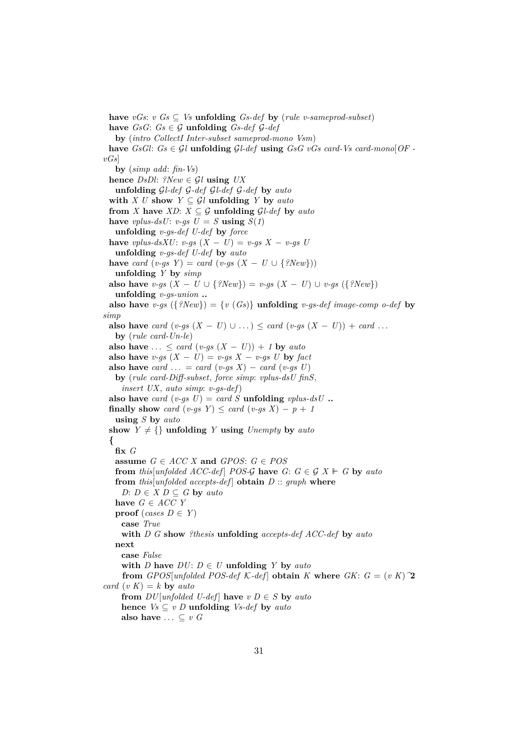```
  have vGs: v Gs ⊆ Vs unfolding Gs-def by (rule v-sameprod-subset)
  have GsG: Gs ∈ 𝒢 unfolding Gs-def 𝒢-def
    by (intro CollectI Inter-subset sameprod-mono Vsm)
  have GsGl: Gs ∈ 𝒢l unfolding 𝒢l-def using GsG vGs card-Vs card-mono[OF -
vGs]
    by (simp add: fin-Vs)
  hence DsDl: ?New ∈ 𝒢l using UX
    unfolding 𝒢l-def 𝒢-def 𝒢l-def 𝒢-def by auto
  with X U show Y ⊆ 𝒢l unfolding Y by auto
  from X have XD: X ⊆ 𝒢 unfolding 𝒢l-def by auto
  have vplus-dsU: v-gs U = S using S(1)
    unfolding v-gs-def U-def by force
  have vplus-dsXU: v-gs (X − U) = v-gs X − v-gs U
    unfolding v-gs-def U-def by auto
  have card (v-gs Y) = card (v-gs (X − U ∪ {?New}))
    unfolding Y by simp
  also have v-gs (X − U ∪ {?New}) = v-gs (X − U) ∪ v-gs ({?New})
    unfolding v-gs-union ..
  also have v-gs ({?New}) = {v (Gs)} unfolding v-gs-def image-comp o-def by
simp
  also have card (v-gs (X − U) ∪ . . . ) ≤ card (v-gs (X − U)) + card . . .
    by (rule card-Un-le)
  also have . . . ≤ card (v-gs (X − U)) + 1 by auto
  also have v-gs (X − U) = v-gs X − v-gs U by fact
  also have card . . . = card (v-gs X) − card (v-gs U)
    by (rule card-Diff-subset, force simp: vplus-dsU finS,
      insert UX, auto simp: v-gs-def)
  also have card (v-gs U) = card S unfolding vplus-dsU ..
  finally show card (v-gs Y) ≤ card (v-gs X) − p + 1
    using S by auto
  show Y ≠ {} unfolding Y using Unempty by auto
  {
    fix G
    assume G ∈ ACC X and GPOS: G ∈ POS
    from this[unfolded ACC-def] POS-𝒢 have G: G ∈ 𝒢 X ⊩ G by auto
    from this[unfolded accepts-def] obtain D :: graph where
      D: D ∈ X D ⊆ G by auto
    have G ∈ ACC Y
    proof (cases D ∈ Y)
      case True
      with D G show ?thesis unfolding accepts-def ACC-def by auto
    next
      case False
      with D have DU: D ∈ U unfolding Y by auto
      from GPOS[unfolded POS-def 𝒦-def] obtain K where GK: G = (v K)^2
card (v K) = k by auto
      from DU[unfolded U-def] have v D ∈ S by auto
      hence Vs ⊆ v D unfolding Vs-def by auto
      also have . . . ⊆ v G
```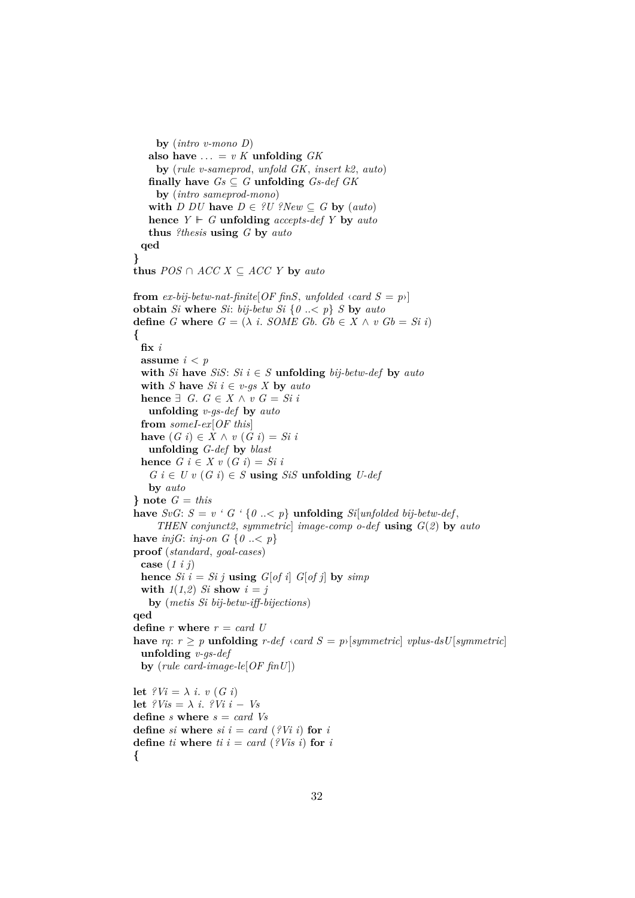```
      by (intro v-mono D)
    also have ... = v K unfolding GK
      by (rule v-sameprod, unfold GK, insert k2, auto)
    finally have Gs ⊆ G unfolding Gs-def GK
      by (intro sameprod-mono)
    with D DU have D ∈ ?U ?New ⊆ G by (auto)
    hence Y ⊩ G unfolding accepts-def Y by auto
    thus ?thesis using G by auto
  qed
}
thus POS ∩ ACC X ⊆ ACC Y by auto

from ex-bij-betw-nat-finite[OF finS, unfolded ‹card S = p›]
obtain Si where Si: bij-betw Si {0 ..< p} S by auto
define G where G = (λ i. SOME Gb. Gb ∈ X ∧ v Gb = Si i)
{
  fix i
  assume i < p
  with Si have SiS: Si i ∈ S unfolding bij-betw-def by auto
  with S have Si i ∈ v-gs X by auto
  hence ∃ G. G ∈ X ∧ v G = Si i
    unfolding v-gs-def by auto
  from someI-ex[OF this]
  have (G i) ∈ X ∧ v (G i) = Si i
    unfolding G-def by blast
  hence G i ∈ X v (G i) = Si i
    G i ∈ U v (G i) ∈ S using SiS unfolding U-def
    by auto
} note G = this
have SvG: S = v ` G ` {0 ..< p} unfolding Si[unfolded bij-betw-def,
      THEN conjunct2, symmetric] image-comp o-def using G(2) by auto
have injG: inj-on G {0 ..< p}
proof (standard, goal-cases)
  case (1 i j)
  hence Si i = Si j using G[of i] G[of j] by simp
  with 1(1,2) Si show i = j
    by (metis Si bij-betw-iff-bijections)
qed
define r where r = card U
have rq: r ≥ p unfolding r-def ‹card S = p›[symmetric] vplus-dsU[symmetric]
  unfolding v-gs-def
  by (rule card-image-le[OF finU])

let ?Vi = λ i. v (G i)
let ?Vis = λ i. ?Vi i − Vs
define s where s = card Vs
define si where si i = card (?Vi i) for i
define ti where ti i = card (?Vis i) for i
{
```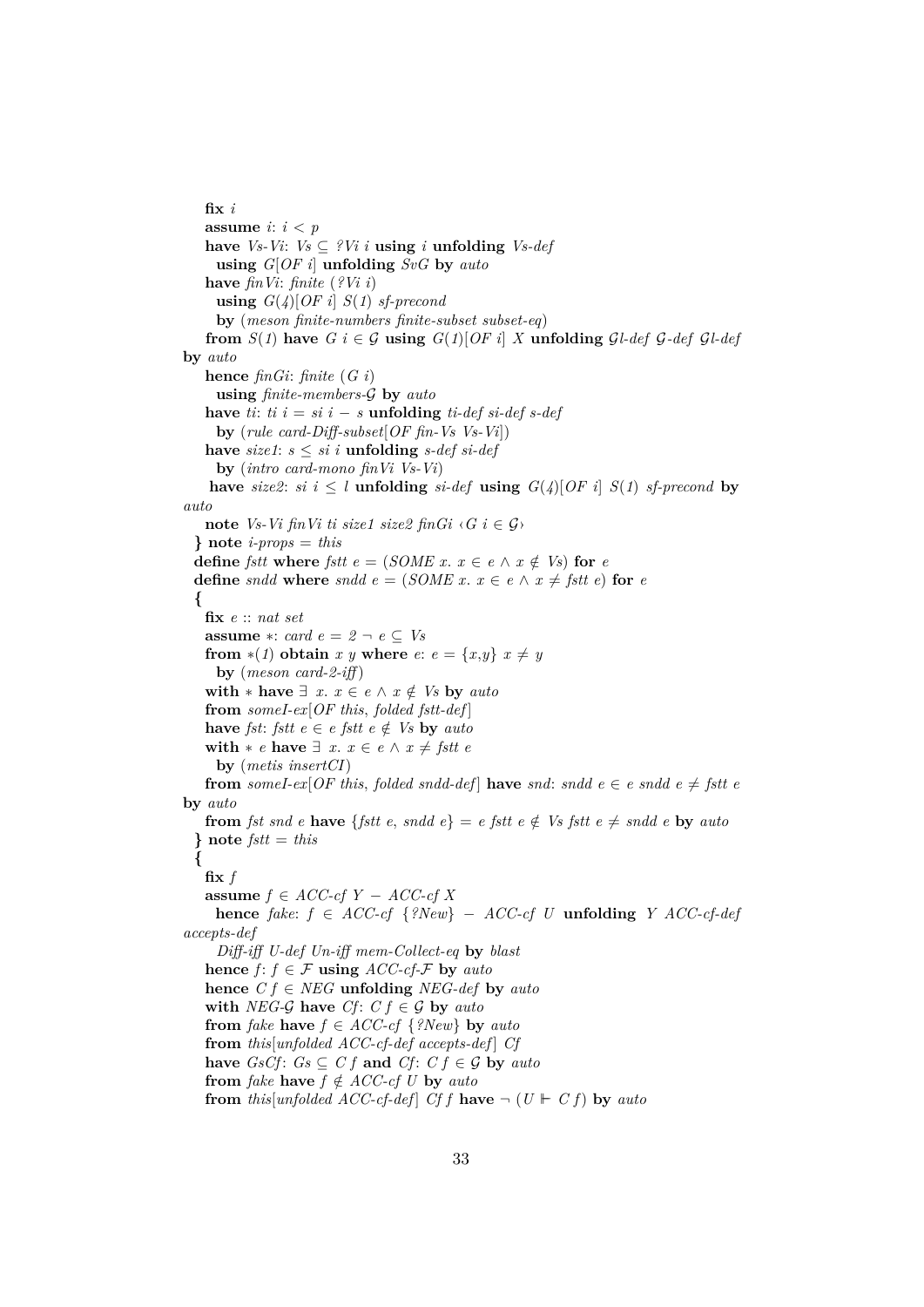```
    fix i
    assume i: i < p
    have Vs-Vi: Vs ⊆ ?Vi i using i unfolding Vs-def
      using G[OF i] unfolding SvG by auto
    have finVi: finite (?Vi i)
      using G(4)[OF i] S(1) sf-precond
      by (meson finite-numbers finite-subset subset-eq)
    from S(1) have G i ∈ 𝒢 using G(1)[OF i] X unfolding 𝒢l-def 𝒢-def 𝒢l-def
by auto
    hence finGi: finite (G i)
      using finite-members-𝒢 by auto
    have ti: ti i = si i − s unfolding ti-def si-def s-def
      by (rule card-Diff-subset[OF fin-Vs Vs-Vi])
    have size1: s ≤ si i unfolding s-def si-def
      by (intro card-mono finVi Vs-Vi)
    have size2: si i ≤ l unfolding si-def using G(4)[OF i] S(1) sf-precond by
auto
    note Vs-Vi finVi ti size1 size2 finGi ‹G i ∈ 𝒢›
  } note i-props = this
  define fstt where fstt e = (SOME x. x ∈ e ∧ x ∉ Vs) for e
  define sndd where sndd e = (SOME x. x ∈ e ∧ x ≠ fstt e) for e
  {
    fix e :: nat set
    assume *: card e = 2 ¬ e ⊆ Vs
    from *(1) obtain x y where e: e = {x,y} x ≠ y
      by (meson card-2-iff)
    with * have ∃ x. x ∈ e ∧ x ∉ Vs by auto
    from someI-ex[OF this, folded fstt-def]
    have fst: fstt e ∈ e fstt e ∉ Vs by auto
    with * e have ∃ x. x ∈ e ∧ x ≠ fstt e
      by (metis insertCI)
    from someI-ex[OF this, folded sndd-def] have snd: sndd e ∈ e sndd e ≠ fstt e
by auto
    from fst snd e have {fstt e, sndd e} = e fstt e ∉ Vs fstt e ≠ sndd e by auto
  } note fstt = this
  {
    fix f
    assume f ∈ ACC-cf Y − ACC-cf X
      hence fake: f ∈ ACC-cf {?New} − ACC-cf U unfolding Y ACC-cf-def
accepts-def
      Diff-iff U-def Un-iff mem-Collect-eq by blast
    hence f: f ∈ ℱ using ACC-cf-ℱ by auto
    hence C f ∈ NEG unfolding NEG-def by auto
    with NEG-𝒢 have Cf: C f ∈ 𝒢 by auto
    from fake have f ∈ ACC-cf {?New} by auto
    from this[unfolded ACC-cf-def accepts-def] Cf
    have GsCf: Gs ⊆ C f and Cf: C f ∈ 𝒢 by auto
    from fake have f ∉ ACC-cf U by auto
    from this[unfolded ACC-cf-def] Cf f have ¬ (U ⊩ C f) by auto
```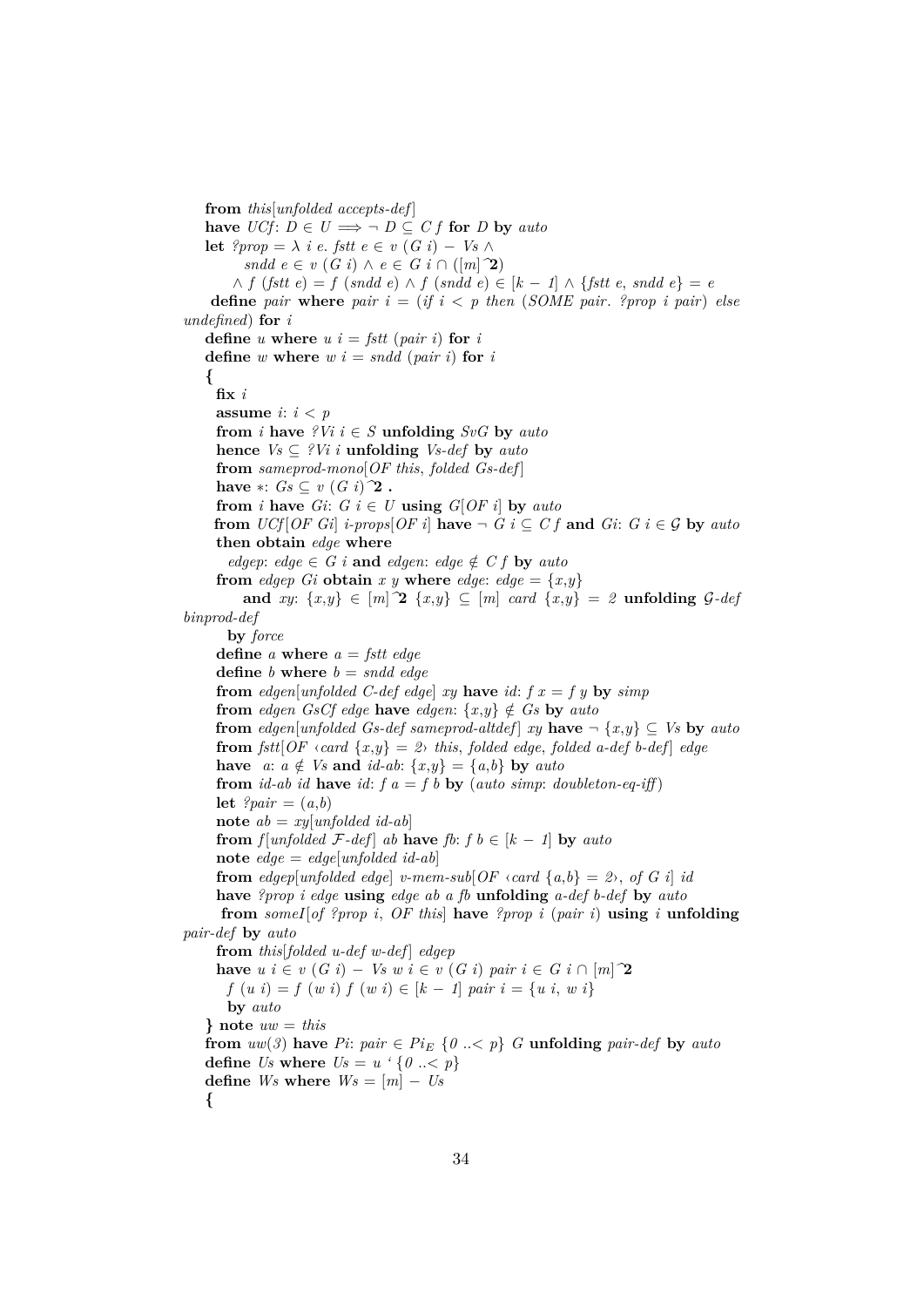```
from this[unfolded accepts-def]
have UCf: D ∈ U ⟹ ¬ D ⊆ C f for D by auto
let ?prop = λ i e. fstt e ∈ v (G i) − Vs ∧
      sndd e ∈ v (G i) ∧ e ∈ G i ∩ ([m]^2)
    ∧ f (fstt e) = f (sndd e) ∧ f (sndd e) ∈ [k − 1] ∧ {fstt e, sndd e} = e
 define pair where pair i = (if i < p then (SOME pair. ?prop i pair) else
undefined) for i
define u where u i = fstt (pair i) for i
define w where w i = sndd (pair i) for i
{
  fix i
  assume i: i < p
  from i have ?Vi i ∈ S unfolding SvG by auto
  hence Vs ⊆ ?Vi i unfolding Vs-def by auto
  from sameprod-mono[OF this, folded Gs-def]
  have *: Gs ⊆ v (G i)^2 .
  from i have Gi: G i ∈ U using G[OF i] by auto
  from UCf[OF Gi] i-props[OF i] have ¬ G i ⊆ C f and Gi: G i ∈ 𝒢 by auto
  then obtain edge where
    edgep: edge ∈ G i and edgen: edge ∉ C f by auto
  from edgep Gi obtain x y where edge: edge = {x,y}
      and xy: {x,y} ∈ [m]^2 {x,y} ⊆ [m] card {x,y} = 2 unfolding 𝒢-def
binprod-def
    by force
  define a where a = fstt edge
  define b where b = sndd edge
  from edgen[unfolded C-def edge] xy have id: f x = f y by simp
  from edgen GsCf edge have edgen: {x,y} ∉ Gs by auto
  from edgen[unfolded Gs-def sameprod-altdef] xy have ¬ {x,y} ⊆ Vs by auto
  from fstt[OF ‹card {x,y} = 2› this, folded edge, folded a-def b-def] edge
  have  a: a ∉ Vs and id-ab: {x,y} = {a,b} by auto
  from id-ab id have id: f a = f b by (auto simp: doubleton-eq-iff)
  let ?pair = (a,b)
  note ab = xy[unfolded id-ab]
  from f[unfolded ℱ-def] ab have fb: f b ∈ [k − 1] by auto
  note edge = edge[unfolded id-ab]
  from edgep[unfolded edge] v-mem-sub[OF ‹card {a,b} = 2›, of G i] id
  have ?prop i edge using edge ab a fb unfolding a-def b-def by auto
   from someI[of ?prop i, OF this] have ?prop i (pair i) using i unfolding
pair-def by auto
  from this[folded u-def w-def] edgep
  have u i ∈ v (G i) − Vs w i ∈ v (G i) pair i ∈ G i ∩ [m]^2
    f (u i) = f (w i) f (w i) ∈ [k − 1] pair i = {u i, w i}
    by auto
} note uw = this
from uw(3) have Pi: pair ∈ Pi_E {0 ..< p} G unfolding pair-def by auto
define Us where Us = u ` {0 ..< p}
define Ws where Ws = [m] − Us
{
```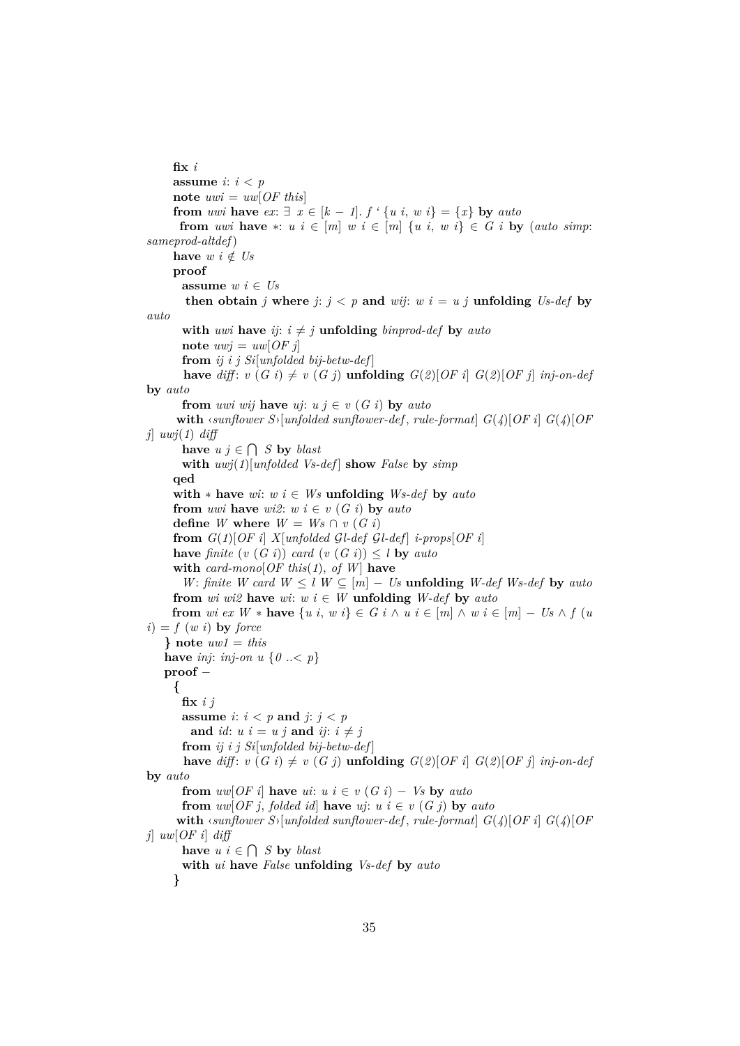```
      fix i
      assume i: i < p
      note uwi = uw[OF this]
      from uwi have ex: ∃ x ∈ [k − 1]. f ‘ {u i, w i} = {x} by auto
      from uwi have ∗: u i ∈ [m] w i ∈ [m] {u i, w i} ∈ G i by (auto simp:
sameprod-altdef)
      have w i ∉ Us
      proof
        assume w i ∈ Us
        then obtain j where j: j < p and wij: w i = u j unfolding Us-def by
auto
        with uwi have ij: i ≠ j unfolding binprod-def by auto
        note uwj = uw[OF j]
        from ij i j Si[unfolded bij-betw-def]
        have diff: v (G i) ≠ v (G j) unfolding G(2)[OF i] G(2)[OF j] inj-on-def
by auto
        from uwi wij have uj: u j ∈ v (G i) by auto
        with ‹sunflower S›[unfolded sunflower-def, rule-format] G(4)[OF i] G(4)[OF
j] uwj(1) diff
        have u j ∈ ⋂ S by blast
        with uwj(1)[unfolded Vs-def] show False by simp
      qed
      with ∗ have wi: w i ∈ Ws unfolding Ws-def by auto
      from uwi have wi2: w i ∈ v (G i) by auto
      define W where W = Ws ∩ v (G i)
      from G(1)[OF i] X[unfolded 𝒢l-def 𝒢l-def] i-props[OF i]
      have finite (v (G i)) card (v (G i)) ≤ l by auto
      with card-mono[OF this(1), of W] have
        W: finite W card W ≤ l W ⊆ [m] − Us unfolding W-def Ws-def by auto
      from wi wi2 have wi: w i ∈ W unfolding W-def by auto
      from wi ex W ∗ have {u i, w i} ∈ G i ∧ u i ∈ [m] ∧ w i ∈ [m] − Us ∧ f (u
i) = f (w i) by force
    } note uw1 = this
    have inj: inj-on u {0 ..< p}
    proof −
      {
        fix i j
        assume i: i < p and j: j < p
          and id: u i = u j and ij: i ≠ j
        from ij i j Si[unfolded bij-betw-def]
        have diff: v (G i) ≠ v (G j) unfolding G(2)[OF i] G(2)[OF j] inj-on-def
by auto
        from uw[OF i] have ui: u i ∈ v (G i) − Vs by auto
        from uw[OF j, folded id] have uj: u i ∈ v (G j) by auto
        with ‹sunflower S›[unfolded sunflower-def, rule-format] G(4)[OF i] G(4)[OF
j] uw[OF i] diff
        have u i ∈ ⋂ S by blast
        with ui have False unfolding Vs-def by auto
      }
```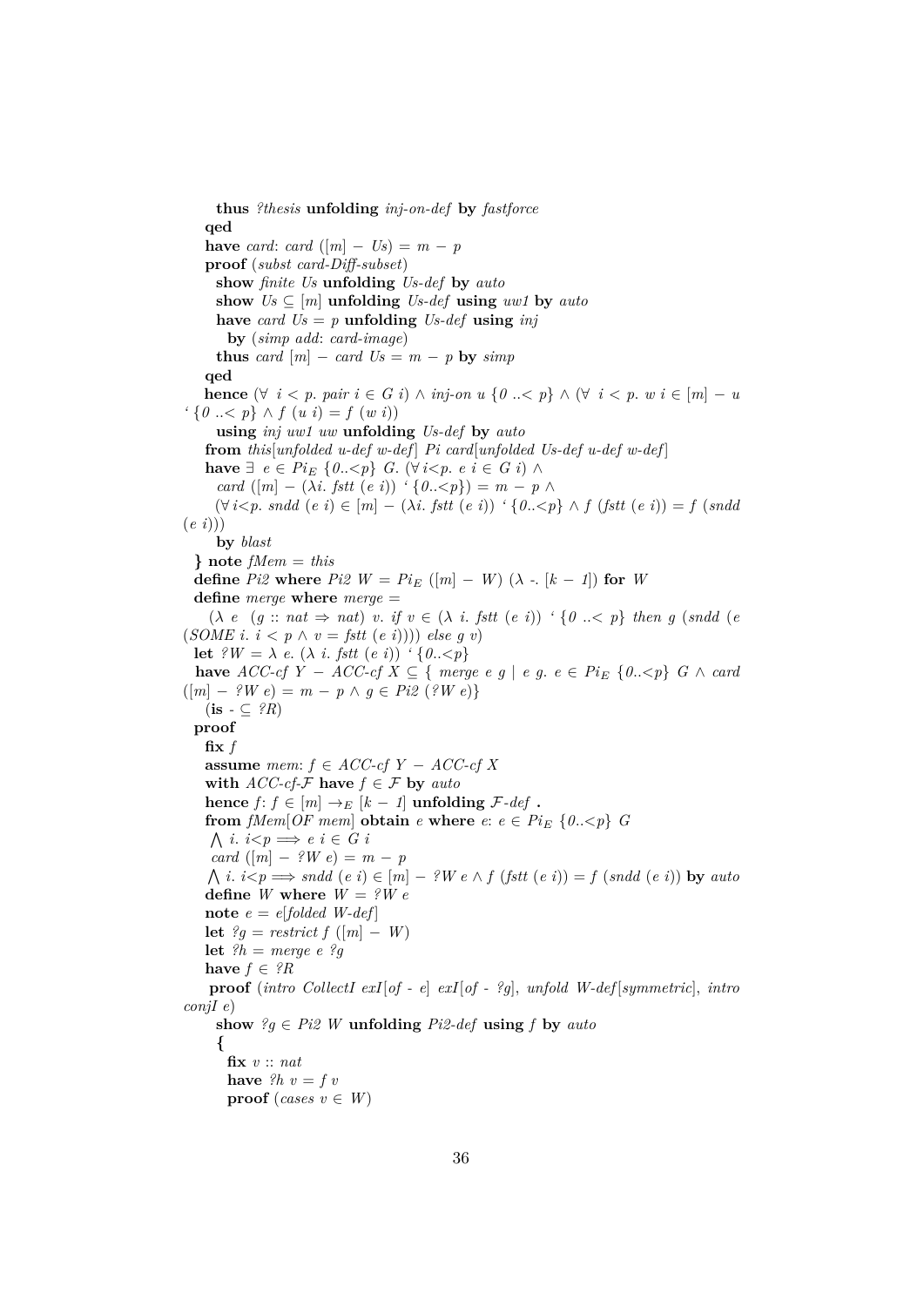```
      thus ?thesis unfolding inj-on-def by fastforce
    qed
    have card: card ([m] − Us) = m − p
    proof (subst card-Diff-subset)
      show finite Us unfolding Us-def by auto
      show Us ⊆ [m] unfolding Us-def using uw1 by auto
      have card Us = p unfolding Us-def using inj
        by (simp add: card-image)
      thus card [m] − card Us = m − p by simp
    qed
    hence (∀ i < p. pair i ∈ G i) ∧ inj-on u {0 ..< p} ∧ (∀ i < p. w i ∈ [m] − u
‘ {0 ..< p} ∧ f (u i) = f (w i))
      using inj uw1 uw unfolding Us-def by auto
    from this[unfolded u-def w-def] Pi card[unfolded Us-def u-def w-def]
    have ∃ e ∈ Pi_E {0..<p} G. (∀ i<p. e i ∈ G i) ∧
      card ([m] − (λi. fstt (e i)) ‘ {0..<p}) = m − p ∧
      (∀ i<p. sndd (e i) ∈ [m] − (λi. fstt (e i)) ‘ {0..<p} ∧ f (fstt (e i)) = f (sndd
(e i)))
      by blast
  } note fMem = this
  define Pi2 where Pi2 W = Pi_E ([m] − W) (λ -. [k − 1]) for W
  define merge where merge =
    (λ e (g :: nat ⇒ nat) v. if v ∈ (λ i. fstt (e i)) ‘ {0 ..< p} then g (sndd (e
(SOME i. i < p ∧ v = fstt (e i)))) else g v)
  let ?W = λ e. (λ i. fstt (e i)) ‘ {0..<p}
  have ACC-cf Y − ACC-cf X ⊆ { merge e g | e g. e ∈ Pi_E {0..<p} G ∧ card
([m] − ?W e) = m − p ∧ g ∈ Pi2 (?W e)}
    (is - ⊆ ?R)
  proof
    fix f
    assume mem: f ∈ ACC-cf Y − ACC-cf X
    with ACC-cf-F have f ∈ F by auto
    hence f: f ∈ [m] →_E [k − 1] unfolding F-def .
    from fMem[OF mem] obtain e where e: e ∈ Pi_E {0..<p} G
      ⋀ i. i<p ⟹ e i ∈ G i
      card ([m] − ?W e) = m − p
      ⋀ i. i<p ⟹ sndd (e i) ∈ [m] − ?W e ∧ f (fstt (e i)) = f (sndd (e i)) by auto
    define W where W = ?W e
    note e = e[folded W-def]
    let ?g = restrict f ([m] − W)
    let ?h = merge e ?g
    have f ∈ ?R
    proof (intro CollectI exI[of - e] exI[of - ?g], unfold W-def[symmetric], intro
conjI e)
      show ?g ∈ Pi2 W unfolding Pi2-def using f by auto
      {
        fix v :: nat
        have ?h v = f v
        proof (cases v ∈ W)
```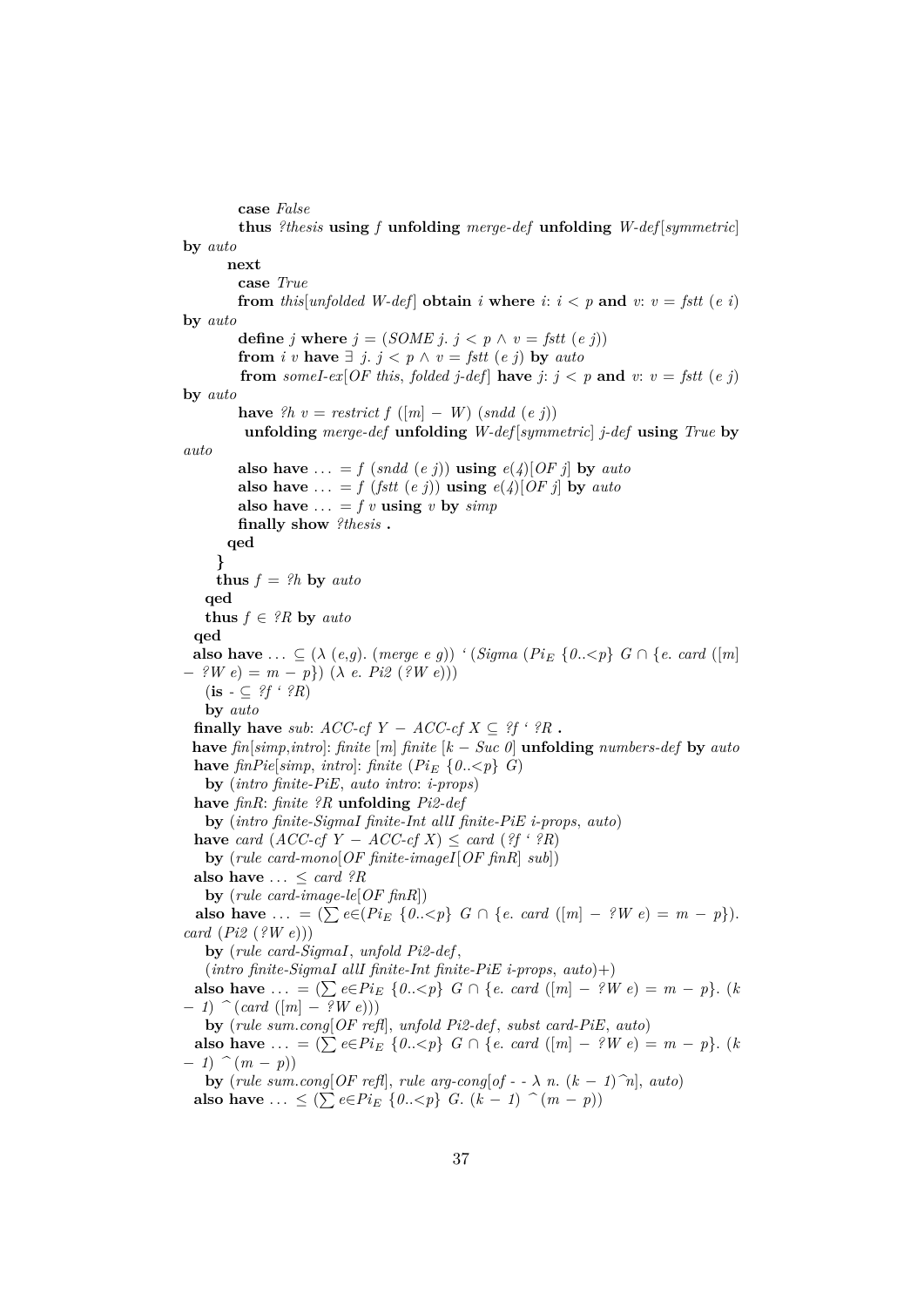```
        case False
        thus ?thesis using f unfolding merge-def unfolding W-def[symmetric]
by auto
      next
        case True
        from this[unfolded W-def] obtain i where i: i < p and v: v = fstt (e i)
by auto
        define j where j = (SOME j. j < p ∧ v = fstt (e j))
        from i v have ∃ j. j < p ∧ v = fstt (e j) by auto
        from someI-ex[OF this, folded j-def] have j: j < p and v: v = fstt (e j)
by auto
        have ?h v = restrict f ([m] − W) (sndd (e j))
         unfolding merge-def unfolding W-def[symmetric] j-def using True by
auto
        also have ... = f (sndd (e j)) using e(4)[OF j] by auto
        also have ... = f (fstt (e j)) using e(4)[OF j] by auto
        also have ... = f v using v by simp
        finally show ?thesis .
      qed
    }
    thus f = ?h by auto
  qed
  thus f ∈ ?R by auto
qed
also have ... ⊆ (λ (e,g). (merge e g)) ‘ (Sigma (Pi_E {0..<p} G ∩ {e. card ([m]
− ?W e) = m − p}) (λ e. Pi2 (?W e)))
  (is - ⊆ ?f ‘ ?R)
  by auto
finally have sub: ACC-cf Y − ACC-cf X ⊆ ?f ‘ ?R .
have fin[simp,intro]: finite [m] finite [k − Suc 0] unfolding numbers-def by auto
have finPie[simp, intro]: finite (Pi_E {0..<p} G)
  by (intro finite-PiE, auto intro: i-props)
have finR: finite ?R unfolding Pi2-def
  by (intro finite-SigmaI finite-Int allI finite-PiE i-props, auto)
have card (ACC-cf Y − ACC-cf X) ≤ card (?f ‘ ?R)
  by (rule card-mono[OF finite-imageI[OF finR] sub])
also have ... ≤ card ?R
  by (rule card-image-le[OF finR])
also have ... = (∑ e∈(Pi_E {0..<p} G ∩ {e. card ([m] − ?W e) = m − p}).
card (Pi2 (?W e)))
  by (rule card-SigmaI, unfold Pi2-def,
  (intro finite-SigmaI allI finite-Int finite-PiE i-props, auto)+)
also have ... = (∑ e∈Pi_E {0..<p} G ∩ {e. card ([m] − ?W e) = m − p}. (k
− 1) ^(card ([m] − ?W e)))
  by (rule sum.cong[OF refl], unfold Pi2-def, subst card-PiE, auto)
also have ... = (∑ e∈Pi_E {0..<p} G ∩ {e. card ([m] − ?W e) = m − p}. (k
− 1) ^(m − p))
  by (rule sum.cong[OF refl], rule arg-cong[of - - λ n. (k − 1)^n], auto)
also have ... ≤ (∑ e∈Pi_E {0..<p} G. (k − 1) ^(m − p))
```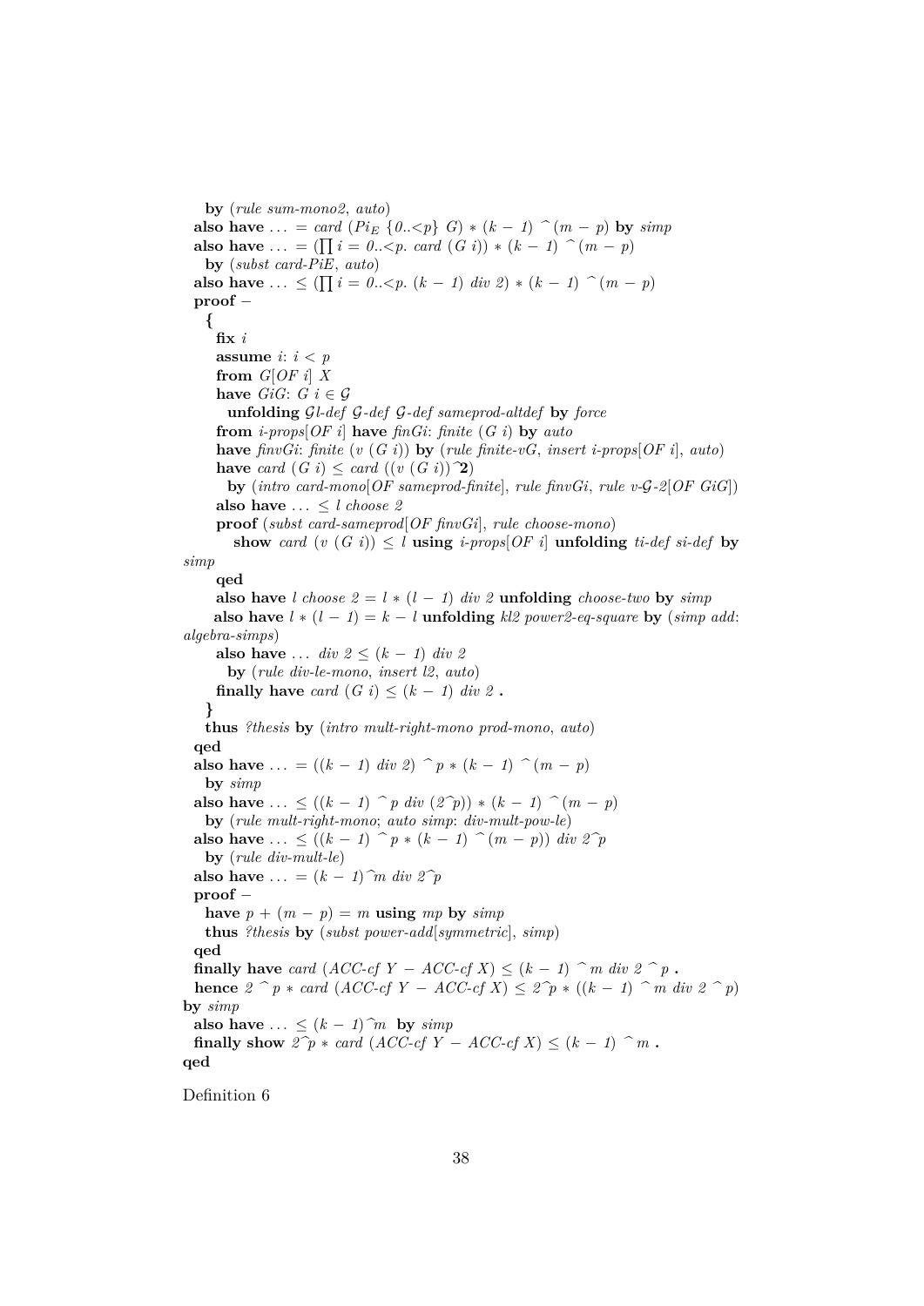```
    by (rule sum-mono2, auto)
  also have ... = card (Pi_E {0..<p} G) * (k - 1) ^ (m - p) by simp
  also have ... = (∏ i = 0..<p. card (G i)) * (k - 1) ^ (m - p)
    by (subst card-PiE, auto)
  also have ... ≤ (∏ i = 0..<p. (k - 1) div 2) * (k - 1) ^ (m - p)
  proof -
    {
      fix i
      assume i: i < p
      from G[OF i] X
      have GiG: G i ∈ 𝒢
        unfolding 𝒢l-def 𝒢-def 𝒢-def sameprod-altdef by force
      from i-props[OF i] have finGi: finite (G i) by auto
      have finvGi: finite (v (G i)) by (rule finite-vG, insert i-props[OF i], auto)
      have card (G i) ≤ card ((v (G i))^2)
        by (intro card-mono[OF sameprod-finite], rule finvGi, rule v-𝒢-2[OF GiG])
      also have ... ≤ l choose 2
      proof (subst card-sameprod[OF finvGi], rule choose-mono)
        show card (v (G i)) ≤ l using i-props[OF i] unfolding ti-def si-def by
simp
      qed
      also have l choose 2 = l * (l - 1) div 2 unfolding choose-two by simp
      also have l * (l - 1) = k - l unfolding kl2 power2-eq-square by (simp add:
algebra-simps)
      also have ... div 2 ≤ (k - 1) div 2
        by (rule div-le-mono, insert l2, auto)
      finally have card (G i) ≤ (k - 1) div 2 .
    }
    thus ?thesis by (intro mult-right-mono prod-mono, auto)
  qed
  also have ... = ((k - 1) div 2) ^ p * (k - 1) ^ (m - p)
    by simp
  also have ... ≤ ((k - 1) ^ p div (2^p)) * (k - 1) ^ (m - p)
    by (rule mult-right-mono; auto simp: div-mult-pow-le)
  also have ... ≤ ((k - 1) ^ p * (k - 1) ^ (m - p)) div 2^p
    by (rule div-mult-le)
  also have ... = (k - 1)^m div 2^p
  proof -
    have p + (m - p) = m using mp by simp
    thus ?thesis by (subst power-add[symmetric], simp)
  qed
  finally have card (ACC-cf Y - ACC-cf X) ≤ (k - 1) ^ m div 2 ^ p .
  hence 2 ^ p * card (ACC-cf Y - ACC-cf X) ≤ 2^p * ((k - 1) ^ m div 2 ^ p)
by simp
  also have ... ≤ (k - 1)^m  by simp
  finally show 2^p * card (ACC-cf Y - ACC-cf X) ≤ (k - 1) ^ m .
qed
```

Definition 6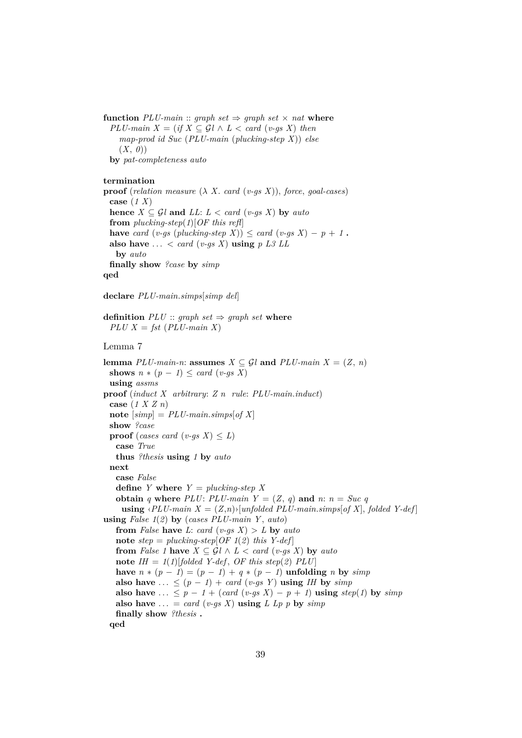```
function PLU-main :: graph set ⇒ graph set × nat where
  PLU-main X = (if X ⊆ 𝒢l ∧ L < card (v-gs X) then
     map-prod id Suc (PLU-main (plucking-step X)) else
     (X, 0))
  by pat-completeness auto

termination
proof (relation measure (λ X. card (v-gs X)), force, goal-cases)
  case (1 X)
  hence X ⊆ 𝒢l and LL: L < card (v-gs X) by auto
  from plucking-step(1)[OF this refl]
  have card (v-gs (plucking-step X)) ≤ card (v-gs X) − p + 1 .
  also have ... < card (v-gs X) using p L3 LL
    by auto
  finally show ?case by simp
qed

declare PLU-main.simps[simp del]

definition PLU :: graph set ⇒ graph set where
  PLU X = fst (PLU-main X)
```

Lemma 7

```
lemma PLU-main-n: assumes X ⊆ 𝒢l and PLU-main X = (Z, n)
  shows n * (p − 1) ≤ card (v-gs X)
  using assms
proof (induct X arbitrary: Z n rule: PLU-main.induct)
  case (1 X Z n)
  note [simp] = PLU-main.simps[of X]
  show ?case
  proof (cases card (v-gs X) ≤ L)
    case True
    thus ?thesis using 1 by auto
  next
    case False
    define Y where Y = plucking-step X
    obtain q where PLU: PLU-main Y = (Z, q) and n: n = Suc q
      using ‹PLU-main X = (Z,n)›[unfolded PLU-main.simps[of X], folded Y-def]
using False 1(2) by (cases PLU-main Y, auto)
    from False have L: card (v-gs X) > L by auto
    note step = plucking-step[OF 1(2) this Y-def]
    from False 1 have X ⊆ 𝒢l ∧ L < card (v-gs X) by auto
    note IH = 1(1)[folded Y-def, OF this step(2) PLU]
    have n * (p − 1) = (p − 1) + q * (p − 1) unfolding n by simp
    also have ... ≤ (p − 1) + card (v-gs Y) using IH by simp
    also have ... ≤ p − 1 + (card (v-gs X) − p + 1) using step(1) by simp
    also have ... = card (v-gs X) using L Lp p by simp
    finally show ?thesis .
  qed
```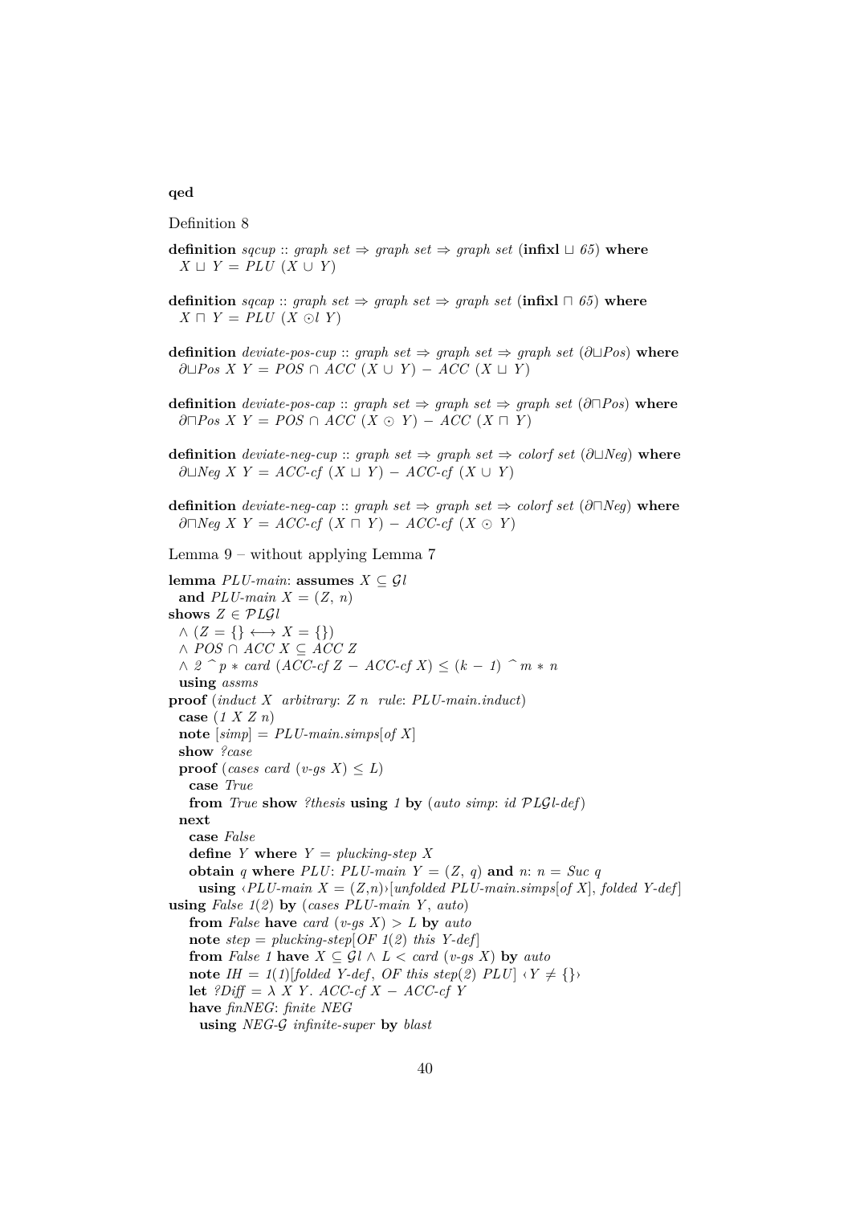**qed**

Definition 8

```
definition sqcup :: graph set ⇒ graph set ⇒ graph set (infixl ⊔ 65) where
  X ⊔ Y = PLU (X ∪ Y)

definition sqcap :: graph set ⇒ graph set ⇒ graph set (infixl ⊓ 65) where
  X ⊓ Y = PLU (X ⊙l Y)

definition deviate-pos-cup :: graph set ⇒ graph set ⇒ graph set (∂⊔Pos) where
  ∂⊔Pos X Y = POS ∩ ACC (X ∪ Y) − ACC (X ⊔ Y)

definition deviate-pos-cap :: graph set ⇒ graph set ⇒ graph set (∂⊓Pos) where
  ∂⊓Pos X Y = POS ∩ ACC (X ⊙ Y) − ACC (X ⊓ Y)

definition deviate-neg-cup :: graph set ⇒ graph set ⇒ colorf set (∂⊔Neg) where
  ∂⊔Neg X Y = ACC-cf (X ⊔ Y) − ACC-cf (X ∪ Y)

definition deviate-neg-cap :: graph set ⇒ graph set ⇒ colorf set (∂⊓Neg) where
  ∂⊓Neg X Y = ACC-cf (X ⊓ Y) − ACC-cf (X ⊙ Y)
```

Lemma 9 – without applying Lemma 7

```
lemma PLU-main: assumes X ⊆ 𝒢l
  and PLU-main X = (Z, n)
shows Z ∈ 𝒫L𝒢l
  ∧ (Z = {} ⟷ X = {})
  ∧ POS ∩ ACC X ⊆ ACC Z
  ∧ 2 ^ p * card (ACC-cf Z − ACC-cf X) ≤ (k − 1) ^ m * n
  using assms
proof (induct X  arbitrary: Z n  rule: PLU-main.induct)
  case (1 X Z n)
  note [simp] = PLU-main.simps[of X]
  show ?case
  proof (cases card (v-gs X) ≤ L)
    case True
    from True show ?thesis using 1 by (auto simp: id 𝒫L𝒢l-def)
  next
    case False
    define Y where Y = plucking-step X
    obtain q where PLU: PLU-main Y = (Z, q) and n: n = Suc q
      using ‹PLU-main X = (Z,n)›[unfolded PLU-main.simps[of X], folded Y-def]
using False 1(2) by (cases PLU-main Y, auto)
    from False have card (v-gs X) > L by auto
    note step = plucking-step[OF 1(2) this Y-def]
    from False 1 have X ⊆ 𝒢l ∧ L < card (v-gs X) by auto
    note IH = 1(1)[folded Y-def, OF this step(2) PLU] ‹Y ≠ {}›
    let ?Diff = λ X Y. ACC-cf X − ACC-cf Y
    have finNEG: finite NEG
      using NEG-𝒢 infinite-super by blast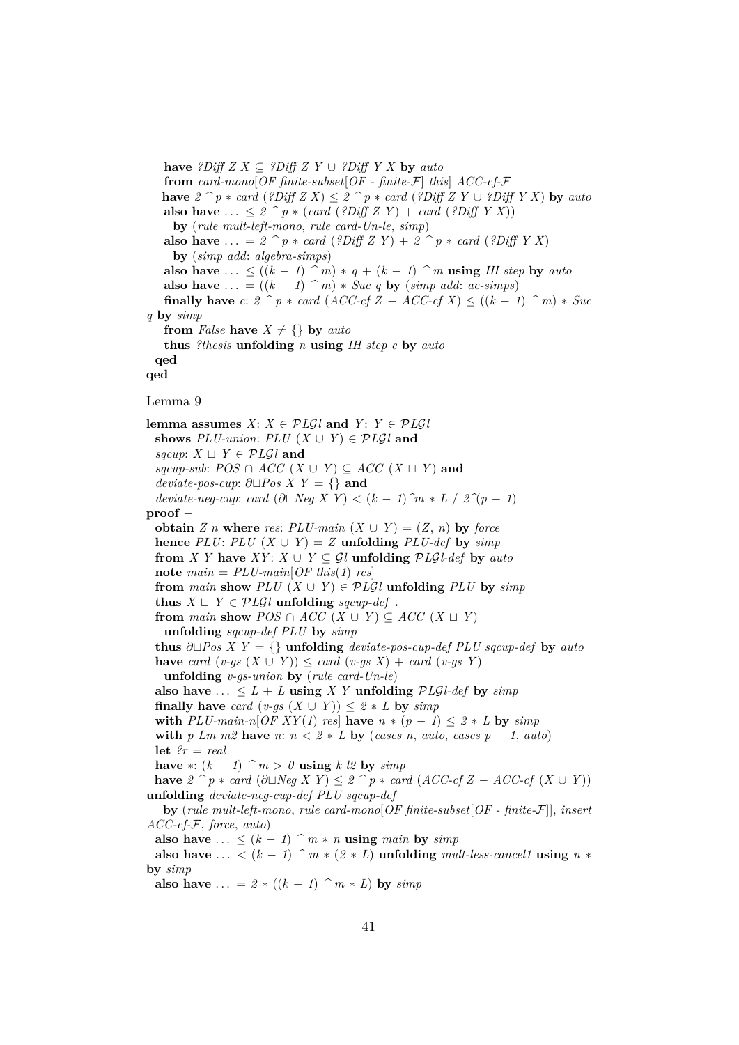```
    have ?Diff Z X ⊆ ?Diff Z Y ∪ ?Diff Y X by auto
    from card-mono[OF finite-subset[OF - finite-𝓕] this] ACC-cf-𝓕
    have 2 ^ p * card (?Diff Z X) ≤ 2 ^ p * card (?Diff Z Y ∪ ?Diff Y X) by auto
    also have ... ≤ 2 ^ p * (card (?Diff Z Y) + card (?Diff Y X))
      by (rule mult-left-mono, rule card-Un-le, simp)
    also have ... = 2 ^ p * card (?Diff Z Y) + 2 ^ p * card (?Diff Y X)
      by (simp add: algebra-simps)
    also have ... ≤ ((k − 1) ^ m) * q + (k − 1) ^ m using IH step by auto
    also have ... = ((k − 1) ^ m) * Suc q by (simp add: ac-simps)
    finally have c: 2 ^ p * card (ACC-cf Z − ACC-cf X) ≤ ((k − 1) ^ m) * Suc
q by simp
    from False have X ≠ {} by auto
    thus ?thesis unfolding n using IH step c by auto
  qed
qed
```

Lemma 9

```
lemma assumes X: X ∈ 𝓟𝓛𝓖l and Y: Y ∈ 𝓟𝓛𝓖l
  shows PLU-union: PLU (X ∪ Y) ∈ 𝓟𝓛𝓖l and
  sqcup: X ⊔ Y ∈ 𝓟𝓛𝓖l and
  sqcup-sub: POS ∩ ACC (X ∪ Y) ⊆ ACC (X ⊔ Y) and
  deviate-pos-cup: ∂⊔Pos X Y = {} and
  deviate-neg-cup: card (∂⊔Neg X Y) < (k − 1)^m * L / 2^(p − 1)
proof −
  obtain Z n where res: PLU-main (X ∪ Y) = (Z, n) by force
  hence PLU: PLU (X ∪ Y) = Z unfolding PLU-def by simp
  from X Y have XY: X ∪ Y ⊆ 𝓖l unfolding 𝓟𝓛𝓖l-def by auto
  note main = PLU-main[OF this(1) res]
  from main show PLU (X ∪ Y) ∈ 𝓟𝓛𝓖l unfolding PLU by simp
  thus X ⊔ Y ∈ 𝓟𝓛𝓖l unfolding sqcup-def .
  from main show POS ∩ ACC (X ∪ Y) ⊆ ACC (X ⊔ Y)
    unfolding sqcup-def PLU by simp
  thus ∂⊔Pos X Y = {} unfolding deviate-pos-cup-def PLU sqcup-def by auto
  have card (v-gs (X ∪ Y)) ≤ card (v-gs X) + card (v-gs Y)
    unfolding v-gs-union by (rule card-Un-le)
  also have ... ≤ L + L using X Y unfolding 𝓟𝓛𝓖l-def by simp
  finally have card (v-gs (X ∪ Y)) ≤ 2 * L by simp
  with PLU-main-n[OF XY(1) res] have n * (p − 1) ≤ 2 * L by simp
  with p Lm m2 have n: n < 2 * L by (cases n, auto, cases p − 1, auto)
  let ?r = real
  have *: (k − 1) ^ m > 0 using k l2 by simp
  have 2 ^ p * card (∂⊔Neg X Y) ≤ 2 ^ p * card (ACC-cf Z − ACC-cf (X ∪ Y))
unfolding deviate-neg-cup-def PLU sqcup-def
    by (rule mult-left-mono, rule card-mono[OF finite-subset[OF - finite-𝓕]], insert
ACC-cf-𝓕, force, auto)
  also have ... ≤ (k − 1) ^ m * n using main by simp
  also have ... < (k − 1) ^ m * (2 * L) unfolding mult-less-cancel1 using n *
by simp
  also have ... = 2 * ((k − 1) ^ m * L) by simp
```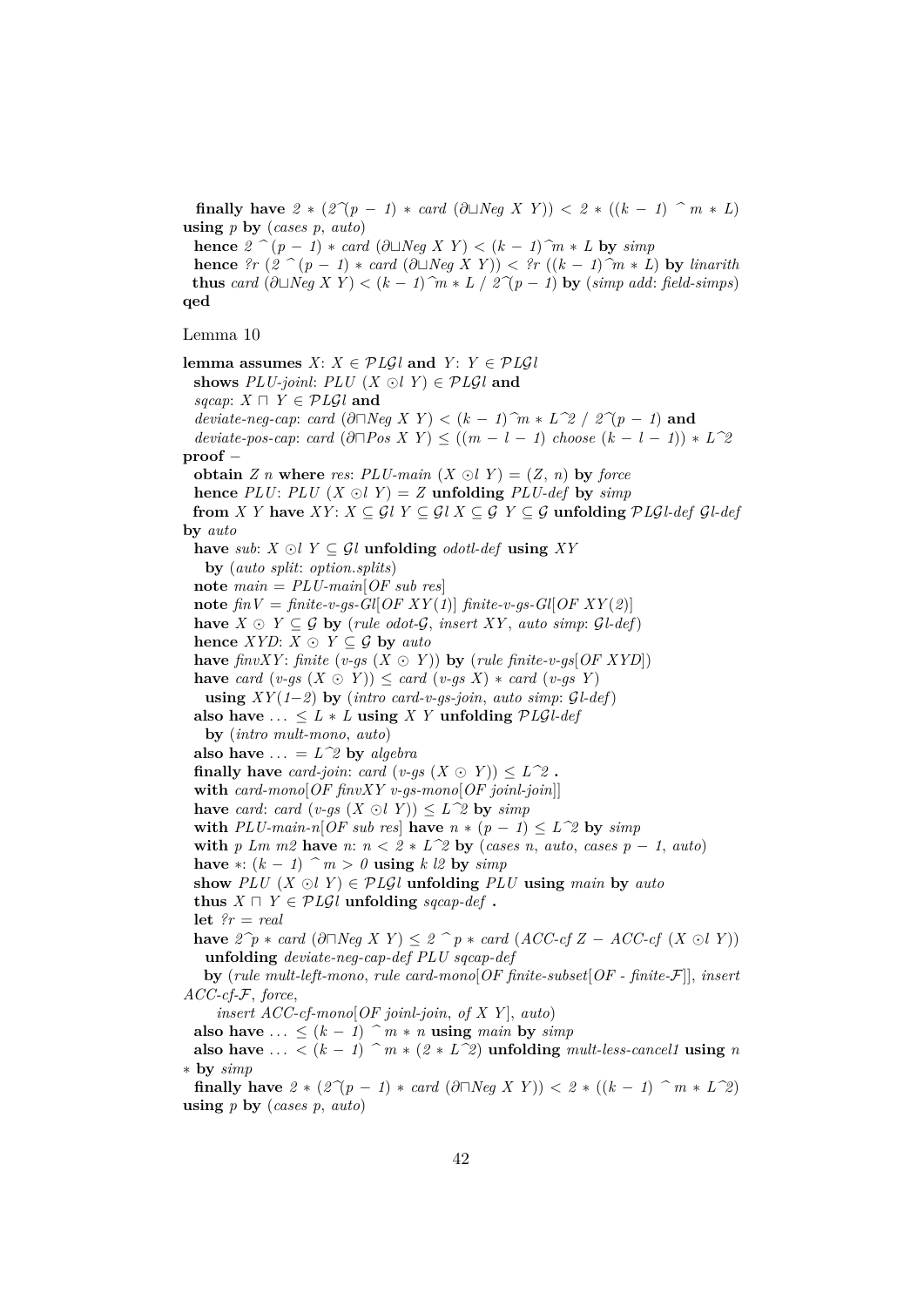**finally have** $2 * (2^\frown(p - 1) * card\ (\partial\sqcup Neg\ X\ Y)) < 2 * ((k - 1)\ ^\frown\ m * L)$
**using** *p* **by** (*cases p*, *auto*)
  **hence** $2\ ^\frown (p - 1) * card\ (\partial\sqcup Neg\ X\ Y) < (k - 1)^\frown m * L$ **by** *simp*
  **hence** $?r\ (2\ ^\frown (p - 1) * card\ (\partial\sqcup Neg\ X\ Y)) < ?r\ ((k - 1)^\frown m * L)$ **by** *linarith*
  **thus** $card\ (\partial\sqcup Neg\ X\ Y) < (k - 1)^\frown m * L\ /\ 2^\frown(p - 1)$ **by** (*simp add*: *field-simps*)
**qed**

Lemma 10

**lemma assumes** $X$: $X \in \mathcal{PLG}l$ **and** $Y$: $Y \in \mathcal{PLG}l$
  **shows** *PLU-joinl*: $PLU\ (X \odot l\ Y) \in \mathcal{PLG}l$ **and**
  *sqcap*: $X \sqcap Y \in \mathcal{PLG}l$ **and**
  *deviate-neg-cap*: $card\ (\partial\sqcap Neg\ X\ Y) < (k - 1)^\frown m * L^\frown 2\ /\ 2^\frown(p - 1)$ **and**
  *deviate-pos-cap*: $card\ (\partial\sqcap Pos\ X\ Y) \le ((m - l - 1)\ choose\ (k - l - 1)) * L^\frown 2$
**proof** −
  **obtain** *Z n* **where** *res*: $PLU\text{-}main\ (X \odot l\ Y) = (Z, n)$ **by** *force*
  **hence** *PLU*: $PLU\ (X \odot l\ Y) = Z$ **unfolding** *PLU-def* **by** *simp*
  **from** *X Y* **have** *XY*: $X \subseteq \mathcal{G}l\ Y \subseteq \mathcal{G}l\ X \subseteq \mathcal{G}\ Y \subseteq \mathcal{G}$ **unfolding** *PLGl-def Gl-def*
**by** *auto*
  **have** *sub*: $X \odot l\ Y \subseteq \mathcal{G}l$ **unfolding** *odotl-def* **using** *XY*
    **by** (*auto split*: *option.splits*)
  **note** *main* = *PLU-main*[*OF sub res*]
  **note** *finV* = *finite-v-gs-Gl*[*OF XY*(*1*)] *finite-v-gs-Gl*[*OF XY*(*2*)]
  **have** $X \odot Y \subseteq \mathcal{G}$ **by** (*rule odot-G*, *insert XY*, *auto simp*: *Gl-def*)
  **hence** *XYD*: $X \odot Y \subseteq \mathcal{G}$ **by** *auto*
  **have** *finvXY*: *finite* ($v\text{-}gs\ (X \odot Y)$) **by** (*rule finite-v-gs*[*OF XYD*])
  **have** $card\ (v\text{-}gs\ (X \odot Y)) \le card\ (v\text{-}gs\ X) * card\ (v\text{-}gs\ Y)$
    **using** *XY*(*1–2*) **by** (*intro card-v-gs-join*, *auto simp*: *Gl-def*)
  **also have** $\ldots \le L * L$ **using** *X Y* **unfolding** *PLGl-def*
    **by** (*intro mult-mono*, *auto*)
  **also have** $\ldots = L^\frown 2$ **by** *algebra*
  **finally have** *card-join*: $card\ (v\text{-}gs\ (X \odot Y)) \le L^\frown 2$ **.**
  **with** *card-mono*[*OF finvXY v-gs-mono*[*OF joinl-join*]]
  **have** *card*: $card\ (v\text{-}gs\ (X \odot l\ Y)) \le L^\frown 2$ **by** *simp*
  **with** *PLU-main-n*[*OF sub res*] **have** $n * (p - 1) \le L^\frown 2$ **by** *simp*
  **with** *p Lm m2* **have** *n*: $n < 2 * L^\frown 2$ **by** (*cases n*, *auto*, *cases p − 1*, *auto*)
  **have** ∗: $(k - 1)\ ^\frown\ m > 0$ **using** *k l2* **by** *simp*
  **show** $PLU\ (X \odot l\ Y) \in \mathcal{PLG}l$ **unfolding** *PLU* **using** *main* **by** *auto*
  **thus** $X \sqcap Y \in \mathcal{PLG}l$ **unfolding** *sqcap-def* **.**
  **let** *?r* = *real*
  **have** $2^\frown p * card\ (\partial\sqcap Neg\ X\ Y) \le 2\ ^\frown p * card\ (ACC\text{-}cf\ Z - ACC\text{-}cf\ (X \odot l\ Y))$
    **unfolding** *deviate-neg-cap-def PLU sqcap-def*
    **by** (*rule mult-left-mono*, *rule card-mono*[*OF finite-subset*[*OF - finite-F*]], *insert*
*ACC-cf-F*, *force*,
      *insert ACC-cf-mono*[*OF joinl-join*, *of X Y*], *auto*)
  **also have** $\ldots \le (k - 1)\ ^\frown\ m * n$ **using** *main* **by** *simp*
  **also have** $\ldots < (k - 1)\ ^\frown\ m * (2 * L^\frown 2)$ **unfolding** *mult-less-cancel1* **using** *n*
∗ **by** *simp*
  **finally have** $2 * (2^\frown(p - 1) * card\ (\partial\sqcap Neg\ X\ Y)) < 2 * ((k - 1)\ ^\frown\ m * L^\frown 2)$
**using** *p* **by** (*cases p*, *auto*)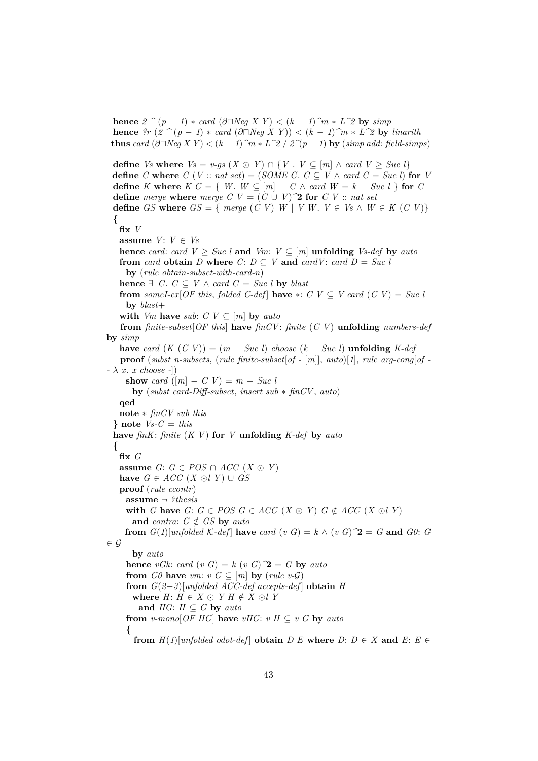```
  hence 2 ^ (p − 1) ∗ card (∂⊓Neg X Y) < (k − 1)^m ∗ L^2 by simp
  hence ?r (2 ^ (p − 1) ∗ card (∂⊓Neg X Y)) < (k − 1)^m ∗ L^2 by linarith
 thus card (∂⊓Neg X Y) < (k − 1)^m ∗ L^2 / 2^(p − 1) by (simp add: field-simps)

  define Vs where Vs = v-gs (X ⊙ Y) ∩ {V . V ⊆ [m] ∧ card V ≥ Suc l}
  define C where C (V :: nat set) = (SOME C. C ⊆ V ∧ card C = Suc l) for V
  define K where K C = { W. W ⊆ [m] − C ∧ card W = k − Suc l } for C
  define merge where merge C V = (C ∪ V)^2 for C V :: nat set
  define GS where GS = { merge (C V) W | V W. V ∈ Vs ∧ W ∈ K (C V)}
  {
    fix V
    assume V: V ∈ Vs
    hence card: card V ≥ Suc l and Vm: V ⊆ [m] unfolding Vs-def by auto
    from card obtain D where C: D ⊆ V and cardV: card D = Suc l
      by (rule obtain-subset-with-card-n)
    hence ∃ C. C ⊆ V ∧ card C = Suc l by blast
    from someI-ex[OF this, folded C-def] have ∗: C V ⊆ V card (C V) = Suc l
      by blast+
    with Vm have sub: C V ⊆ [m] by auto
    from finite-subset[OF this] have finCV: finite (C V) unfolding numbers-def
by simp
    have card (K (C V)) = (m − Suc l) choose (k − Suc l) unfolding K-def
    proof (subst n-subsets, (rule finite-subset[of - [m]], auto)[1], rule arg-cong[of -
- λ x. x choose -])
      show card ([m] − C V) = m − Suc l
        by (subst card-Diff-subset, insert sub ∗ finCV, auto)
    qed
    note ∗ finCV sub this
  } note Vs-C = this
  have finK: finite (K V) for V unfolding K-def by auto
  {
    fix G
    assume G: G ∈ POS ∩ ACC (X ⊙ Y)
    have G ∈ ACC (X ⊙l Y) ∪ GS
    proof (rule ccontr)
      assume ¬ ?thesis
      with G have G: G ∈ POS G ∈ ACC (X ⊙ Y) G ∉ ACC (X ⊙l Y)
        and contra: G ∉ GS by auto
      from G(1)[unfolded K-def] have card (v G) = k ∧ (v G)^2 = G and G0: G
∈ 𝒢
        by auto
      hence vGk: card (v G) = k (v G)^2 = G by auto
      from G0 have vm: v G ⊆ [m] by (rule v-𝒢)
      from G(2−3)[unfolded ACC-def accepts-def] obtain H
        where H: H ∈ X ⊙ Y H ∉ X ⊙l Y
          and HG: H ⊆ G by auto
      from v-mono[OF HG] have vHG: v H ⊆ v G by auto
      {
        from H(1)[unfolded odot-def] obtain D E where D: D ∈ X and E: E ∈
```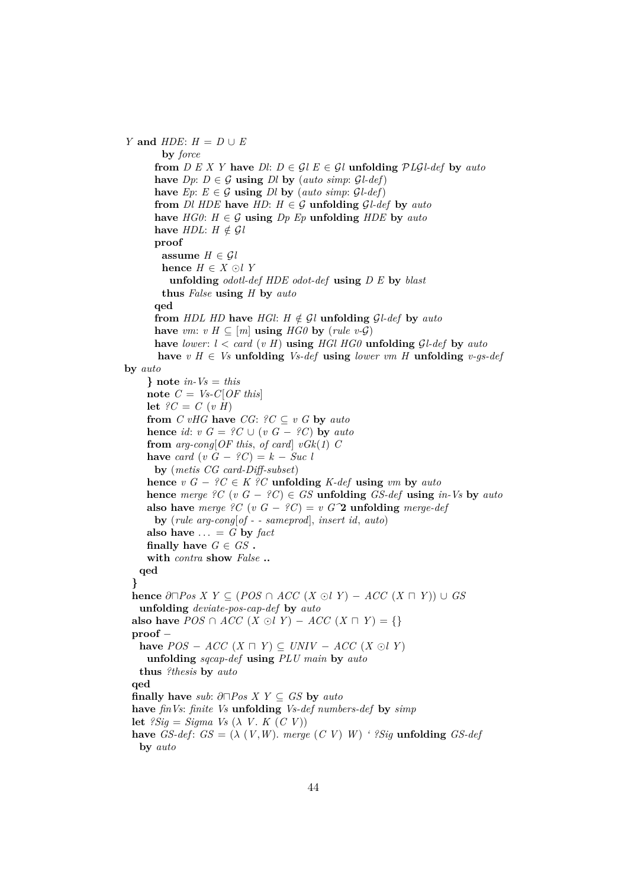```
Y and HDE: H = D ∪ E
      by force
    from D E X Y have Dl: D ∈ 𝒢l E ∈ 𝒢l unfolding 𝒫L𝒢l-def by auto
    have Dp: D ∈ 𝒢 using Dl by (auto simp: 𝒢l-def)
    have Ep: E ∈ 𝒢 using Dl by (auto simp: 𝒢l-def)
    from Dl HDE have HD: H ∈ 𝒢 unfolding 𝒢l-def by auto
    have HG0: H ∈ 𝒢 using Dp Ep unfolding HDE by auto
    have HDL: H ∉ 𝒢l
    proof
      assume H ∈ 𝒢l
      hence H ∈ X ⊙l Y
        unfolding odotl-def HDE odot-def using D E by blast
      thus False using H by auto
    qed
    from HDL HD have HGl: H ∉ 𝒢l unfolding 𝒢l-def by auto
    have vm: v H ⊆ [m] using HG0 by (rule v-𝒢)
    have lower: l < card (v H) using HGl HG0 unfolding 𝒢l-def by auto
     have v H ∈ Vs unfolding Vs-def using lower vm H unfolding v-gs-def
by auto
  } note in-Vs = this
  note C = Vs-C[OF this]
  let ?C = C (v H)
  from C vHG have CG: ?C ⊆ v G by auto
  hence id: v G = ?C ∪ (v G − ?C) by auto
  from arg-cong[OF this, of card] vGk(1) C
  have card (v G − ?C) = k − Suc l
    by (metis CG card-Diff-subset)
  hence v G − ?C ∈ K ?C unfolding K-def using vm by auto
  hence merge ?C (v G − ?C) ∈ GS unfolding GS-def using in-Vs by auto
  also have merge ?C (v G − ?C) = v G^2 unfolding merge-def
    by (rule arg-cong[of - - sameprod], insert id, auto)
  also have ... = G by fact
  finally have G ∈ GS .
  with contra show False ..
 qed
}
hence ∂⊓Pos X Y ⊆ (POS ∩ ACC (X ⊙l Y) − ACC (X ⊓ Y)) ∪ GS
  unfolding deviate-pos-cap-def by auto
also have POS ∩ ACC (X ⊙l Y) − ACC (X ⊓ Y) = {}
proof −
  have POS − ACC (X ⊓ Y) ⊆ UNIV − ACC (X ⊙l Y)
    unfolding sqcap-def using PLU main by auto
  thus ?thesis by auto
qed
finally have sub: ∂⊓Pos X Y ⊆ GS by auto
have finVs: finite Vs unfolding Vs-def numbers-def by simp
let ?Sig = Sigma Vs (λ V. K (C V))
have GS-def: GS = (λ (V,W). merge (C V) W) ` ?Sig unfolding GS-def
  by auto
```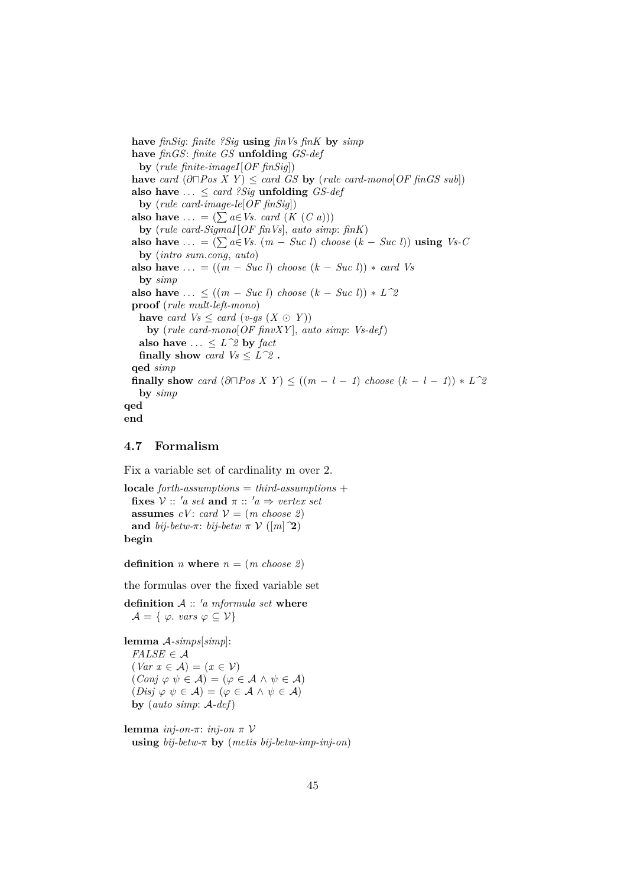```
  have finSig: finite ?Sig using finVs finK by simp
  have finGS: finite GS unfolding GS-def
    by (rule finite-imageI[OF finSig])
  have card (∂⊓Pos X Y) ≤ card GS by (rule card-mono[OF finGS sub])
  also have ... ≤ card ?Sig unfolding GS-def
    by (rule card-image-le[OF finSig])
  also have ... = (∑ a∈Vs. card (K (C a)))
    by (rule card-SigmaI[OF finVs], auto simp: finK)
  also have ... = (∑ a∈Vs. (m − Suc l) choose (k − Suc l)) using Vs-C
    by (intro sum.cong, auto)
  also have ... = ((m − Suc l) choose (k − Suc l)) ∗ card Vs
    by simp
  also have ... ≤ ((m − Suc l) choose (k − Suc l)) ∗ L^2
  proof (rule mult-left-mono)
    have card Vs ≤ card (v-gs (X ⊙ Y))
      by (rule card-mono[OF finvXY], auto simp: Vs-def)
    also have ... ≤ L^2 by fact
    finally show card Vs ≤ L^2 .
  qed simp
  finally show card (∂⊓Pos X Y) ≤ ((m − l − 1) choose (k − l − 1)) ∗ L^2
    by simp
qed
end
```

## 4.7 Formalism

Fix a variable set of cardinality m over 2.

```
locale forth-assumptions = third-assumptions +
  fixes 𝒱 :: 'a set and π :: 'a ⇒ vertex set
  assumes cV: card 𝒱 = (m choose 2)
  and bij-betw-π: bij-betw π 𝒱 ([m]^2)
begin

definition n where n = (m choose 2)
```

the formulas over the fixed variable set

```
definition 𝒜 :: 'a mformula set where
  𝒜 = { φ. vars φ ⊆ 𝒱}

lemma 𝒜-simps[simp]:
  FALSE ∈ 𝒜
  (Var x ∈ 𝒜) = (x ∈ 𝒱)
  (Conj φ ψ ∈ 𝒜) = (φ ∈ 𝒜 ∧ ψ ∈ 𝒜)
  (Disj φ ψ ∈ 𝒜) = (φ ∈ 𝒜 ∧ ψ ∈ 𝒜)
  by (auto simp: 𝒜-def)

lemma inj-on-π: inj-on π 𝒱
  using bij-betw-π by (metis bij-betw-imp-inj-on)
```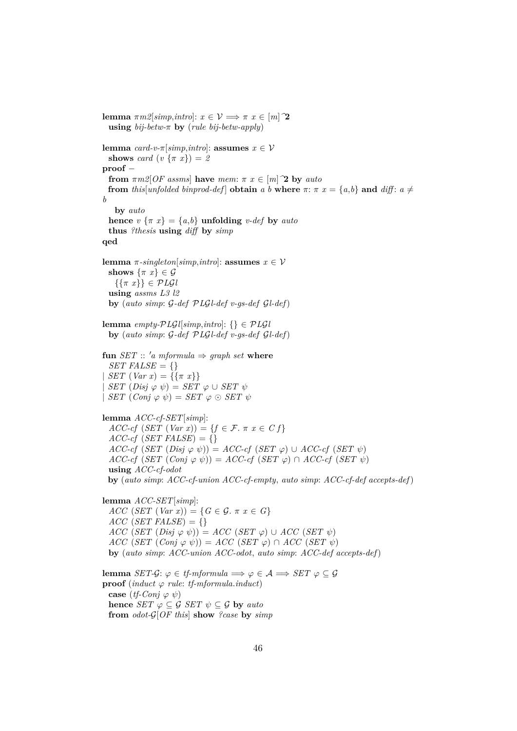```
lemma πm2[simp,intro]: x ∈ 𝒱 ⟹ π x ∈ [m]^2
  using bij-betw-π by (rule bij-betw-apply)

lemma card-v-π[simp,intro]: assumes x ∈ 𝒱
  shows card (v {π x}) = 2
proof –
  from πm2[OF assms] have mem: π x ∈ [m]^2 by auto
  from this[unfolded binprod-def] obtain a b where π: π x = {a,b} and diff: a ≠
b
    by auto
  hence v {π x} = {a,b} unfolding v-def by auto
  thus ?thesis using diff by simp
qed

lemma π-singleton[simp,intro]: assumes x ∈ 𝒱
  shows {π x} ∈ 𝒢
    {{π x}} ∈ 𝒫ℒ𝒢l
  using assms L3 l2
  by (auto simp: 𝒢-def 𝒫ℒ𝒢l-def v-gs-def 𝒢l-def)

lemma empty-𝒫ℒ𝒢l[simp,intro]: {} ∈ 𝒫ℒ𝒢l
  by (auto simp: 𝒢-def 𝒫ℒ𝒢l-def v-gs-def 𝒢l-def)

fun SET :: 'a mformula ⇒ graph set where
  SET FALSE = {}
| SET (Var x) = {{π x}}
| SET (Disj φ ψ) = SET φ ∪ SET ψ
| SET (Conj φ ψ) = SET φ ⊙ SET ψ

lemma ACC-cf-SET[simp]:
  ACC-cf (SET (Var x)) = {f ∈ ℱ. π x ∈ C f}
  ACC-cf (SET FALSE) = {}
  ACC-cf (SET (Disj φ ψ)) = ACC-cf (SET φ) ∪ ACC-cf (SET ψ)
  ACC-cf (SET (Conj φ ψ)) = ACC-cf (SET φ) ∩ ACC-cf (SET ψ)
  using ACC-cf-odot
  by (auto simp: ACC-cf-union ACC-cf-empty, auto simp: ACC-cf-def accepts-def)

lemma ACC-SET[simp]:
  ACC (SET (Var x)) = {G ∈ 𝒢. π x ∈ G}
  ACC (SET FALSE) = {}
  ACC (SET (Disj φ ψ)) = ACC (SET φ) ∪ ACC (SET ψ)
  ACC (SET (Conj φ ψ)) = ACC (SET φ) ∩ ACC (SET ψ)
  by (auto simp: ACC-union ACC-odot, auto simp: ACC-def accepts-def)

lemma SET-𝒢: φ ∈ tf-mformula ⟹ φ ∈ 𝒜 ⟹ SET φ ⊆ 𝒢
proof (induct φ rule: tf-mformula.induct)
  case (tf-Conj φ ψ)
  hence SET φ ⊆ 𝒢 SET ψ ⊆ 𝒢 by auto
  from odot-𝒢[OF this] show ?case by simp
```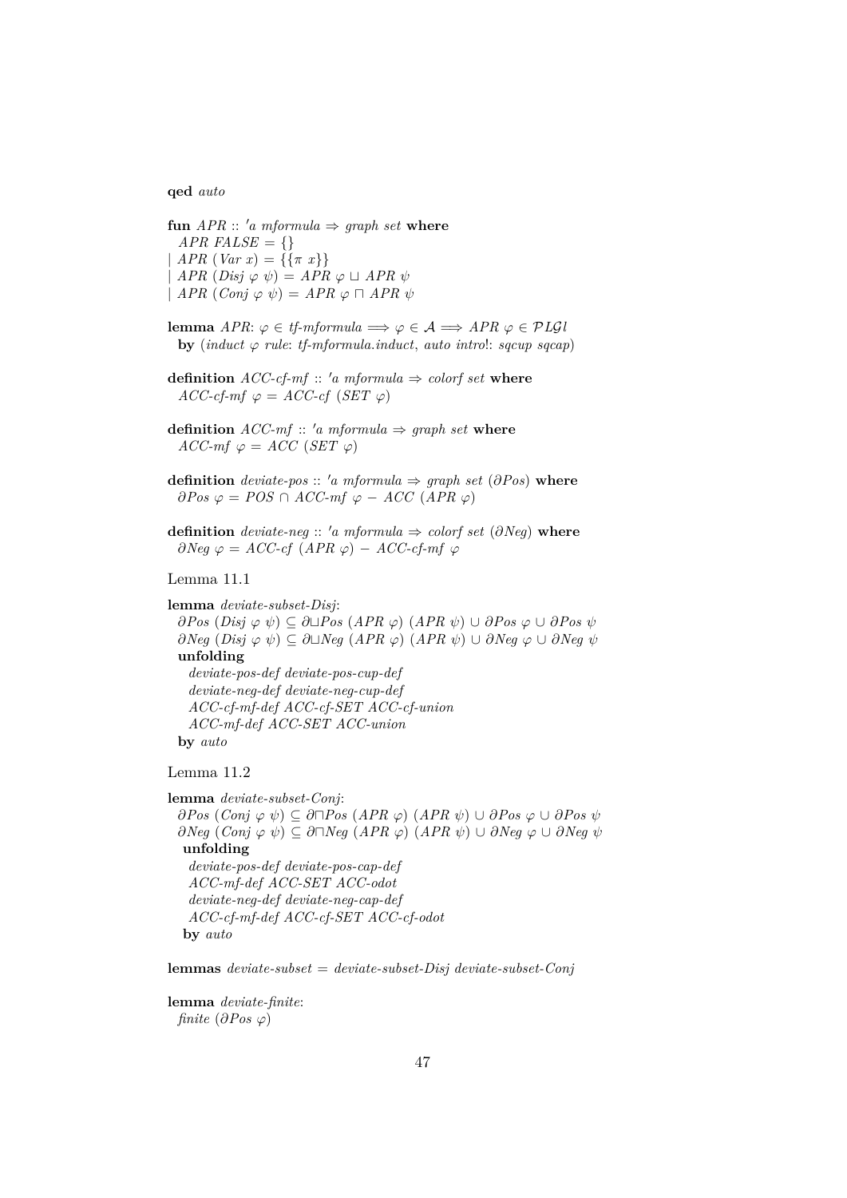**qed** *auto*

**fun** *APR* :: *'a mformula* ⇒ *graph set* **where**
  *APR FALSE* = {}
| *APR* (*Var x*) = {{π *x*}}
| *APR* (*Disj* φ ψ) = *APR* φ ⊔ *APR* ψ
| *APR* (*Conj* φ ψ) = *APR* φ ⊓ *APR* ψ

**lemma** *APR*: φ ∈ *tf-mformula* ⟹ φ ∈ 𝒜 ⟹ *APR* φ ∈ 𝒫*L*𝒢*l*
  **by** (*induct* φ *rule*: *tf-mformula.induct*, *auto intro*!: *sqcup sqcap*)

**definition** *ACC-cf-mf* :: *'a mformula* ⇒ *colorf set* **where**
  *ACC-cf-mf* φ = *ACC-cf* (*SET* φ)

**definition** *ACC-mf* :: *'a mformula* ⇒ *graph set* **where**
  *ACC-mf* φ = *ACC* (*SET* φ)

**definition** *deviate-pos* :: *'a mformula* ⇒ *graph set* (∂*Pos*) **where**
  ∂*Pos* φ = *POS* ∩ *ACC-mf* φ − *ACC* (*APR* φ)

**definition** *deviate-neg* :: *'a mformula* ⇒ *colorf set* (∂*Neg*) **where**
  ∂*Neg* φ = *ACC-cf* (*APR* φ) − *ACC-cf-mf* φ

Lemma 11.1

**lemma** *deviate-subset-Disj*:
  ∂*Pos* (*Disj* φ ψ) ⊆ ∂⊔*Pos* (*APR* φ) (*APR* ψ) ∪ ∂*Pos* φ ∪ ∂*Pos* ψ
  ∂*Neg* (*Disj* φ ψ) ⊆ ∂⊔*Neg* (*APR* φ) (*APR* ψ) ∪ ∂*Neg* φ ∪ ∂*Neg* ψ
  **unfolding**
    *deviate-pos-def deviate-pos-cup-def*
    *deviate-neg-def deviate-neg-cup-def*
    *ACC-cf-mf-def ACC-cf-SET ACC-cf-union*
    *ACC-mf-def ACC-SET ACC-union*
  **by** *auto*

Lemma 11.2

**lemma** *deviate-subset-Conj*:
  ∂*Pos* (*Conj* φ ψ) ⊆ ∂⊓*Pos* (*APR* φ) (*APR* ψ) ∪ ∂*Pos* φ ∪ ∂*Pos* ψ
  ∂*Neg* (*Conj* φ ψ) ⊆ ∂⊓*Neg* (*APR* φ) (*APR* ψ) ∪ ∂*Neg* φ ∪ ∂*Neg* ψ
  **unfolding**
    *deviate-pos-def deviate-pos-cap-def*
    *ACC-mf-def ACC-SET ACC-odot*
    *deviate-neg-def deviate-neg-cap-def*
    *ACC-cf-mf-def ACC-cf-SET ACC-cf-odot*
  **by** *auto*

**lemmas** *deviate-subset* = *deviate-subset-Disj deviate-subset-Conj*

**lemma** *deviate-finite*:
  *finite* (∂*Pos* φ)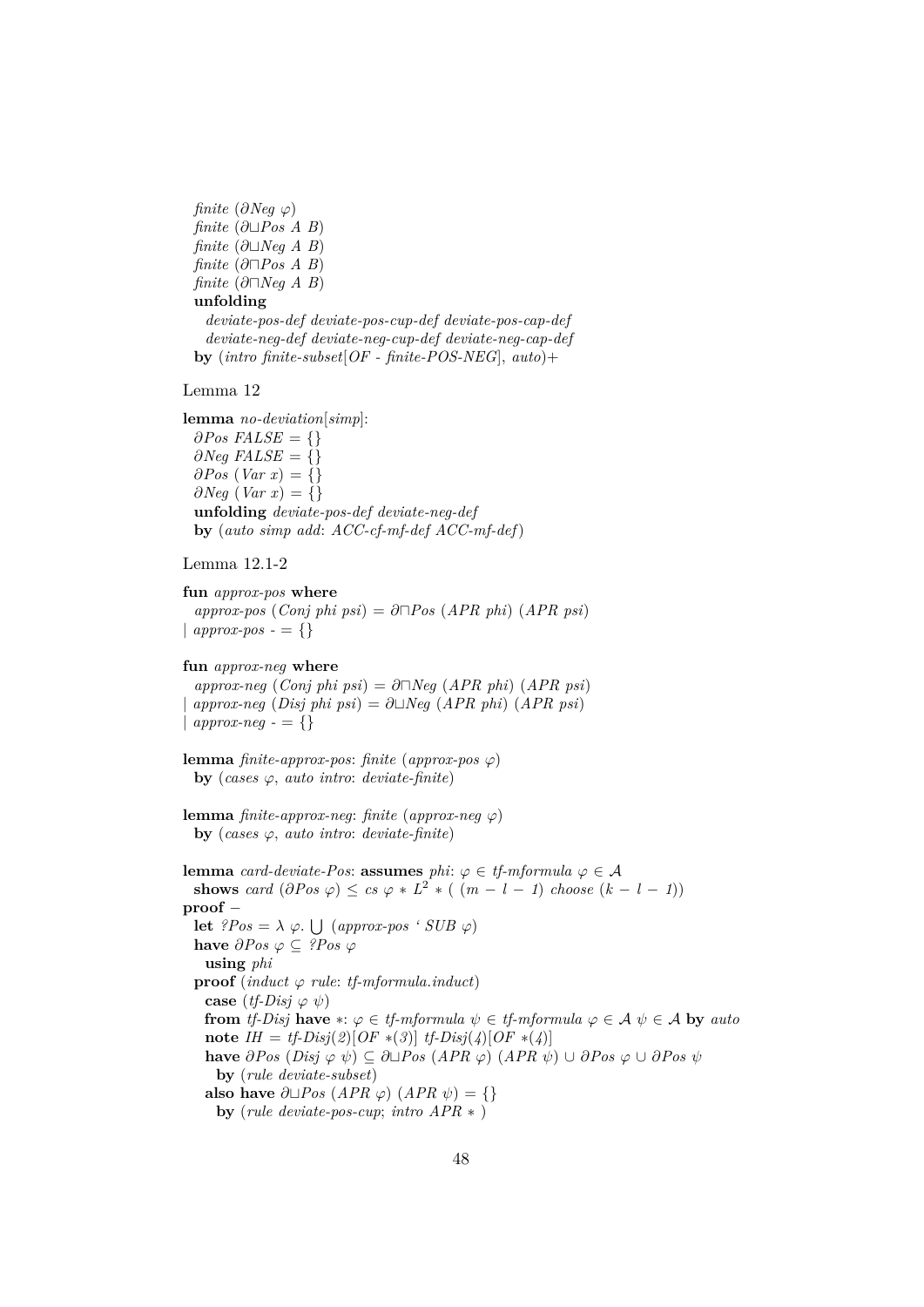```
  finite (∂Neg φ)
  finite (∂⊔Pos A B)
  finite (∂⊔Neg A B)
  finite (∂⊓Pos A B)
  finite (∂⊓Neg A B)
  unfolding
    deviate-pos-def deviate-pos-cup-def deviate-pos-cap-def
    deviate-neg-def deviate-neg-cup-def deviate-neg-cap-def
  by (intro finite-subset[OF - finite-POS-NEG], auto)+
```

Lemma 12

```
lemma no-deviation[simp]:
  ∂Pos FALSE = {}
  ∂Neg FALSE = {}
  ∂Pos (Var x) = {}
  ∂Neg (Var x) = {}
  unfolding deviate-pos-def deviate-neg-def
  by (auto simp add: ACC-cf-mf-def ACC-mf-def)
```

Lemma 12.1-2

```
fun approx-pos where
  approx-pos (Conj phi psi) = ∂⊓Pos (APR phi) (APR psi)
| approx-pos - = {}

fun approx-neg where
  approx-neg (Conj phi psi) = ∂⊓Neg (APR phi) (APR psi)
| approx-neg (Disj phi psi) = ∂⊔Neg (APR phi) (APR psi)
| approx-neg - = {}

lemma finite-approx-pos: finite (approx-pos φ)
  by (cases φ, auto intro: deviate-finite)

lemma finite-approx-neg: finite (approx-neg φ)
  by (cases φ, auto intro: deviate-finite)

lemma card-deviate-Pos: assumes phi: φ ∈ tf-mformula φ ∈ 𝒜
  shows card (∂Pos φ) ≤ cs φ * L^2 * ( (m - l - 1) choose (k - l - 1))
proof -
  let ?Pos = λ φ. ⋃ (approx-pos ` SUB φ)
  have ∂Pos φ ⊆ ?Pos φ
    using phi
  proof (induct φ rule: tf-mformula.induct)
    case (tf-Disj φ ψ)
    from tf-Disj have *: φ ∈ tf-mformula ψ ∈ tf-mformula φ ∈ 𝒜 ψ ∈ 𝒜 by auto
    note IH = tf-Disj(2)[OF *(3)] tf-Disj(4)[OF *(4)]
    have ∂Pos (Disj φ ψ) ⊆ ∂⊔Pos (APR φ) (APR ψ) ∪ ∂Pos φ ∪ ∂Pos ψ
      by (rule deviate-subset)
    also have ∂⊔Pos (APR φ) (APR ψ) = {}
      by (rule deviate-pos-cup; intro APR * )
```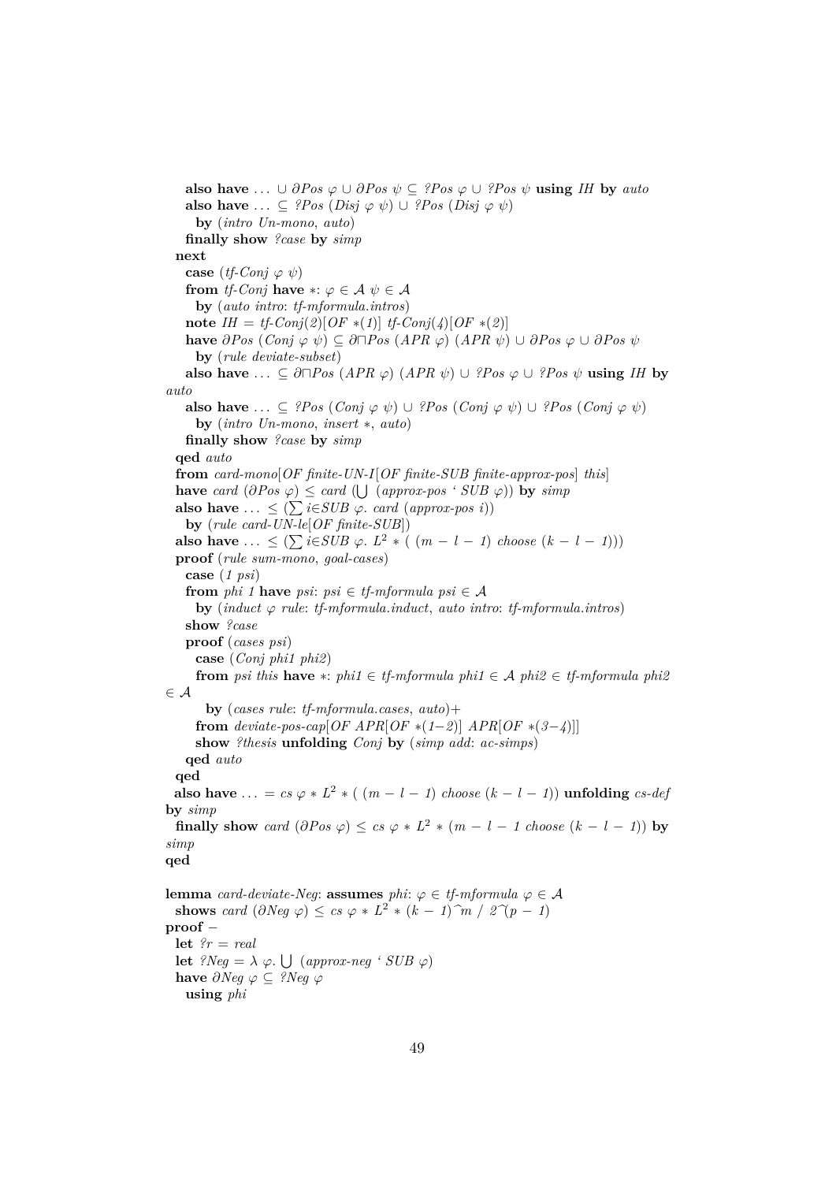```
    also have ... ∪ ∂Pos φ ∪ ∂Pos ψ ⊆ ?Pos φ ∪ ?Pos ψ using IH by auto
    also have ... ⊆ ?Pos (Disj φ ψ) ∪ ?Pos (Disj φ ψ)
      by (intro Un-mono, auto)
    finally show ?case by simp
  next
    case (tf-Conj φ ψ)
    from tf-Conj have *: φ ∈ 𝒜 ψ ∈ 𝒜
      by (auto intro: tf-mformula.intros)
    note IH = tf-Conj(2)[OF *(1)] tf-Conj(4)[OF *(2)]
    have ∂Pos (Conj φ ψ) ⊆ ∂⊓Pos (APR φ) (APR ψ) ∪ ∂Pos φ ∪ ∂Pos ψ
      by (rule deviate-subset)
    also have ... ⊆ ∂⊓Pos (APR φ) (APR ψ) ∪ ?Pos φ ∪ ?Pos ψ using IH by
auto
    also have ... ⊆ ?Pos (Conj φ ψ) ∪ ?Pos (Conj φ ψ) ∪ ?Pos (Conj φ ψ)
      by (intro Un-mono, insert *, auto)
    finally show ?case by simp
  qed auto
  from card-mono[OF finite-UN-I[OF finite-SUB finite-approx-pos] this]
  have card (∂Pos φ) ≤ card (⋃ (approx-pos ` SUB φ)) by simp
  also have ... ≤ (∑ i∈SUB φ. card (approx-pos i))
    by (rule card-UN-le[OF finite-SUB])
  also have ... ≤ (∑ i∈SUB φ. L^2 * ( (m − l − 1) choose (k − l − 1)))
  proof (rule sum-mono, goal-cases)
    case (1 psi)
    from phi 1 have psi: psi ∈ tf-mformula psi ∈ 𝒜
      by (induct φ rule: tf-mformula.induct, auto intro: tf-mformula.intros)
    show ?case
    proof (cases psi)
      case (Conj phi1 phi2)
      from psi this have *: phi1 ∈ tf-mformula phi1 ∈ 𝒜 phi2 ∈ tf-mformula phi2
∈ 𝒜
        by (cases rule: tf-mformula.cases, auto)+
      from deviate-pos-cap[OF APR[OF *(1−2)] APR[OF *(3−4)]]
      show ?thesis unfolding Conj by (simp add: ac-simps)
    qed auto
  qed
  also have ... = cs φ * L^2 * ( (m − l − 1) choose (k − l − 1)) unfolding cs-def
by simp
  finally show card (∂Pos φ) ≤ cs φ * L^2 * (m − l − 1 choose (k − l − 1)) by
simp
qed

lemma card-deviate-Neg: assumes phi: φ ∈ tf-mformula φ ∈ 𝒜
  shows card (∂Neg φ) ≤ cs φ * L^2 * (k − 1)^m / 2^(p − 1)
proof −
  let ?r = real
  let ?Neg = λ φ. ⋃ (approx-neg ` SUB φ)
  have ∂Neg φ ⊆ ?Neg φ
    using phi
```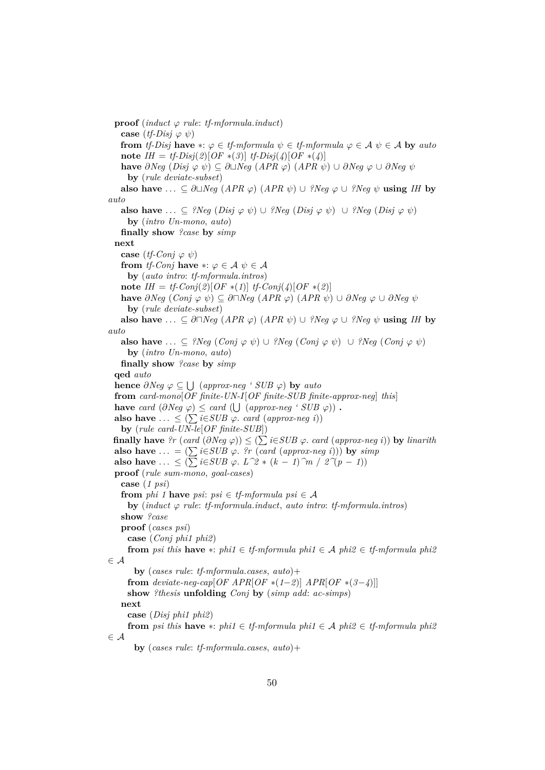```
proof (induct φ rule: tf-mformula.induct)
  case (tf-Disj φ ψ)
  from tf-Disj have *: φ ∈ tf-mformula ψ ∈ tf-mformula φ ∈ 𝒜 ψ ∈ 𝒜 by auto
  note IH = tf-Disj(2)[OF *(3)] tf-Disj(4)[OF *(4)]
  have ∂Neg (Disj φ ψ) ⊆ ∂⊔Neg (APR φ) (APR ψ) ∪ ∂Neg φ ∪ ∂Neg ψ
    by (rule deviate-subset)
  also have ... ⊆ ∂⊔Neg (APR φ) (APR ψ) ∪ ?Neg φ ∪ ?Neg ψ using IH by auto
  also have ... ⊆ ?Neg (Disj φ ψ) ∪ ?Neg (Disj φ ψ)  ∪ ?Neg (Disj φ ψ)
    by (intro Un-mono, auto)
  finally show ?case by simp
next
  case (tf-Conj φ ψ)
  from tf-Conj have *: φ ∈ 𝒜 ψ ∈ 𝒜
    by (auto intro: tf-mformula.intros)
  note IH = tf-Conj(2)[OF *(1)] tf-Conj(4)[OF *(2)]
  have ∂Neg (Conj φ ψ) ⊆ ∂⊓Neg (APR φ) (APR ψ) ∪ ∂Neg φ ∪ ∂Neg ψ
    by (rule deviate-subset)
  also have ... ⊆ ∂⊓Neg (APR φ) (APR ψ) ∪ ?Neg φ ∪ ?Neg ψ using IH by auto
  also have ... ⊆ ?Neg (Conj φ ψ) ∪ ?Neg (Conj φ ψ)  ∪ ?Neg (Conj φ ψ)
    by (intro Un-mono, auto)
  finally show ?case by simp
qed auto
hence ∂Neg φ ⊆ ⋃ (approx-neg ` SUB φ) by auto
from card-mono[OF finite-UN-I[OF finite-SUB finite-approx-neg] this]
have card (∂Neg φ) ≤ card (⋃ (approx-neg ` SUB φ)) .
also have ... ≤ (∑ i∈SUB φ. card (approx-neg i))
  by (rule card-UN-le[OF finite-SUB])
finally have ?r (card (∂Neg φ)) ≤ (∑ i∈SUB φ. card (approx-neg i)) by linarith
also have ... = (∑ i∈SUB φ. ?r (card (approx-neg i))) by simp
also have ... ≤ (∑ i∈SUB φ. L^2 * (k − 1)^m / 2^(p − 1))
proof (rule sum-mono, goal-cases)
  case (1 psi)
  from phi 1 have psi: psi ∈ tf-mformula psi ∈ 𝒜
    by (induct φ rule: tf-mformula.induct, auto intro: tf-mformula.intros)
  show ?case
  proof (cases psi)
    case (Conj phi1 phi2)
    from psi this have *: phi1 ∈ tf-mformula phi1 ∈ 𝒜 phi2 ∈ tf-mformula phi2 ∈ 𝒜
      by (cases rule: tf-mformula.cases, auto)+
    from deviate-neg-cap[OF APR[OF *(1−2)] APR[OF *(3−4)]]
    show ?thesis unfolding Conj by (simp add: ac-simps)
  next
    case (Disj phi1 phi2)
    from psi this have *: phi1 ∈ tf-mformula phi1 ∈ 𝒜 phi2 ∈ tf-mformula phi2 ∈ 𝒜
      by (cases rule: tf-mformula.cases, auto)+
```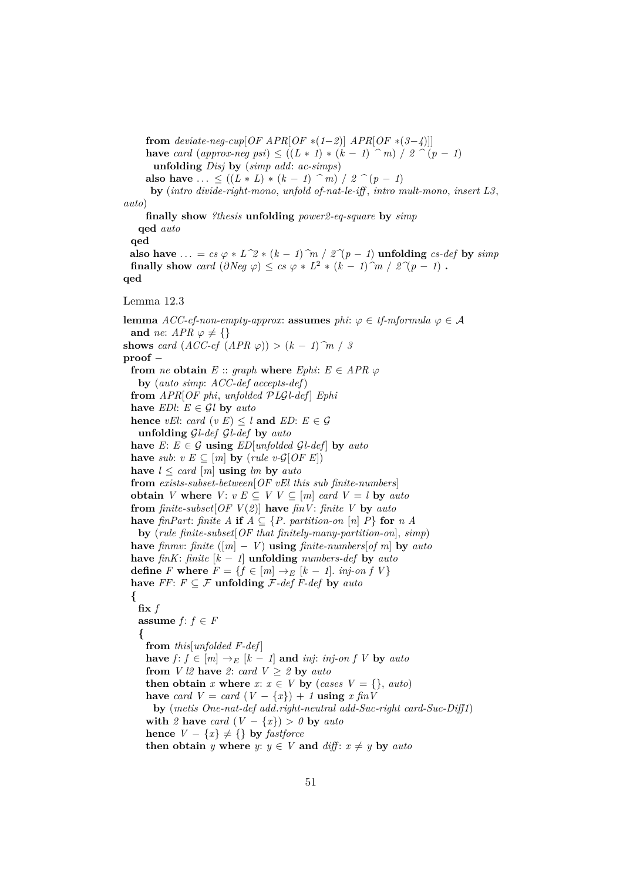```
      from deviate-neg-cup[OF APR[OF *(1–2)] APR[OF *(3–4)]]
      have card (approx-neg psi) ≤ ((L * 1) * (k − 1) ^ m) / 2 ^ (p − 1)
        unfolding Disj by (simp add: ac-simps)
      also have ... ≤ ((L * L) * (k − 1) ^ m) / 2 ^ (p − 1)
       by (intro divide-right-mono, unfold of-nat-le-iff, intro mult-mono, insert L3,
auto)
      finally show ?thesis unfolding power2-eq-square by simp
    qed auto
  qed
  also have ... = cs φ * L^2 * (k − 1)^m / 2^(p − 1) unfolding cs-def by simp
  finally show card (∂Neg φ) ≤ cs φ * L² * (k − 1)^m / 2^(p − 1) .
qed
```

Lemma 12.3

```
lemma ACC-cf-non-empty-approx: assumes phi: φ ∈ tf-mformula φ ∈ 𝒜
  and ne: APR φ ≠ {}
shows card (ACC-cf (APR φ)) > (k − 1)^m / 3
proof −
  from ne obtain E :: graph where Ephi: E ∈ APR φ
    by (auto simp: ACC-def accepts-def)
  from APR[OF phi, unfolded 𝒫L𝒢l-def] Ephi
  have EDl: E ∈ 𝒢l by auto
  hence vEl: card (v E) ≤ l and ED: E ∈ 𝒢
    unfolding 𝒢l-def 𝒢l-def by auto
  have E: E ∈ 𝒢 using ED[unfolded 𝒢l-def] by auto
  have sub: v E ⊆ [m] by (rule v-𝒢[OF E])
  have l ≤ card [m] using lm by auto
  from exists-subset-between[OF vEl this sub finite-numbers]
  obtain V where V: v E ⊆ V V ⊆ [m] card V = l by auto
  from finite-subset[OF V(2)] have finV: finite V by auto
  have finPart: finite A if A ⊆ {P. partition-on [n] P} for n A
    by (rule finite-subset[OF that finitely-many-partition-on], simp)
  have finmv: finite ([m] − V) using finite-numbers[of m] by auto
  have finK: finite [k − 1] unfolding numbers-def by auto
  define F where F = {f ∈ [m] →E [k − 1]. inj-on f V}
  have FF: F ⊆ ℱ unfolding ℱ-def F-def by auto
  {
    fix f
    assume f: f ∈ F
    {
      from this[unfolded F-def]
      have f: f ∈ [m] →E [k − 1] and inj: inj-on f V by auto
      from V l2 have 2: card V ≥ 2 by auto
      then obtain x where x: x ∈ V by (cases V = {}, auto)
      have card V = card (V − {x}) + 1 using x finV
        by (metis One-nat-def add.right-neutral add-Suc-right card-Suc-Diff1)
      with 2 have card (V − {x}) > 0 by auto
      hence V − {x} ≠ {} by fastforce
      then obtain y where y: y ∈ V and diff: x ≠ y by auto
```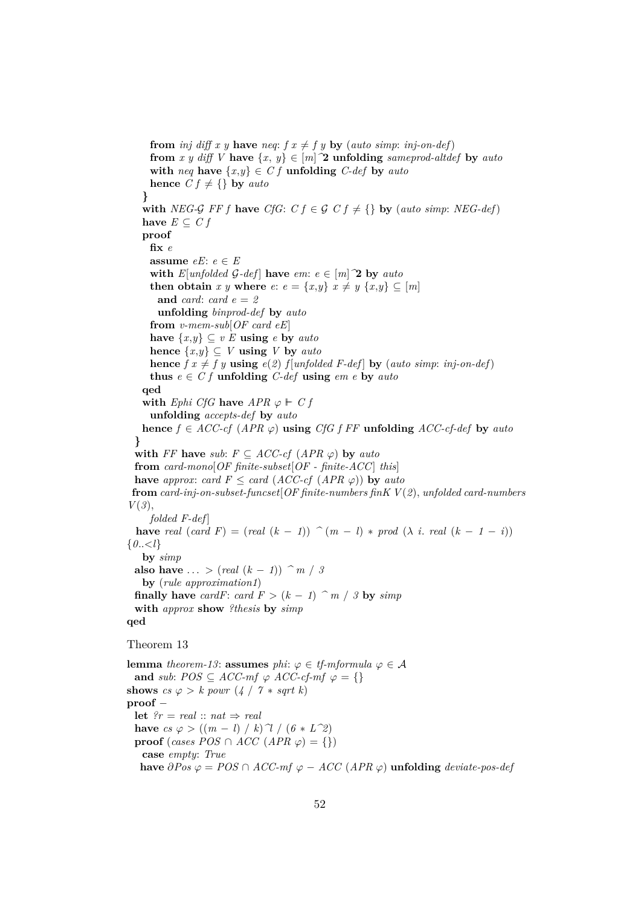```
      from inj diff x y have neq: f x ≠ f y by (auto simp: inj-on-def)
      from x y diff V have {x, y} ∈ [m]^2 unfolding sameprod-altdef by auto
      with neq have {x,y} ∈ C f unfolding C-def by auto
      hence C f ≠ {} by auto
    }
    with NEG-𝒢 FF f have CfG: C f ∈ 𝒢 C f ≠ {} by (auto simp: NEG-def)
    have E ⊆ C f
    proof
      fix e
      assume eE: e ∈ E
      with E[unfolded 𝒢-def] have em: e ∈ [m]^2 by auto
      then obtain x y where e: e = {x,y} x ≠ y {x,y} ⊆ [m]
        and card: card e = 2
        unfolding binprod-def by auto
      from v-mem-sub[OF card eE]
      have {x,y} ⊆ v E using e by auto
      hence {x,y} ⊆ V using V by auto
      hence f x ≠ f y using e(2) f[unfolded F-def] by (auto simp: inj-on-def)
      thus e ∈ C f unfolding C-def using em e by auto
    qed
    with Ephi CfG have APR φ ⊩ C f
      unfolding accepts-def by auto
    hence f ∈ ACC-cf (APR φ) using CfG f FF unfolding ACC-cf-def by auto
  }
  with FF have sub: F ⊆ ACC-cf (APR φ) by auto
  from card-mono[OF finite-subset[OF - finite-ACC] this]
  have approx: card F ≤ card (ACC-cf (APR φ)) by auto
 from card-inj-on-subset-funcset[OF finite-numbers finK V(2), unfolded card-numbers
V(3),
      folded F-def]
  have real (card F) = (real (k − 1)) ^ (m − l) * prod (λ i. real (k − 1 − i))
{0..<l}
    by simp
  also have ... > (real (k − 1)) ^ m / 3
    by (rule approximation1)
  finally have cardF: card F > (k − 1) ^ m / 3 by simp
  with approx show ?thesis by simp
qed
```

Theorem 13

```
lemma theorem-13: assumes phi: φ ∈ tf-mformula φ ∈ 𝒜
  and sub: POS ⊆ ACC-mf φ ACC-cf-mf φ = {}
shows cs φ > k powr (4 / 7 * sqrt k)
proof −
  let ?r = real :: nat ⇒ real
  have cs φ > ((m − l) / k)^l / (6 * L^2)
  proof (cases POS ∩ ACC (APR φ) = {})
    case empty: True
   have ∂Pos φ = POS ∩ ACC-mf φ − ACC (APR φ) unfolding deviate-pos-def
```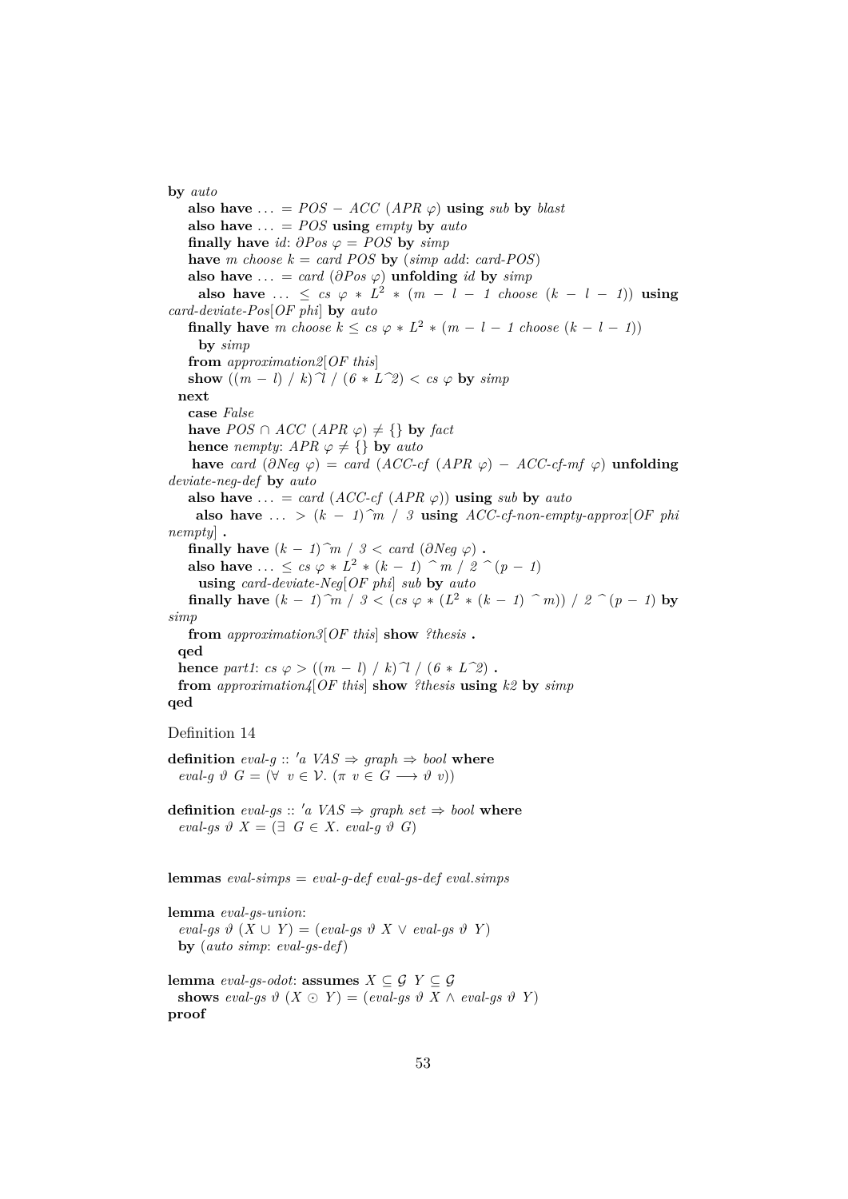```
by auto
    also have ... = POS − ACC (APR φ) using sub by blast
    also have ... = POS using empty by auto
    finally have id: ∂Pos φ = POS by simp
    have m choose k = card POS by (simp add: card-POS)
    also have ... = card (∂Pos φ) unfolding id by simp
    also have ... ≤ cs φ * L² * (m − l − 1 choose (k − l − 1)) using
card-deviate-Pos[OF phi] by auto
    finally have m choose k ≤ cs φ * L² * (m − l − 1 choose (k − l − 1))
      by simp
    from approximation2[OF this]
    show ((m − l) / k)^l / (6 * L^2) < cs φ by simp
  next
    case False
    have POS ∩ ACC (APR φ) ≠ {} by fact
    hence nempty: APR φ ≠ {} by auto
    have card (∂Neg φ) = card (ACC-cf (APR φ) − ACC-cf-mf φ) unfolding
deviate-neg-def by auto
    also have ... = card (ACC-cf (APR φ)) using sub by auto
    also have ... > (k − 1)^m / 3 using ACC-cf-non-empty-approx[OF phi
nempty] .
    finally have (k − 1)^m / 3 < card (∂Neg φ) .
    also have ... ≤ cs φ * L² * (k − 1) ^ m / 2 ^ (p − 1)
      using card-deviate-Neg[OF phi] sub by auto
    finally have (k − 1)^m / 3 < (cs φ * (L² * (k − 1) ^ m)) / 2 ^ (p − 1) by
simp
    from approximation3[OF this] show ?thesis .
  qed
  hence part1: cs φ > ((m − l) / k)^l / (6 * L^2) .
  from approximation4[OF this] show ?thesis using k2 by simp
qed
```

Definition 14

```
definition eval-g :: 'a VAS ⇒ graph ⇒ bool where
  eval-g ϑ G = (∀ v ∈ 𝒱. (π v ∈ G ⟶ ϑ v))

definition eval-gs :: 'a VAS ⇒ graph set ⇒ bool where
  eval-gs ϑ X = (∃ G ∈ X. eval-g ϑ G)


lemmas eval-simps = eval-g-def eval-gs-def eval.simps

lemma eval-gs-union:
  eval-gs ϑ (X ∪ Y) = (eval-gs ϑ X ∨ eval-gs ϑ Y)
  by (auto simp: eval-gs-def)

lemma eval-gs-odot: assumes X ⊆ 𝒢 Y ⊆ 𝒢
  shows eval-gs ϑ (X ⊙ Y) = (eval-gs ϑ X ∧ eval-gs ϑ Y)
proof
```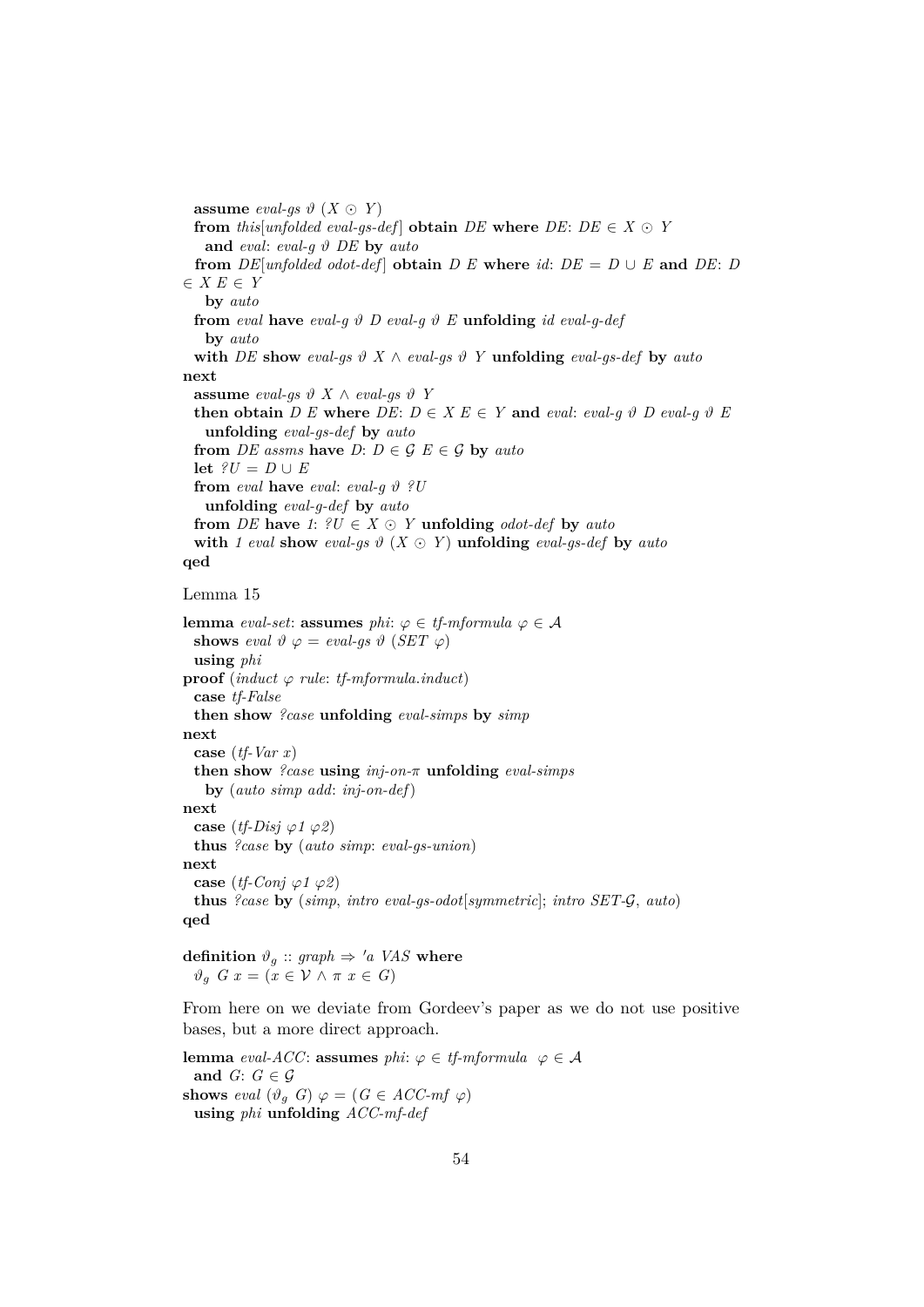```
  assume eval-gs ϑ (X ⊙ Y)
  from this[unfolded eval-gs-def] obtain DE where DE: DE ∈ X ⊙ Y
    and eval: eval-g ϑ DE by auto
  from DE[unfolded odot-def] obtain D E where id: DE = D ∪ E and DE: D
∈ X E ∈ Y
    by auto
  from eval have eval-g ϑ D eval-g ϑ E unfolding id eval-g-def
    by auto
  with DE show eval-gs ϑ X ∧ eval-gs ϑ Y unfolding eval-gs-def by auto
next
  assume eval-gs ϑ X ∧ eval-gs ϑ Y
  then obtain D E where DE: D ∈ X E ∈ Y and eval: eval-g ϑ D eval-g ϑ E
    unfolding eval-gs-def by auto
  from DE assms have D: D ∈ 𝒢 E ∈ 𝒢 by auto
  let ?U = D ∪ E
  from eval have eval: eval-g ϑ ?U
    unfolding eval-g-def by auto
  from DE have 1: ?U ∈ X ⊙ Y unfolding odot-def by auto
  with 1 eval show eval-gs ϑ (X ⊙ Y) unfolding eval-gs-def by auto
qed
```

Lemma 15

```
lemma eval-set: assumes phi: φ ∈ tf-mformula φ ∈ 𝒜
  shows eval ϑ φ = eval-gs ϑ (SET φ)
  using phi
proof (induct φ rule: tf-mformula.induct)
  case tf-False
  then show ?case unfolding eval-simps by simp
next
  case (tf-Var x)
  then show ?case using inj-on-π unfolding eval-simps
    by (auto simp add: inj-on-def)
next
  case (tf-Disj φ1 φ2)
  thus ?case by (auto simp: eval-gs-union)
next
  case (tf-Conj φ1 φ2)
  thus ?case by (simp, intro eval-gs-odot[symmetric]; intro SET-𝒢, auto)
qed

definition ϑ_g :: graph ⇒ 'a VAS where
  ϑ_g G x = (x ∈ 𝒱 ∧ π x ∈ G)
```

From here on we deviate from Gordeev's paper as we do not use positive bases, but a more direct approach.

```
lemma eval-ACC: assumes phi: φ ∈ tf-mformula  φ ∈ 𝒜
  and G: G ∈ 𝒢
shows eval (ϑ_g G) φ = (G ∈ ACC-mf φ)
  using phi unfolding ACC-mf-def
```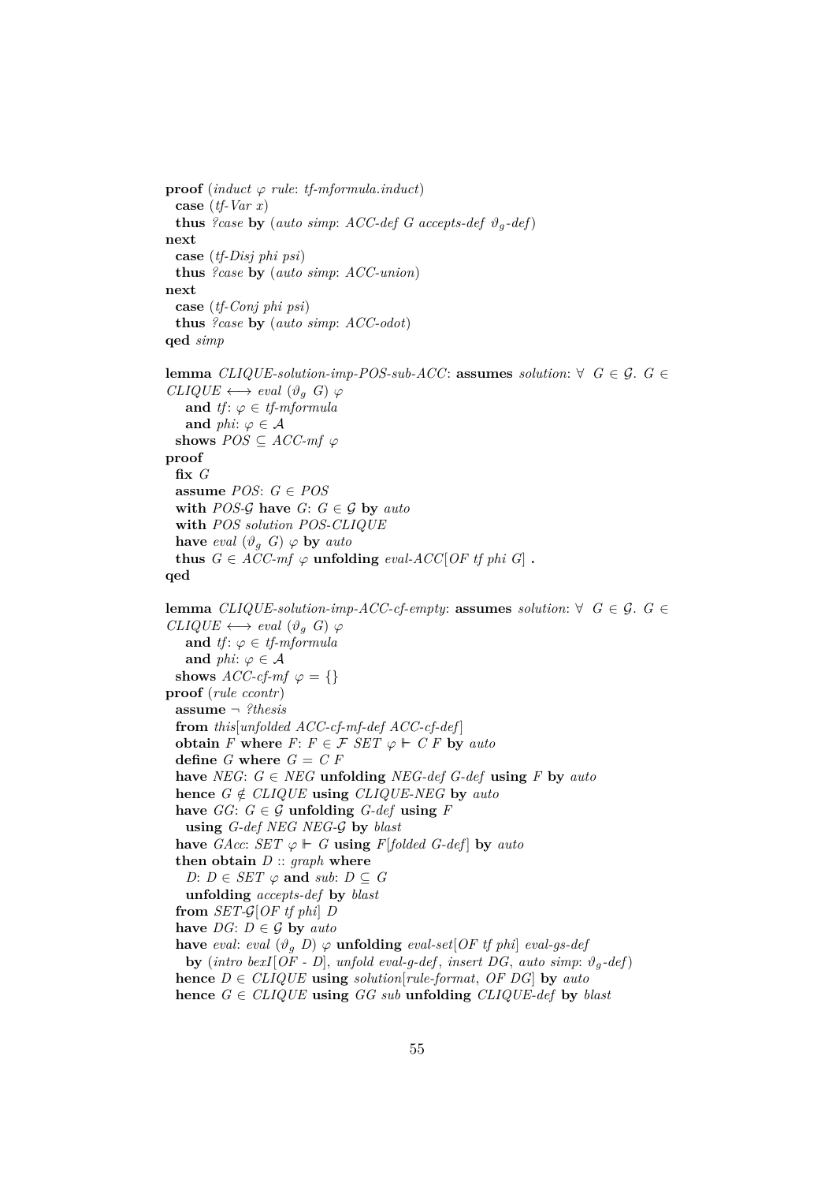```
proof (induct φ rule: tf-mformula.induct)
  case (tf-Var x)
  thus ?case by (auto simp: ACC-def G accepts-def ϑ_g-def)
next
  case (tf-Disj phi psi)
  thus ?case by (auto simp: ACC-union)
next
  case (tf-Conj phi psi)
  thus ?case by (auto simp: ACC-odot)
qed simp

lemma CLIQUE-solution-imp-POS-sub-ACC: assumes solution: ∀ G ∈ 𝒢. G ∈
CLIQUE ⟷ eval (ϑ_g G) φ
    and tf: φ ∈ tf-mformula
    and phi: φ ∈ 𝒜
  shows POS ⊆ ACC-mf φ
proof
  fix G
  assume POS: G ∈ POS
  with POS-𝒢 have G: G ∈ 𝒢 by auto
  with POS solution POS-CLIQUE
  have eval (ϑ_g G) φ by auto
  thus G ∈ ACC-mf φ unfolding eval-ACC[OF tf phi G] .
qed

lemma CLIQUE-solution-imp-ACC-cf-empty: assumes solution: ∀ G ∈ 𝒢. G ∈
CLIQUE ⟷ eval (ϑ_g G) φ
    and tf: φ ∈ tf-mformula
    and phi: φ ∈ 𝒜
  shows ACC-cf-mf φ = {}
proof (rule ccontr)
  assume ¬ ?thesis
  from this[unfolded ACC-cf-mf-def ACC-cf-def]
  obtain F where F: F ∈ ℱ SET φ ⊩ C F by auto
  define G where G = C F
  have NEG: G ∈ NEG unfolding NEG-def G-def using F by auto
  hence G ∉ CLIQUE using CLIQUE-NEG by auto
  have GG: G ∈ 𝒢 unfolding G-def using F
    using G-def NEG NEG-𝒢 by blast
  have GAcc: SET φ ⊩ G using F[folded G-def] by auto
  then obtain D :: graph where
    D: D ∈ SET φ and sub: D ⊆ G
    unfolding accepts-def by blast
  from SET-𝒢[OF tf phi] D
  have DG: D ∈ 𝒢 by auto
  have eval: eval (ϑ_g D) φ unfolding eval-set[OF tf phi] eval-gs-def
    by (intro bexI[OF - D], unfold eval-g-def, insert DG, auto simp: ϑ_g-def)
  hence D ∈ CLIQUE using solution[rule-format, OF DG] by auto
  hence G ∈ CLIQUE using GG sub unfolding CLIQUE-def by blast
```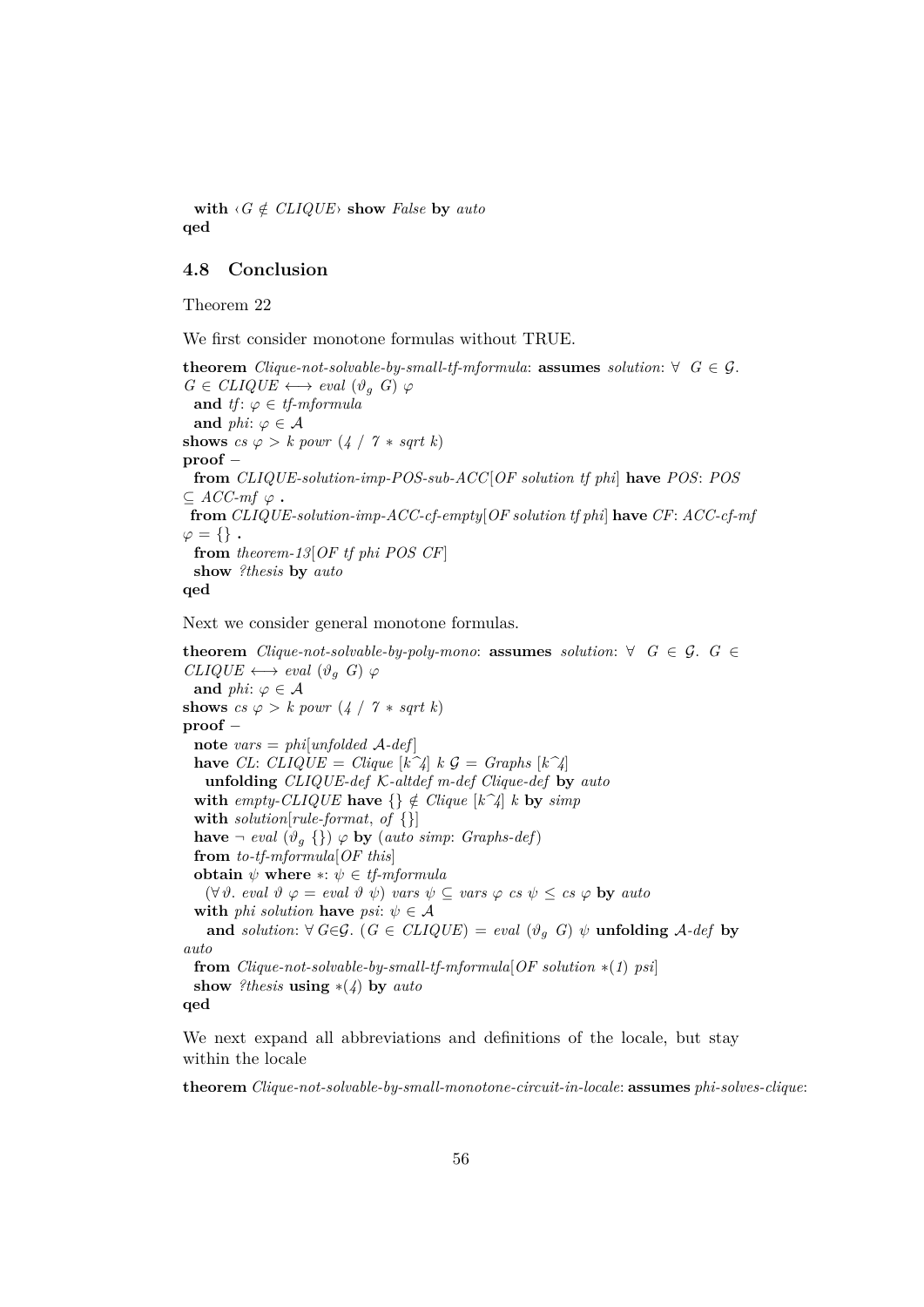**with** ‹$G \notin$ *CLIQUE*› **show** *False* **by** *auto*
**qed**

## 4.8 Conclusion

Theorem 22

We first consider monotone formulas without TRUE.

```
theorem Clique-not-solvable-by-small-tf-mformula: assumes solution: ∀ G ∈ 𝒢.
G ∈ CLIQUE ⟷ eval (ϑ_g G) φ
  and tf: φ ∈ tf-mformula
  and phi: φ ∈ 𝒜
shows cs φ > k powr (4 / 7 * sqrt k)
proof −
  from CLIQUE-solution-imp-POS-sub-ACC[OF solution tf phi] have POS: POS
⊆ ACC-mf φ .
 from CLIQUE-solution-imp-ACC-cf-empty[OF solution tf phi] have CF: ACC-cf-mf
φ = {} .
  from theorem-13[OF tf phi POS CF]
  show ?thesis by auto
qed
```

Next we consider general monotone formulas.

```
theorem Clique-not-solvable-by-poly-mono: assumes solution: ∀ G ∈ 𝒢. G ∈
CLIQUE ⟷ eval (ϑ_g G) φ
  and phi: φ ∈ 𝒜
shows cs φ > k powr (4 / 7 * sqrt k)
proof −
  note vars = phi[unfolded 𝒜-def]
  have CL: CLIQUE = Clique [k^4] k 𝒢 = Graphs [k^4]
    unfolding CLIQUE-def 𝒦-altdef m-def Clique-def by auto
  with empty-CLIQUE have {} ∉ Clique [k^4] k by simp
  with solution[rule-format, of {}]
  have ¬ eval (ϑ_g {}) φ by (auto simp: Graphs-def)
  from to-tf-mformula[OF this]
  obtain ψ where *: ψ ∈ tf-mformula
    (∀ϑ. eval ϑ φ = eval ϑ ψ) vars ψ ⊆ vars φ cs ψ ≤ cs φ by auto
  with phi solution have psi: ψ ∈ 𝒜
    and solution: ∀ G∈𝒢. (G ∈ CLIQUE) = eval (ϑ_g G) ψ unfolding 𝒜-def by
auto
  from Clique-not-solvable-by-small-tf-mformula[OF solution *(1) psi]
  show ?thesis using *(4) by auto
qed
```

We next expand all abbreviations and definitions of the locale, but stay within the locale

```
theorem Clique-not-solvable-by-small-monotone-circuit-in-locale: assumes phi-solves-clique:
```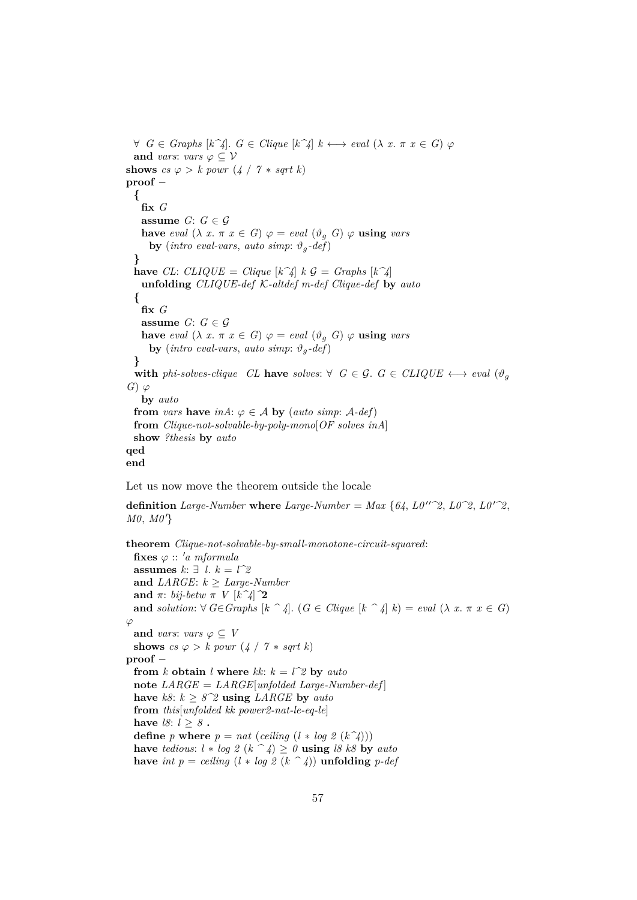```
  ∀ G ∈ Graphs [k^4]. G ∈ Clique [k^4] k ⟷ eval (λ x. π x ∈ G) φ
  and vars: vars φ ⊆ 𝒱
shows cs φ > k powr (4 / 7 * sqrt k)
proof −
  {
    fix G
    assume G: G ∈ 𝒢
    have eval (λ x. π x ∈ G) φ = eval (ϑ_g G) φ using vars
      by (intro eval-vars, auto simp: ϑ_g-def)
  }
  have CL: CLIQUE = Clique [k^4] k 𝒢 = Graphs [k^4]
    unfolding CLIQUE-def 𝒦-altdef m-def Clique-def by auto
  {
    fix G
    assume G: G ∈ 𝒢
    have eval (λ x. π x ∈ G) φ = eval (ϑ_g G) φ using vars
      by (intro eval-vars, auto simp: ϑ_g-def)
  }
  with phi-solves-clique  CL have solves: ∀ G ∈ 𝒢. G ∈ CLIQUE ⟷ eval (ϑ_g
G) φ
    by auto
  from vars have inA: φ ∈ 𝒜 by (auto simp: 𝒜-def)
  from Clique-not-solvable-by-poly-mono[OF solves inA]
  show ?thesis by auto
qed
end
```

Let us now move the theorem outside the locale

```
definition Large-Number where Large-Number = Max {64, L0''^2, L0^2, L0'^2,
M0, M0'}

theorem Clique-not-solvable-by-small-monotone-circuit-squared:
  fixes φ :: 'a mformula
  assumes k: ∃ l. k = l^2
  and LARGE: k ≥ Large-Number
  and π: bij-betw π V [k^4]^2
  and solution: ∀ G∈Graphs [k ^ 4]. (G ∈ Clique [k ^ 4] k) = eval (λ x. π x ∈ G)
φ
  and vars: vars φ ⊆ V
  shows cs φ > k powr (4 / 7 * sqrt k)
proof −
  from k obtain l where kk: k = l^2 by auto
  note LARGE = LARGE[unfolded Large-Number-def]
  have k8: k ≥ 8^2 using LARGE by auto
  from this[unfolded kk power2-nat-le-eq-le]
  have l8: l ≥ 8 .
  define p where p = nat (ceiling (l * log 2 (k^4)))
  have tedious: l * log 2 (k ^ 4) ≥ 0 using l8 k8 by auto
  have int p = ceiling (l * log 2 (k ^ 4)) unfolding p-def
```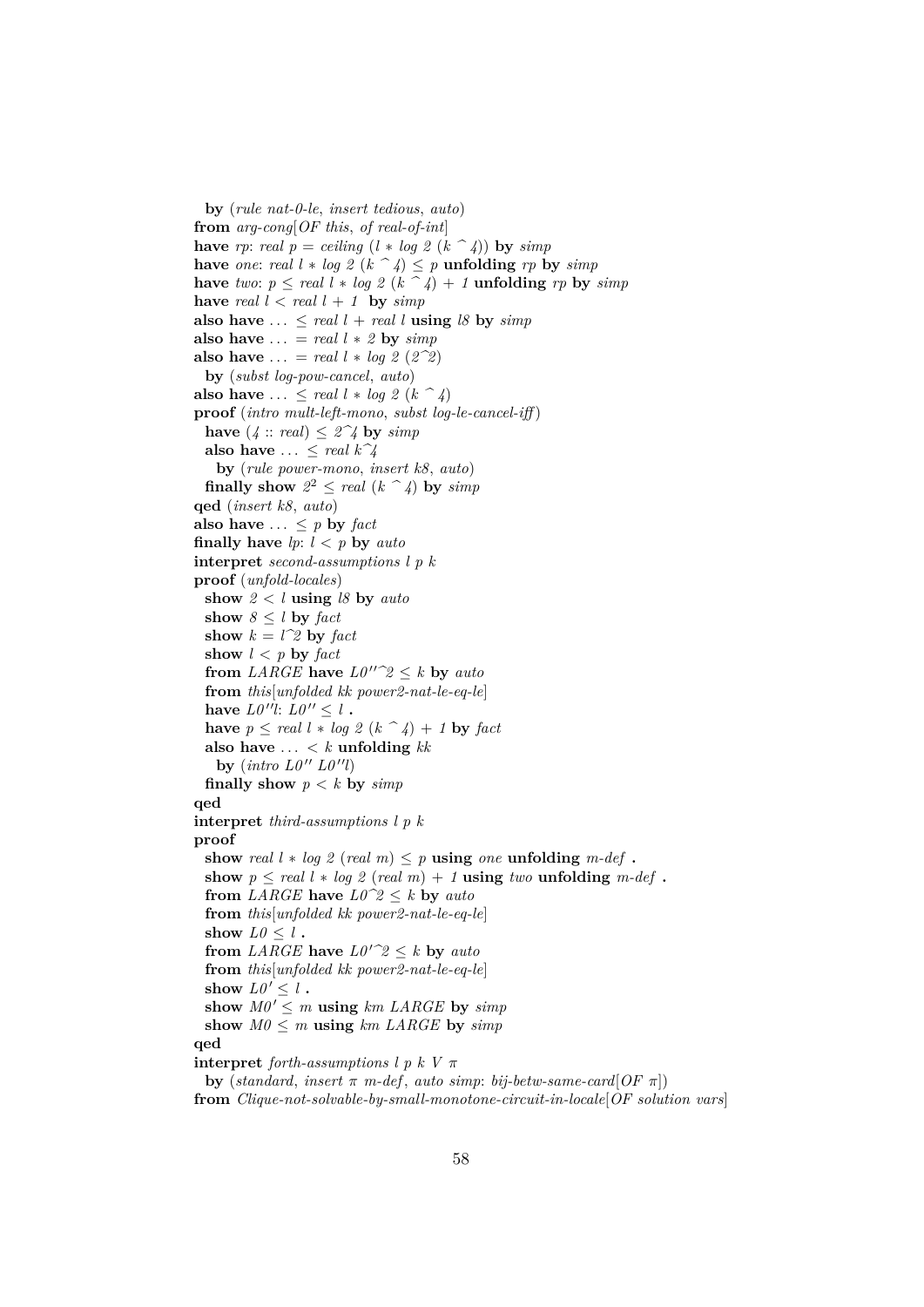```
  by (rule nat-0-le, insert tedious, auto)
from arg-cong[OF this, of real-of-int]
have rp: real p = ceiling (l * log 2 (k ^ 4)) by simp
have one: real l * log 2 (k ^ 4) ≤ p unfolding rp by simp
have two: p ≤ real l * log 2 (k ^ 4) + 1 unfolding rp by simp
have real l < real l + 1 by simp
also have ... ≤ real l + real l using l8 by simp
also have ... = real l * 2 by simp
also have ... = real l * log 2 (2^2)
  by (subst log-pow-cancel, auto)
also have ... ≤ real l * log 2 (k ^ 4)
proof (intro mult-left-mono, subst log-le-cancel-iff)
  have (4 :: real) ≤ 2^4 by simp
  also have ... ≤ real k^4
    by (rule power-mono, insert k8, auto)
  finally show 2² ≤ real (k ^ 4) by simp
qed (insert k8, auto)
also have ... ≤ p by fact
finally have lp: l < p by auto
interpret second-assumptions l p k
proof (unfold-locales)
  show 2 < l using l8 by auto
  show 8 ≤ l by fact
  show k = l^2 by fact
  show l < p by fact
  from LARGE have L0''^2 ≤ k by auto
  from this[unfolded kk power2-nat-le-eq-le]
  have L0''l: L0'' ≤ l .
  have p ≤ real l * log 2 (k ^ 4) + 1 by fact
  also have ... < k unfolding kk
    by (intro L0'' L0''l)
  finally show p < k by simp
qed
interpret third-assumptions l p k
proof
  show real l * log 2 (real m) ≤ p using one unfolding m-def .
  show p ≤ real l * log 2 (real m) + 1 using two unfolding m-def .
  from LARGE have L0^2 ≤ k by auto
  from this[unfolded kk power2-nat-le-eq-le]
  show L0 ≤ l .
  from LARGE have L0'^2 ≤ k by auto
  from this[unfolded kk power2-nat-le-eq-le]
  show L0' ≤ l .
  show M0' ≤ m using km LARGE by simp
  show M0 ≤ m using km LARGE by simp
qed
interpret forth-assumptions l p k V π
  by (standard, insert π m-def, auto simp: bij-betw-same-card[OF π])
from Clique-not-solvable-by-small-monotone-circuit-in-locale[OF solution vars]
```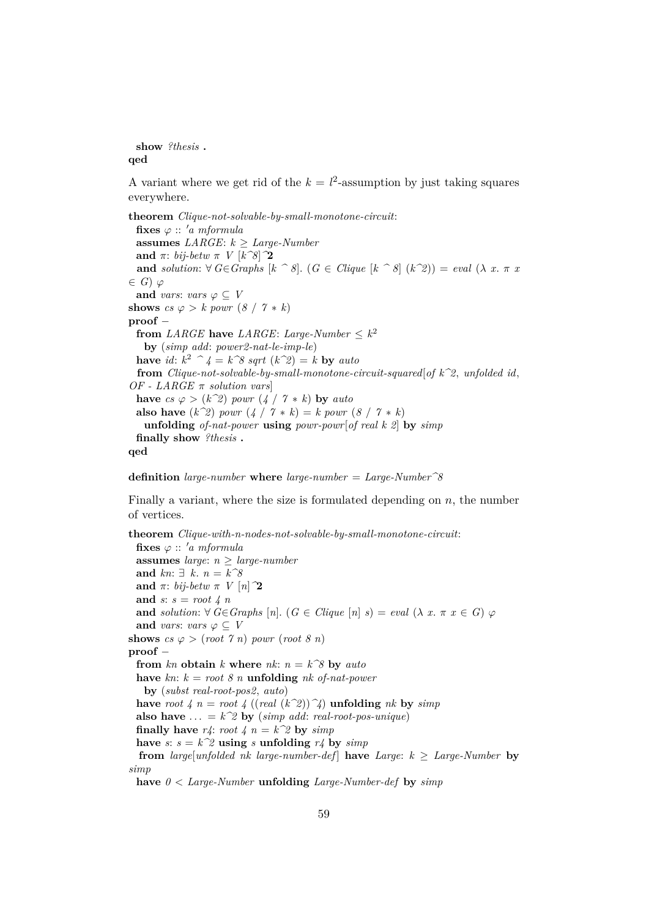```
  show ?thesis .
qed
```

A variant where we get rid of the $k = l^2$-assumption by just taking squares everywhere.

```
theorem Clique-not-solvable-by-small-monotone-circuit:
  fixes φ :: 'a mformula
  assumes LARGE: k ≥ Large-Number
  and π: bij-betw π V [k^8]^2
  and solution: ∀ G∈Graphs [k ^ 8]. (G ∈ Clique [k ^ 8] (k^2)) = eval (λ x. π x
∈ G) φ
  and vars: vars φ ⊆ V
shows cs φ > k powr (8 / 7 * k)
proof −
  from LARGE have LARGE: Large-Number ≤ k²
    by (simp add: power2-nat-le-imp-le)
  have id: k² ^ 4 = k^8 sqrt (k^2) = k by auto
  from Clique-not-solvable-by-small-monotone-circuit-squared[of k^2, unfolded id,
OF - LARGE π solution vars]
  have cs φ > (k^2) powr (4 / 7 * k) by auto
  also have (k^2) powr (4 / 7 * k) = k powr (8 / 7 * k)
    unfolding of-nat-power using powr-powr[of real k 2] by simp
  finally show ?thesis .
qed

definition large-number where large-number = Large-Number^8
```

Finally a variant, where the size is formulated depending on $n$, the number of vertices.

```
theorem Clique-with-n-nodes-not-solvable-by-small-monotone-circuit:
  fixes φ :: 'a mformula
  assumes large: n ≥ large-number
  and kn: ∃ k. n = k^8
  and π: bij-betw π V [n]^2
  and s: s = root 4 n
  and solution: ∀ G∈Graphs [n]. (G ∈ Clique [n] s) = eval (λ x. π x ∈ G) φ
  and vars: vars φ ⊆ V
shows cs φ > (root 7 n) powr (root 8 n)
proof −
  from kn obtain k where nk: n = k^8 by auto
  have kn: k = root 8 n unfolding nk of-nat-power
    by (subst real-root-pos2, auto)
  have root 4 n = root 4 ((real (k^2))^4) unfolding nk by simp
  also have ... = k^2 by (simp add: real-root-pos-unique)
  finally have r4: root 4 n = k^2 by simp
  have s: s = k^2 using s unfolding r4 by simp
  from large[unfolded nk large-number-def] have Large: k ≥ Large-Number by
simp
  have 0 < Large-Number unfolding Large-Number-def by simp
```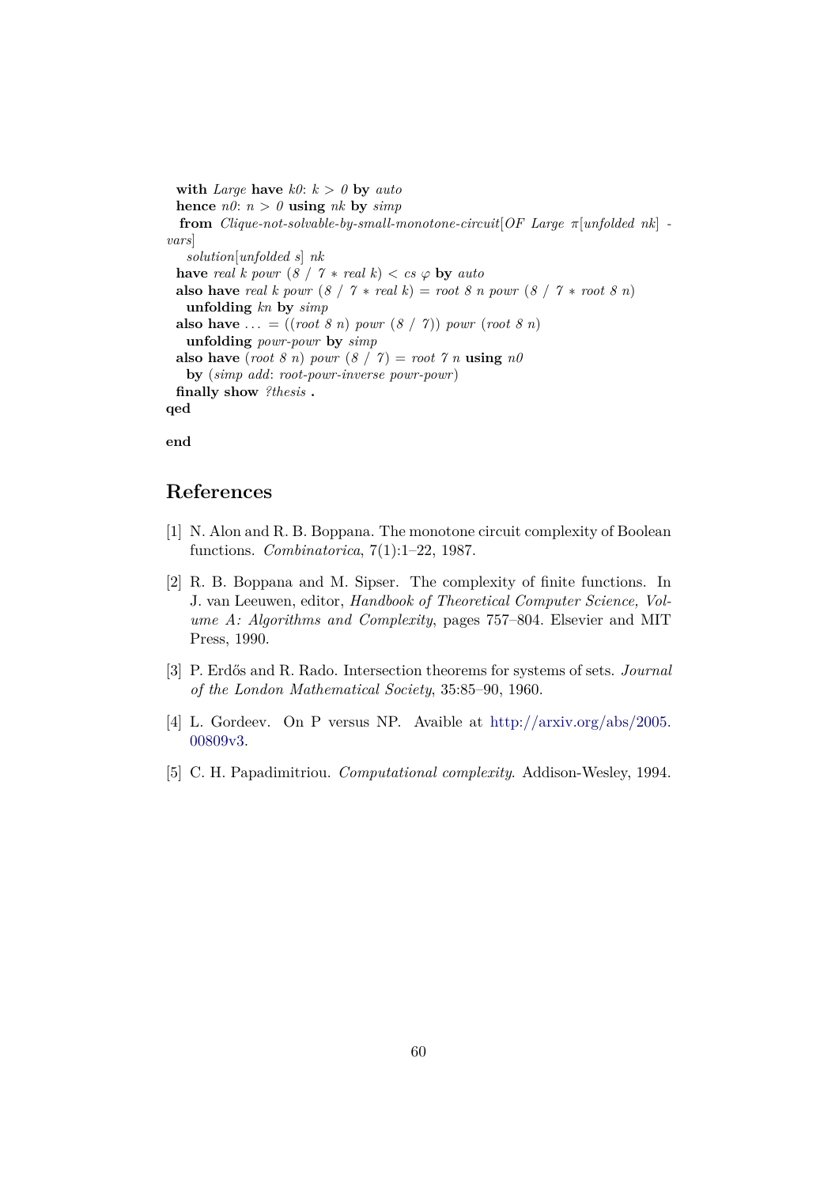```
  with Large have k0: k > 0 by auto
  hence n0: n > 0 using nk by simp
  from Clique-not-solvable-by-small-monotone-circuit[OF Large π[unfolded nk] -vars]
    solution[unfolded s] nk
  have real k powr (8 / 7 * real k) < cs φ by auto
  also have real k powr (8 / 7 * real k) = root 8 n powr (8 / 7 * root 8 n)
    unfolding kn by simp
  also have ... = ((root 8 n) powr (8 / 7)) powr (root 8 n)
    unfolding powr-powr by simp
  also have (root 8 n) powr (8 / 7) = root 7 n using n0
    by (simp add: root-powr-inverse powr-powr)
  finally show ?thesis .
qed

end
```

## References

[1] N. Alon and R. B. Boppana. The monotone circuit complexity of Boolean functions. *Combinatorica*, 7(1):1–22, 1987.

[2] R. B. Boppana and M. Sipser. The complexity of finite functions. In J. van Leeuwen, editor, *Handbook of Theoretical Computer Science, Volume A: Algorithms and Complexity*, pages 757–804. Elsevier and MIT Press, 1990.

[3] P. Erdős and R. Rado. Intersection theorems for systems of sets. *Journal of the London Mathematical Society*, 35:85–90, 1960.

[4] L. Gordeev. On P versus NP. Avaible at http://arxiv.org/abs/2005.00809v3.

[5] C. H. Papadimitriou. *Computational complexity*. Addison-Wesley, 1994.